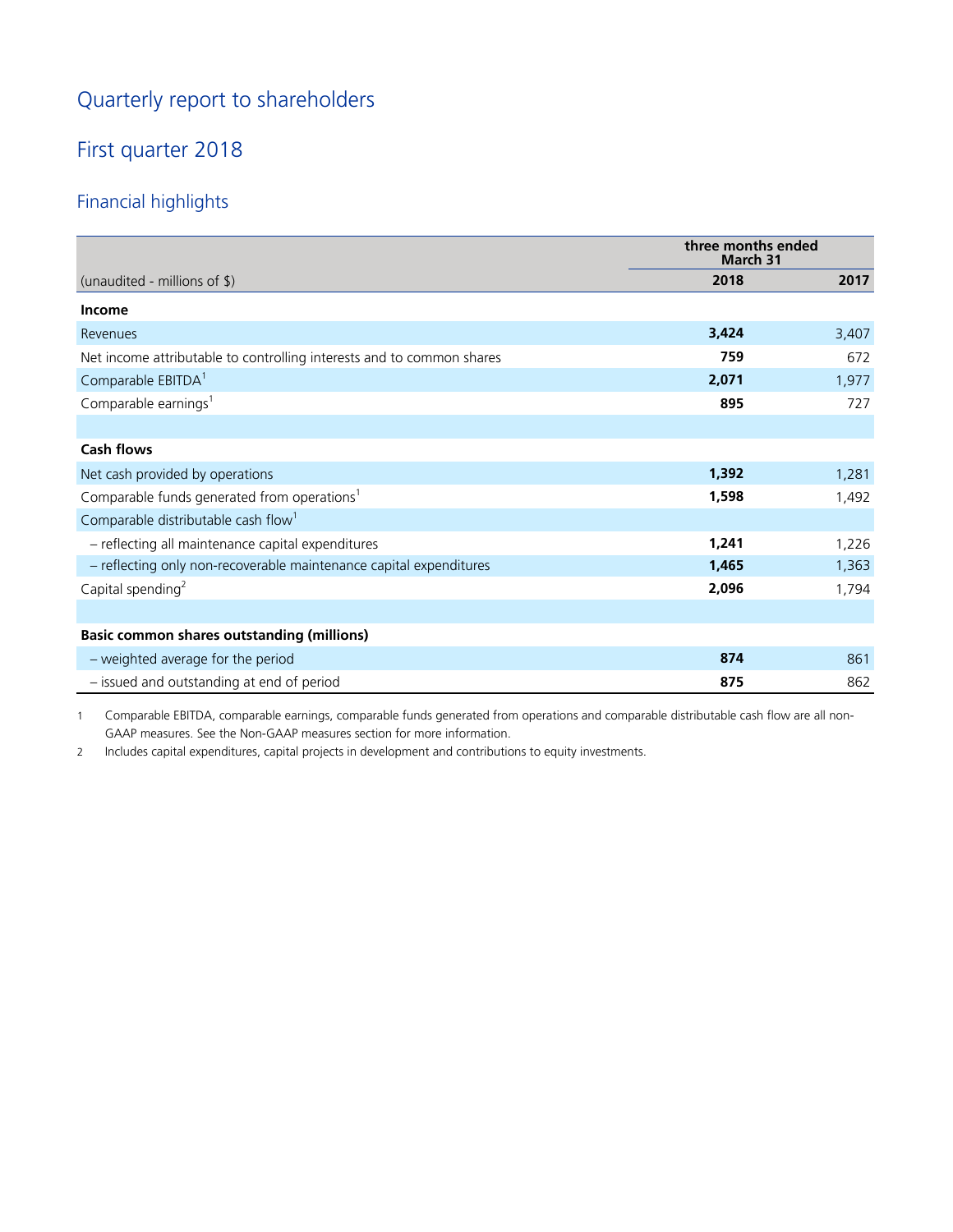# Quarterly report to shareholders

## First quarter 2018

### Financial highlights

| (unaudited - millions of $) | three months ended March 31 | |
|---|---|---|
| | **2018** | **2017** |
| **Income** | | |
| Revenues | **3,424** | 3,407 |
| Net income attributable to controlling interests and to common shares | **759** | 672 |
| Comparable EBITDA[1] | **2,071** | 1,977 |
| Comparable earnings[1] | **895** | 727 |
| | | |
| **Cash flows** | | |
| Net cash provided by operations | **1,392** | 1,281 |
| Comparable funds generated from operations[1] | **1,598** | 1,492 |
| Comparable distributable cash flow[1] | | |
| – reflecting all maintenance capital expenditures | **1,241** | 1,226 |
| – reflecting only non-recoverable maintenance capital expenditures | **1,465** | 1,363 |
| Capital spending[2] | **2,096** | 1,794 |
| | | |
| **Basic common shares outstanding (millions)** | | |
| – weighted average for the period | **874** | 861 |
| – issued and outstanding at end of period | **875** | 862 |

1 Comparable EBITDA, comparable earnings, comparable funds generated from operations and comparable distributable cash flow are all non-GAAP measures. See the Non-GAAP measures section for more information.

2 Includes capital expenditures, capital projects in development and contributions to equity investments.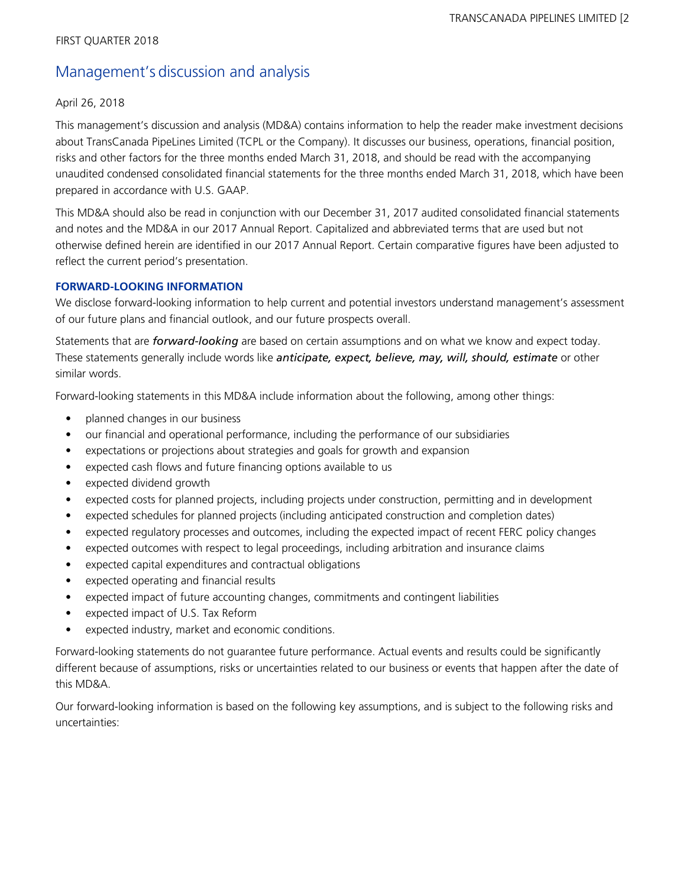FIRST QUARTER 2018

# Management's discussion and analysis

April 26, 2018

This management's discussion and analysis (MD&A) contains information to help the reader make investment decisions about TransCanada PipeLines Limited (TCPL or the Company). It discusses our business, operations, financial position, risks and other factors for the three months ended March 31, 2018, and should be read with the accompanying unaudited condensed consolidated financial statements for the three months ended March 31, 2018, which have been prepared in accordance with U.S. GAAP.

This MD&A should also be read in conjunction with our December 31, 2017 audited consolidated financial statements and notes and the MD&A in our 2017 Annual Report. Capitalized and abbreviated terms that are used but not otherwise defined herein are identified in our 2017 Annual Report. Certain comparative figures have been adjusted to reflect the current period's presentation.

### FORWARD-LOOKING INFORMATION

We disclose forward-looking information to help current and potential investors understand management's assessment of our future plans and financial outlook, and our future prospects overall.

Statements that are ***forward-looking*** are based on certain assumptions and on what we know and expect today. These statements generally include words like ***anticipate, expect, believe, may, will, should, estimate*** or other similar words.

Forward-looking statements in this MD&A include information about the following, among other things:

- planned changes in our business
- our financial and operational performance, including the performance of our subsidiaries
- expectations or projections about strategies and goals for growth and expansion
- expected cash flows and future financing options available to us
- expected dividend growth
- expected costs for planned projects, including projects under construction, permitting and in development
- expected schedules for planned projects (including anticipated construction and completion dates)
- expected regulatory processes and outcomes, including the expected impact of recent FERC policy changes
- expected outcomes with respect to legal proceedings, including arbitration and insurance claims
- expected capital expenditures and contractual obligations
- expected operating and financial results
- expected impact of future accounting changes, commitments and contingent liabilities
- expected impact of U.S. Tax Reform
- expected industry, market and economic conditions.

Forward-looking statements do not guarantee future performance. Actual events and results could be significantly different because of assumptions, risks or uncertainties related to our business or events that happen after the date of this MD&A.

Our forward-looking information is based on the following key assumptions, and is subject to the following risks and uncertainties: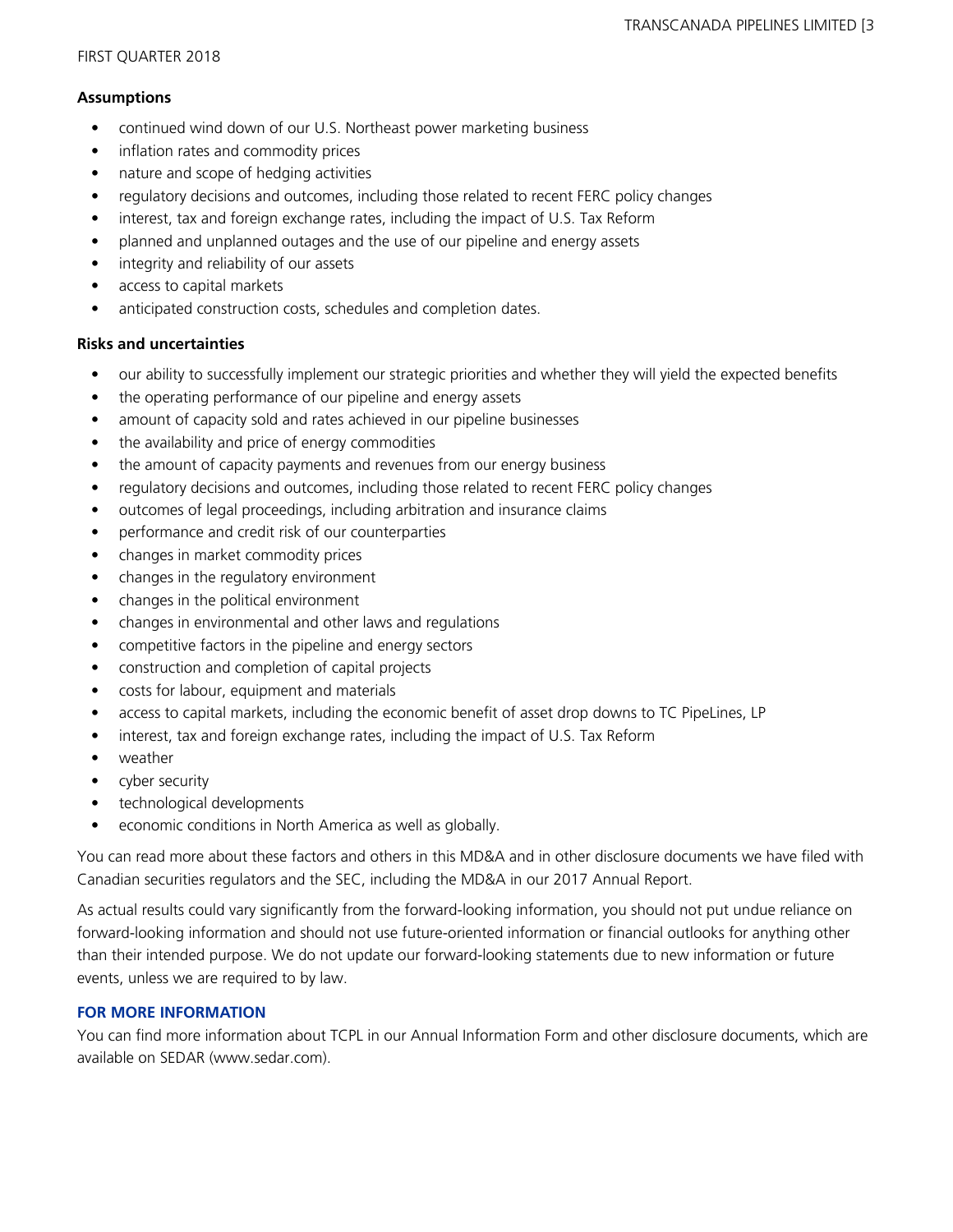**Assumptions**

- continued wind down of our U.S. Northeast power marketing business
- inflation rates and commodity prices
- nature and scope of hedging activities
- regulatory decisions and outcomes, including those related to recent FERC policy changes
- interest, tax and foreign exchange rates, including the impact of U.S. Tax Reform
- planned and unplanned outages and the use of our pipeline and energy assets
- integrity and reliability of our assets
- access to capital markets
- anticipated construction costs, schedules and completion dates.

**Risks and uncertainties**

- our ability to successfully implement our strategic priorities and whether they will yield the expected benefits
- the operating performance of our pipeline and energy assets
- amount of capacity sold and rates achieved in our pipeline businesses
- the availability and price of energy commodities
- the amount of capacity payments and revenues from our energy business
- regulatory decisions and outcomes, including those related to recent FERC policy changes
- outcomes of legal proceedings, including arbitration and insurance claims
- performance and credit risk of our counterparties
- changes in market commodity prices
- changes in the regulatory environment
- changes in the political environment
- changes in environmental and other laws and regulations
- competitive factors in the pipeline and energy sectors
- construction and completion of capital projects
- costs for labour, equipment and materials
- access to capital markets, including the economic benefit of asset drop downs to TC PipeLines, LP
- interest, tax and foreign exchange rates, including the impact of U.S. Tax Reform
- weather
- cyber security
- technological developments
- economic conditions in North America as well as globally.

You can read more about these factors and others in this MD&A and in other disclosure documents we have filed with Canadian securities regulators and the SEC, including the MD&A in our 2017 Annual Report.

As actual results could vary significantly from the forward-looking information, you should not put undue reliance on forward-looking information and should not use future-oriented information or financial outlooks for anything other than their intended purpose. We do not update our forward-looking statements due to new information or future events, unless we are required to by law.

## FOR MORE INFORMATION

You can find more information about TCPL in our Annual Information Form and other disclosure documents, which are available on SEDAR (www.sedar.com).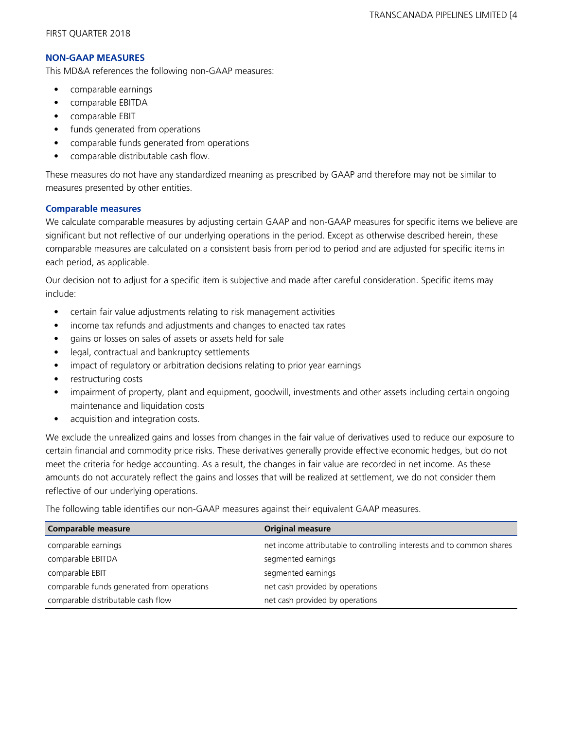## NON-GAAP MEASURES

This MD&A references the following non-GAAP measures:

- comparable earnings
- comparable EBITDA
- comparable EBIT
- funds generated from operations
- comparable funds generated from operations
- comparable distributable cash flow.

These measures do not have any standardized meaning as prescribed by GAAP and therefore may not be similar to measures presented by other entities.

### Comparable measures

We calculate comparable measures by adjusting certain GAAP and non-GAAP measures for specific items we believe are significant but not reflective of our underlying operations in the period. Except as otherwise described herein, these comparable measures are calculated on a consistent basis from period to period and are adjusted for specific items in each period, as applicable.

Our decision not to adjust for a specific item is subjective and made after careful consideration. Specific items may include:

- certain fair value adjustments relating to risk management activities
- income tax refunds and adjustments and changes to enacted tax rates
- gains or losses on sales of assets or assets held for sale
- legal, contractual and bankruptcy settlements
- impact of regulatory or arbitration decisions relating to prior year earnings
- restructuring costs
- impairment of property, plant and equipment, goodwill, investments and other assets including certain ongoing maintenance and liquidation costs
- acquisition and integration costs.

We exclude the unrealized gains and losses from changes in the fair value of derivatives used to reduce our exposure to certain financial and commodity price risks. These derivatives generally provide effective economic hedges, but do not meet the criteria for hedge accounting. As a result, the changes in fair value are recorded in net income. As these amounts do not accurately reflect the gains and losses that will be realized at settlement, we do not consider them reflective of our underlying operations.

The following table identifies our non-GAAP measures against their equivalent GAAP measures.

| Comparable measure | Original measure |
|---|---|
| comparable earnings | net income attributable to controlling interests and to common shares |
| comparable EBITDA | segmented earnings |
| comparable EBIT | segmented earnings |
| comparable funds generated from operations | net cash provided by operations |
| comparable distributable cash flow | net cash provided by operations |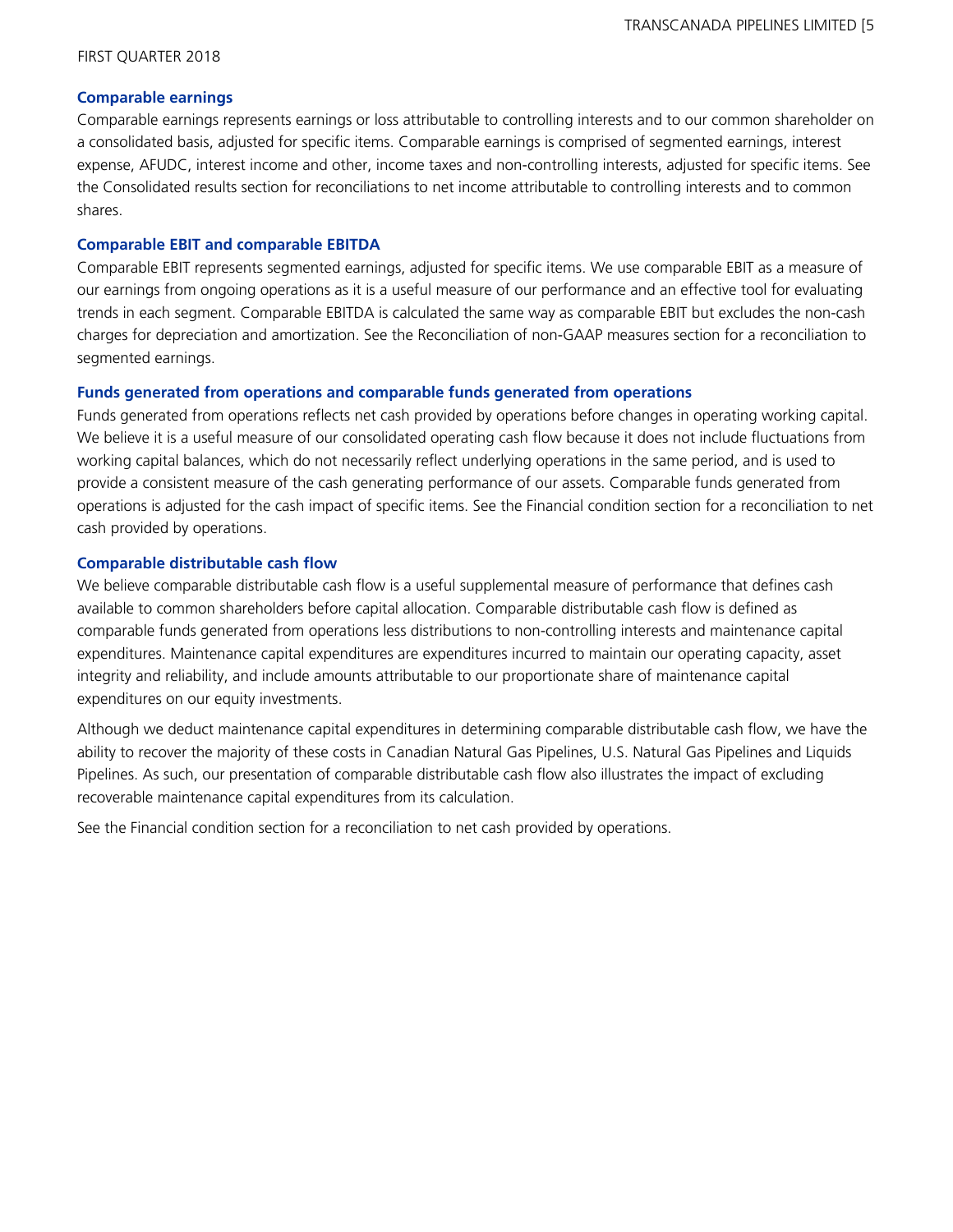### Comparable earnings

Comparable earnings represents earnings or loss attributable to controlling interests and to our common shareholder on a consolidated basis, adjusted for specific items. Comparable earnings is comprised of segmented earnings, interest expense, AFUDC, interest income and other, income taxes and non-controlling interests, adjusted for specific items. See the Consolidated results section for reconciliations to net income attributable to controlling interests and to common shares.

### Comparable EBIT and comparable EBITDA

Comparable EBIT represents segmented earnings, adjusted for specific items. We use comparable EBIT as a measure of our earnings from ongoing operations as it is a useful measure of our performance and an effective tool for evaluating trends in each segment. Comparable EBITDA is calculated the same way as comparable EBIT but excludes the non-cash charges for depreciation and amortization. See the Reconciliation of non-GAAP measures section for a reconciliation to segmented earnings.

### Funds generated from operations and comparable funds generated from operations

Funds generated from operations reflects net cash provided by operations before changes in operating working capital. We believe it is a useful measure of our consolidated operating cash flow because it does not include fluctuations from working capital balances, which do not necessarily reflect underlying operations in the same period, and is used to provide a consistent measure of the cash generating performance of our assets. Comparable funds generated from operations is adjusted for the cash impact of specific items. See the Financial condition section for a reconciliation to net cash provided by operations.

### Comparable distributable cash flow

We believe comparable distributable cash flow is a useful supplemental measure of performance that defines cash available to common shareholders before capital allocation. Comparable distributable cash flow is defined as comparable funds generated from operations less distributions to non-controlling interests and maintenance capital expenditures. Maintenance capital expenditures are expenditures incurred to maintain our operating capacity, asset integrity and reliability, and include amounts attributable to our proportionate share of maintenance capital expenditures on our equity investments.

Although we deduct maintenance capital expenditures in determining comparable distributable cash flow, we have the ability to recover the majority of these costs in Canadian Natural Gas Pipelines, U.S. Natural Gas Pipelines and Liquids Pipelines. As such, our presentation of comparable distributable cash flow also illustrates the impact of excluding recoverable maintenance capital expenditures from its calculation.

See the Financial condition section for a reconciliation to net cash provided by operations.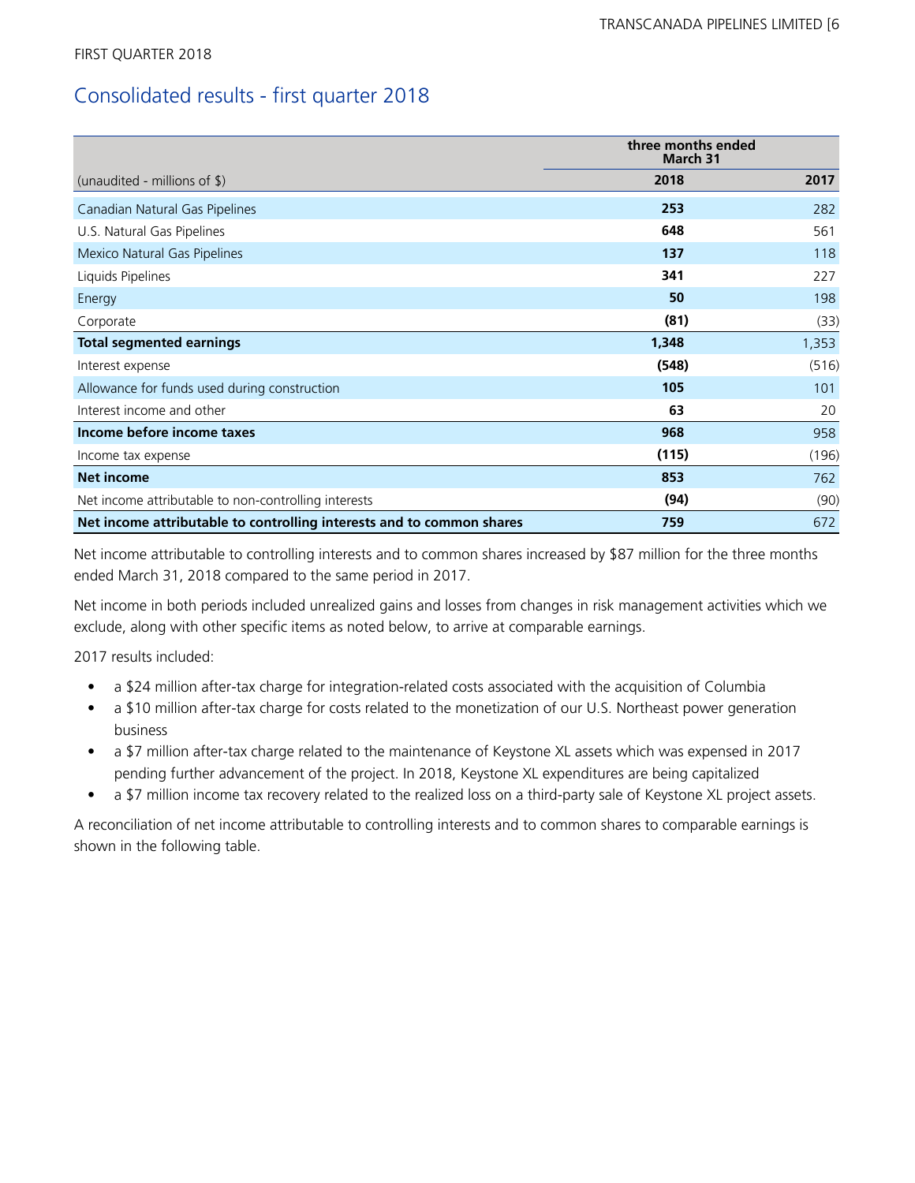FIRST QUARTER 2018

## Consolidated results - first quarter 2018

| | three months ended March 31 | |
|---|---|---|
| (unaudited - millions of $) | **2018** | 2017 |
| Canadian Natural Gas Pipelines | **253** | 282 |
| U.S. Natural Gas Pipelines | **648** | 561 |
| Mexico Natural Gas Pipelines | **137** | 118 |
| Liquids Pipelines | **341** | 227 |
| Energy | **50** | 198 |
| Corporate | **(81)** | (33) |
| **Total segmented earnings** | **1,348** | 1,353 |
| Interest expense | **(548)** | (516) |
| Allowance for funds used during construction | **105** | 101 |
| Interest income and other | **63** | 20 |
| **Income before income taxes** | **968** | 958 |
| Income tax expense | **(115)** | (196) |
| **Net income** | **853** | 762 |
| Net income attributable to non-controlling interests | **(94)** | (90) |
| **Net income attributable to controlling interests and to common shares** | **759** | 672 |

Net income attributable to controlling interests and to common shares increased by $87 million for the three months ended March 31, 2018 compared to the same period in 2017.

Net income in both periods included unrealized gains and losses from changes in risk management activities which we exclude, along with other specific items as noted below, to arrive at comparable earnings.

2017 results included:

- a $24 million after-tax charge for integration-related costs associated with the acquisition of Columbia
- a $10 million after-tax charge for costs related to the monetization of our U.S. Northeast power generation business
- a $7 million after-tax charge related to the maintenance of Keystone XL assets which was expensed in 2017 pending further advancement of the project. In 2018, Keystone XL expenditures are being capitalized
- a $7 million income tax recovery related to the realized loss on a third-party sale of Keystone XL project assets.

A reconciliation of net income attributable to controlling interests and to common shares to comparable earnings is shown in the following table.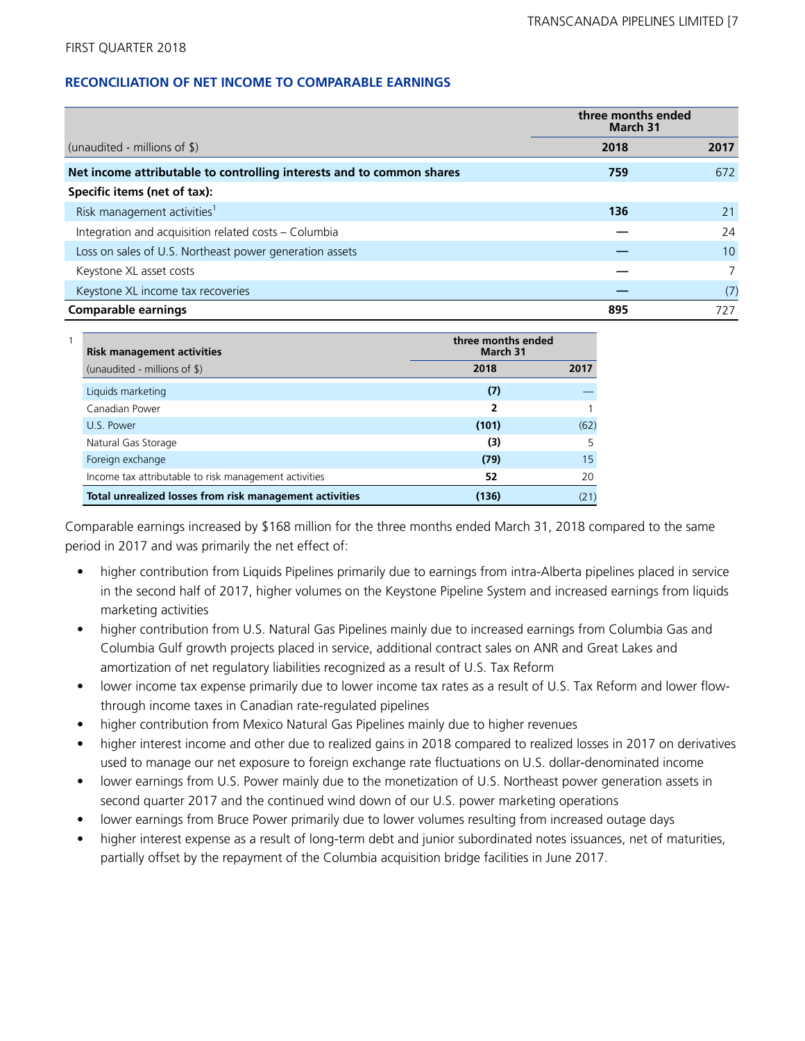FIRST QUARTER 2018

## RECONCILIATION OF NET INCOME TO COMPARABLE EARNINGS

| (unaudited - millions of $) | three months ended March 31 | |
|---|---|---|
| | **2018** | **2017** |
| **Net income attributable to controlling interests and to common shares** | **759** | 672 |
| **Specific items (net of tax):** | | |
| Risk management activities[1] | **136** | 21 |
| Integration and acquisition related costs – Columbia | **—** | 24 |
| Loss on sales of U.S. Northeast power generation assets | **—** | 10 |
| Keystone XL asset costs | **—** | 7 |
| Keystone XL income tax recoveries | **—** | (7) |
| **Comparable earnings** | **895** | 727 |

1

| **Risk management activities** (unaudited - millions of $) | three months ended March 31 | |
|---|---|---|
| | **2018** | **2017** |
| Liquids marketing | **(7)** | — |
| Canadian Power | **2** | 1 |
| U.S. Power | **(101)** | (62) |
| Natural Gas Storage | **(3)** | 5 |
| Foreign exchange | **(79)** | 15 |
| Income tax attributable to risk management activities | **52** | 20 |
| **Total unrealized losses from risk management activities** | **(136)** | (21) |

Comparable earnings increased by $168 million for the three months ended March 31, 2018 compared to the same period in 2017 and was primarily the net effect of:

- higher contribution from Liquids Pipelines primarily due to earnings from intra-Alberta pipelines placed in service in the second half of 2017, higher volumes on the Keystone Pipeline System and increased earnings from liquids marketing activities
- higher contribution from U.S. Natural Gas Pipelines mainly due to increased earnings from Columbia Gas and Columbia Gulf growth projects placed in service, additional contract sales on ANR and Great Lakes and amortization of net regulatory liabilities recognized as a result of U.S. Tax Reform
- lower income tax expense primarily due to lower income tax rates as a result of U.S. Tax Reform and lower flow-through income taxes in Canadian rate-regulated pipelines
- higher contribution from Mexico Natural Gas Pipelines mainly due to higher revenues
- higher interest income and other due to realized gains in 2018 compared to realized losses in 2017 on derivatives used to manage our net exposure to foreign exchange rate fluctuations on U.S. dollar-denominated income
- lower earnings from U.S. Power mainly due to the monetization of U.S. Northeast power generation assets in second quarter 2017 and the continued wind down of our U.S. power marketing operations
- lower earnings from Bruce Power primarily due to lower volumes resulting from increased outage days
- higher interest expense as a result of long-term debt and junior subordinated notes issuances, net of maturities, partially offset by the repayment of the Columbia acquisition bridge facilities in June 2017.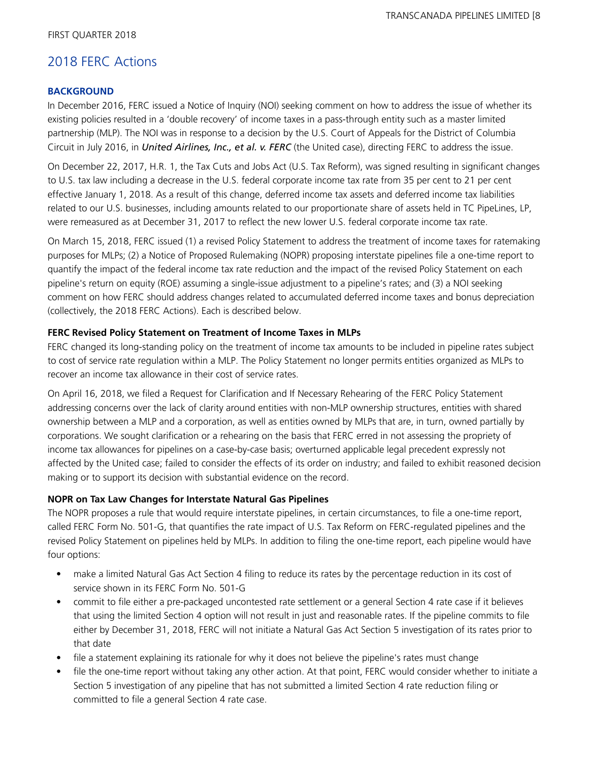## 2018 FERC Actions

### BACKGROUND

In December 2016, FERC issued a Notice of Inquiry (NOI) seeking comment on how to address the issue of whether its existing policies resulted in a 'double recovery' of income taxes in a pass-through entity such as a master limited partnership (MLP). The NOI was in response to a decision by the U.S. Court of Appeals for the District of Columbia Circuit in July 2016, in ***United Airlines, Inc., et al. v. FERC*** (the United case), directing FERC to address the issue.

On December 22, 2017, H.R. 1, the Tax Cuts and Jobs Act (U.S. Tax Reform), was signed resulting in significant changes to U.S. tax law including a decrease in the U.S. federal corporate income tax rate from 35 per cent to 21 per cent effective January 1, 2018. As a result of this change, deferred income tax assets and deferred income tax liabilities related to our U.S. businesses, including amounts related to our proportionate share of assets held in TC PipeLines, LP, were remeasured as at December 31, 2017 to reflect the new lower U.S. federal corporate income tax rate.

On March 15, 2018, FERC issued (1) a revised Policy Statement to address the treatment of income taxes for ratemaking purposes for MLPs; (2) a Notice of Proposed Rulemaking (NOPR) proposing interstate pipelines file a one-time report to quantify the impact of the federal income tax rate reduction and the impact of the revised Policy Statement on each pipeline's return on equity (ROE) assuming a single-issue adjustment to a pipeline's rates; and (3) a NOI seeking comment on how FERC should address changes related to accumulated deferred income taxes and bonus depreciation (collectively, the 2018 FERC Actions). Each is described below.

#### FERC Revised Policy Statement on Treatment of Income Taxes in MLPs

FERC changed its long-standing policy on the treatment of income tax amounts to be included in pipeline rates subject to cost of service rate regulation within a MLP. The Policy Statement no longer permits entities organized as MLPs to recover an income tax allowance in their cost of service rates.

On April 16, 2018, we filed a Request for Clarification and If Necessary Rehearing of the FERC Policy Statement addressing concerns over the lack of clarity around entities with non-MLP ownership structures, entities with shared ownership between a MLP and a corporation, as well as entities owned by MLPs that are, in turn, owned partially by corporations. We sought clarification or a rehearing on the basis that FERC erred in not assessing the propriety of income tax allowances for pipelines on a case-by-case basis; overturned applicable legal precedent expressly not affected by the United case; failed to consider the effects of its order on industry; and failed to exhibit reasoned decision making or to support its decision with substantial evidence on the record.

#### NOPR on Tax Law Changes for Interstate Natural Gas Pipelines

The NOPR proposes a rule that would require interstate pipelines, in certain circumstances, to file a one-time report, called FERC Form No. 501-G, that quantifies the rate impact of U.S. Tax Reform on FERC-regulated pipelines and the revised Policy Statement on pipelines held by MLPs. In addition to filing the one-time report, each pipeline would have four options:

- make a limited Natural Gas Act Section 4 filing to reduce its rates by the percentage reduction in its cost of service shown in its FERC Form No. 501-G
- commit to file either a pre-packaged uncontested rate settlement or a general Section 4 rate case if it believes that using the limited Section 4 option will not result in just and reasonable rates. If the pipeline commits to file either by December 31, 2018, FERC will not initiate a Natural Gas Act Section 5 investigation of its rates prior to that date
- file a statement explaining its rationale for why it does not believe the pipeline's rates must change
- file the one-time report without taking any other action. At that point, FERC would consider whether to initiate a Section 5 investigation of any pipeline that has not submitted a limited Section 4 rate reduction filing or committed to file a general Section 4 rate case.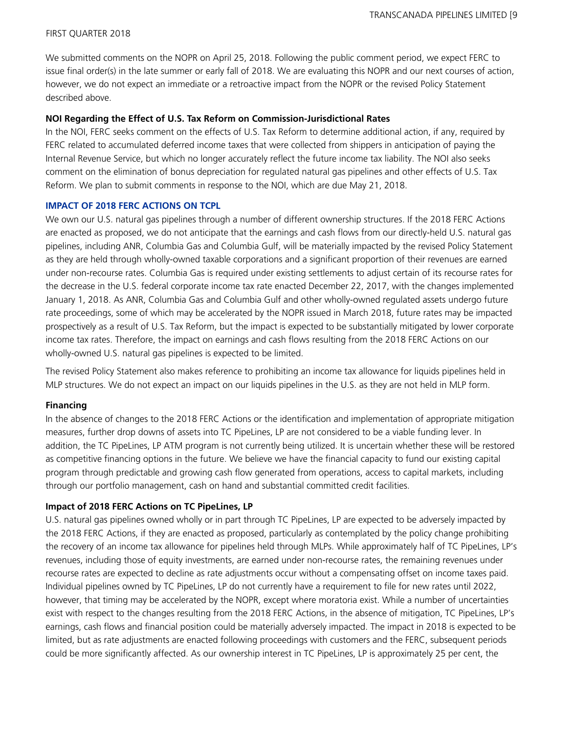We submitted comments on the NOPR on April 25, 2018. Following the public comment period, we expect FERC to issue final order(s) in the late summer or early fall of 2018. We are evaluating this NOPR and our next courses of action, however, we do not expect an immediate or a retroactive impact from the NOPR or the revised Policy Statement described above.

**NOI Regarding the Effect of U.S. Tax Reform on Commission-Jurisdictional Rates**

In the NOI, FERC seeks comment on the effects of U.S. Tax Reform to determine additional action, if any, required by FERC related to accumulated deferred income taxes that were collected from shippers in anticipation of paying the Internal Revenue Service, but which no longer accurately reflect the future income tax liability. The NOI also seeks comment on the elimination of bonus depreciation for regulated natural gas pipelines and other effects of U.S. Tax Reform. We plan to submit comments in response to the NOI, which are due May 21, 2018.

## IMPACT OF 2018 FERC ACTIONS ON TCPL

We own our U.S. natural gas pipelines through a number of different ownership structures. If the 2018 FERC Actions are enacted as proposed, we do not anticipate that the earnings and cash flows from our directly-held U.S. natural gas pipelines, including ANR, Columbia Gas and Columbia Gulf, will be materially impacted by the revised Policy Statement as they are held through wholly-owned taxable corporations and a significant proportion of their revenues are earned under non-recourse rates. Columbia Gas is required under existing settlements to adjust certain of its recourse rates for the decrease in the U.S. federal corporate income tax rate enacted December 22, 2017, with the changes implemented January 1, 2018. As ANR, Columbia Gas and Columbia Gulf and other wholly-owned regulated assets undergo future rate proceedings, some of which may be accelerated by the NOPR issued in March 2018, future rates may be impacted prospectively as a result of U.S. Tax Reform, but the impact is expected to be substantially mitigated by lower corporate income tax rates. Therefore, the impact on earnings and cash flows resulting from the 2018 FERC Actions on our wholly-owned U.S. natural gas pipelines is expected to be limited.

The revised Policy Statement also makes reference to prohibiting an income tax allowance for liquids pipelines held in MLP structures. We do not expect an impact on our liquids pipelines in the U.S. as they are not held in MLP form.

**Financing**

In the absence of changes to the 2018 FERC Actions or the identification and implementation of appropriate mitigation measures, further drop downs of assets into TC PipeLines, LP are not considered to be a viable funding lever. In addition, the TC PipeLines, LP ATM program is not currently being utilized. It is uncertain whether these will be restored as competitive financing options in the future. We believe we have the financial capacity to fund our existing capital program through predictable and growing cash flow generated from operations, access to capital markets, including through our portfolio management, cash on hand and substantial committed credit facilities.

**Impact of 2018 FERC Actions on TC PipeLines, LP**

U.S. natural gas pipelines owned wholly or in part through TC PipeLines, LP are expected to be adversely impacted by the 2018 FERC Actions, if they are enacted as proposed, particularly as contemplated by the policy change prohibiting the recovery of an income tax allowance for pipelines held through MLPs. While approximately half of TC PipeLines, LP's revenues, including those of equity investments, are earned under non-recourse rates, the remaining revenues under recourse rates are expected to decline as rate adjustments occur without a compensating offset on income taxes paid. Individual pipelines owned by TC PipeLines, LP do not currently have a requirement to file for new rates until 2022, however, that timing may be accelerated by the NOPR, except where moratoria exist. While a number of uncertainties exist with respect to the changes resulting from the 2018 FERC Actions, in the absence of mitigation, TC PipeLines, LP's earnings, cash flows and financial position could be materially adversely impacted. The impact in 2018 is expected to be limited, but as rate adjustments are enacted following proceedings with customers and the FERC, subsequent periods could be more significantly affected. As our ownership interest in TC PipeLines, LP is approximately 25 per cent, the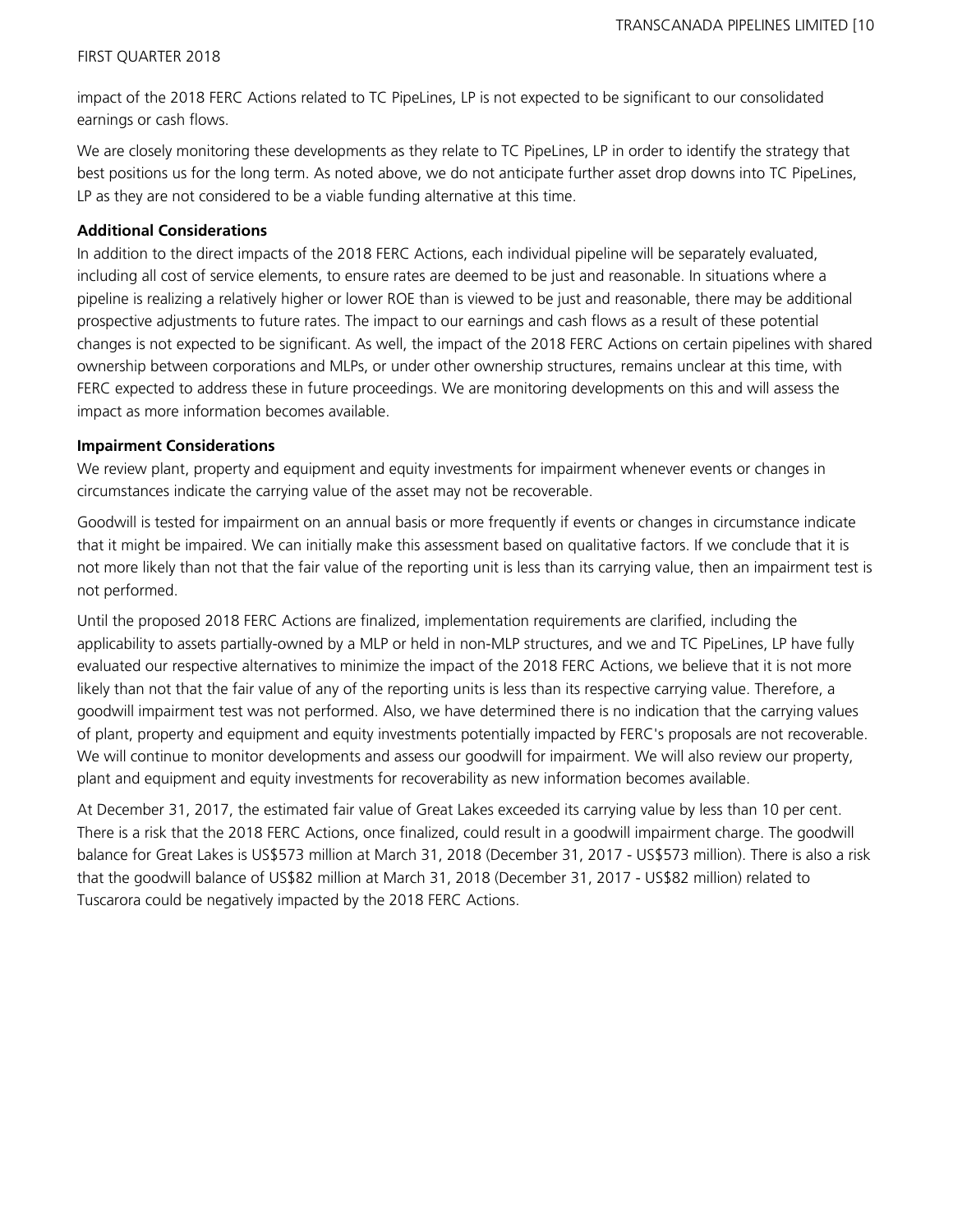impact of the 2018 FERC Actions related to TC PipeLines, LP is not expected to be significant to our consolidated earnings or cash flows.

We are closely monitoring these developments as they relate to TC PipeLines, LP in order to identify the strategy that best positions us for the long term. As noted above, we do not anticipate further asset drop downs into TC PipeLines, LP as they are not considered to be a viable funding alternative at this time.

**Additional Considerations**

In addition to the direct impacts of the 2018 FERC Actions, each individual pipeline will be separately evaluated, including all cost of service elements, to ensure rates are deemed to be just and reasonable. In situations where a pipeline is realizing a relatively higher or lower ROE than is viewed to be just and reasonable, there may be additional prospective adjustments to future rates. The impact to our earnings and cash flows as a result of these potential changes is not expected to be significant. As well, the impact of the 2018 FERC Actions on certain pipelines with shared ownership between corporations and MLPs, or under other ownership structures, remains unclear at this time, with FERC expected to address these in future proceedings. We are monitoring developments on this and will assess the impact as more information becomes available.

**Impairment Considerations**

We review plant, property and equipment and equity investments for impairment whenever events or changes in circumstances indicate the carrying value of the asset may not be recoverable.

Goodwill is tested for impairment on an annual basis or more frequently if events or changes in circumstance indicate that it might be impaired. We can initially make this assessment based on qualitative factors. If we conclude that it is not more likely than not that the fair value of the reporting unit is less than its carrying value, then an impairment test is not performed.

Until the proposed 2018 FERC Actions are finalized, implementation requirements are clarified, including the applicability to assets partially-owned by a MLP or held in non-MLP structures, and we and TC PipeLines, LP have fully evaluated our respective alternatives to minimize the impact of the 2018 FERC Actions, we believe that it is not more likely than not that the fair value of any of the reporting units is less than its respective carrying value. Therefore, a goodwill impairment test was not performed. Also, we have determined there is no indication that the carrying values of plant, property and equipment and equity investments potentially impacted by FERC's proposals are not recoverable. We will continue to monitor developments and assess our goodwill for impairment. We will also review our property, plant and equipment and equity investments for recoverability as new information becomes available.

At December 31, 2017, the estimated fair value of Great Lakes exceeded its carrying value by less than 10 per cent. There is a risk that the 2018 FERC Actions, once finalized, could result in a goodwill impairment charge. The goodwill balance for Great Lakes is US$573 million at March 31, 2018 (December 31, 2017 - US$573 million). There is also a risk that the goodwill balance of US$82 million at March 31, 2018 (December 31, 2017 - US$82 million) related to Tuscarora could be negatively impacted by the 2018 FERC Actions.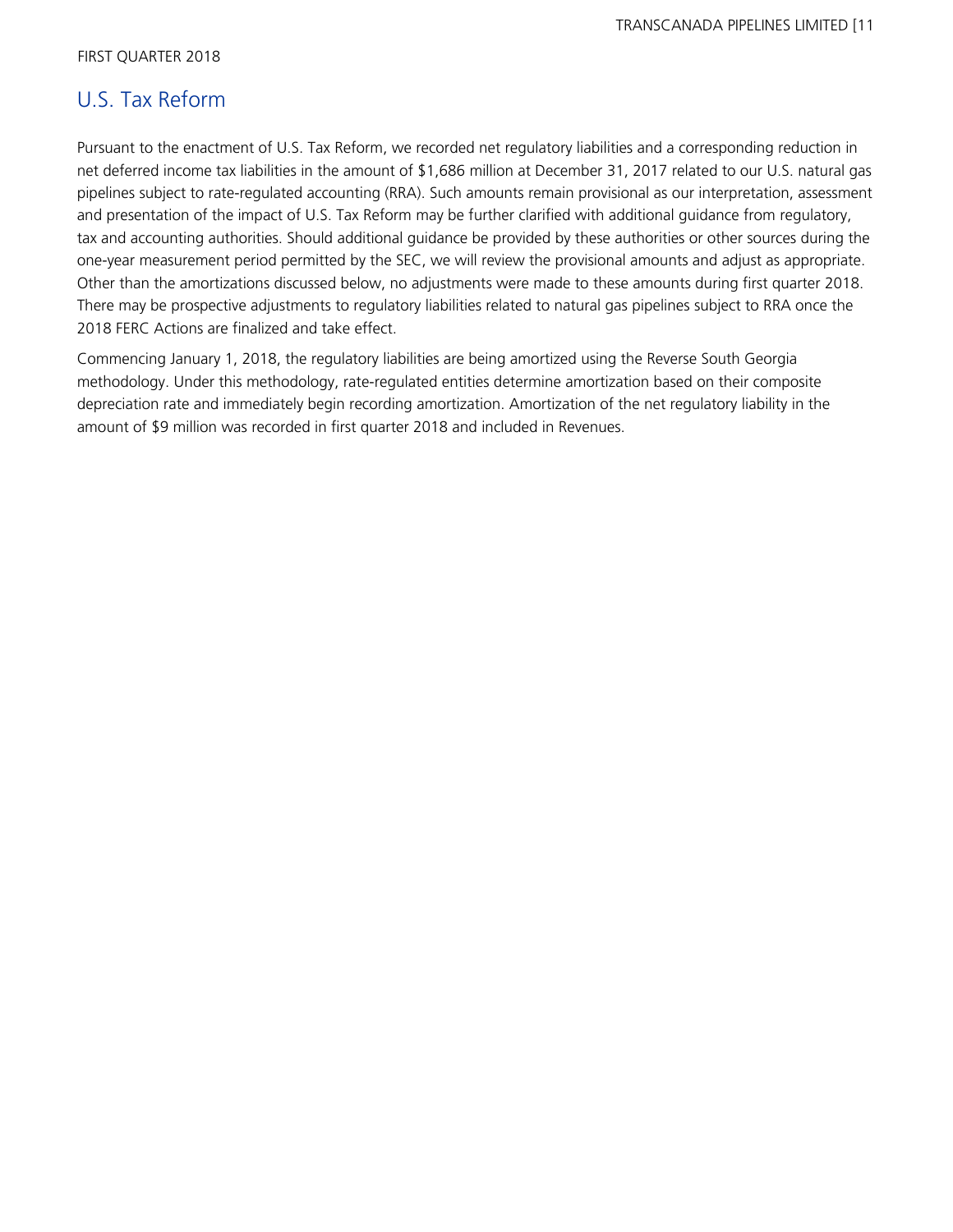## U.S. Tax Reform

Pursuant to the enactment of U.S. Tax Reform, we recorded net regulatory liabilities and a corresponding reduction in net deferred income tax liabilities in the amount of $1,686 million at December 31, 2017 related to our U.S. natural gas pipelines subject to rate-regulated accounting (RRA). Such amounts remain provisional as our interpretation, assessment and presentation of the impact of U.S. Tax Reform may be further clarified with additional guidance from regulatory, tax and accounting authorities. Should additional guidance be provided by these authorities or other sources during the one-year measurement period permitted by the SEC, we will review the provisional amounts and adjust as appropriate. Other than the amortizations discussed below, no adjustments were made to these amounts during first quarter 2018. There may be prospective adjustments to regulatory liabilities related to natural gas pipelines subject to RRA once the 2018 FERC Actions are finalized and take effect.

Commencing January 1, 2018, the regulatory liabilities are being amortized using the Reverse South Georgia methodology. Under this methodology, rate-regulated entities determine amortization based on their composite depreciation rate and immediately begin recording amortization. Amortization of the net regulatory liability in the amount of $9 million was recorded in first quarter 2018 and included in Revenues.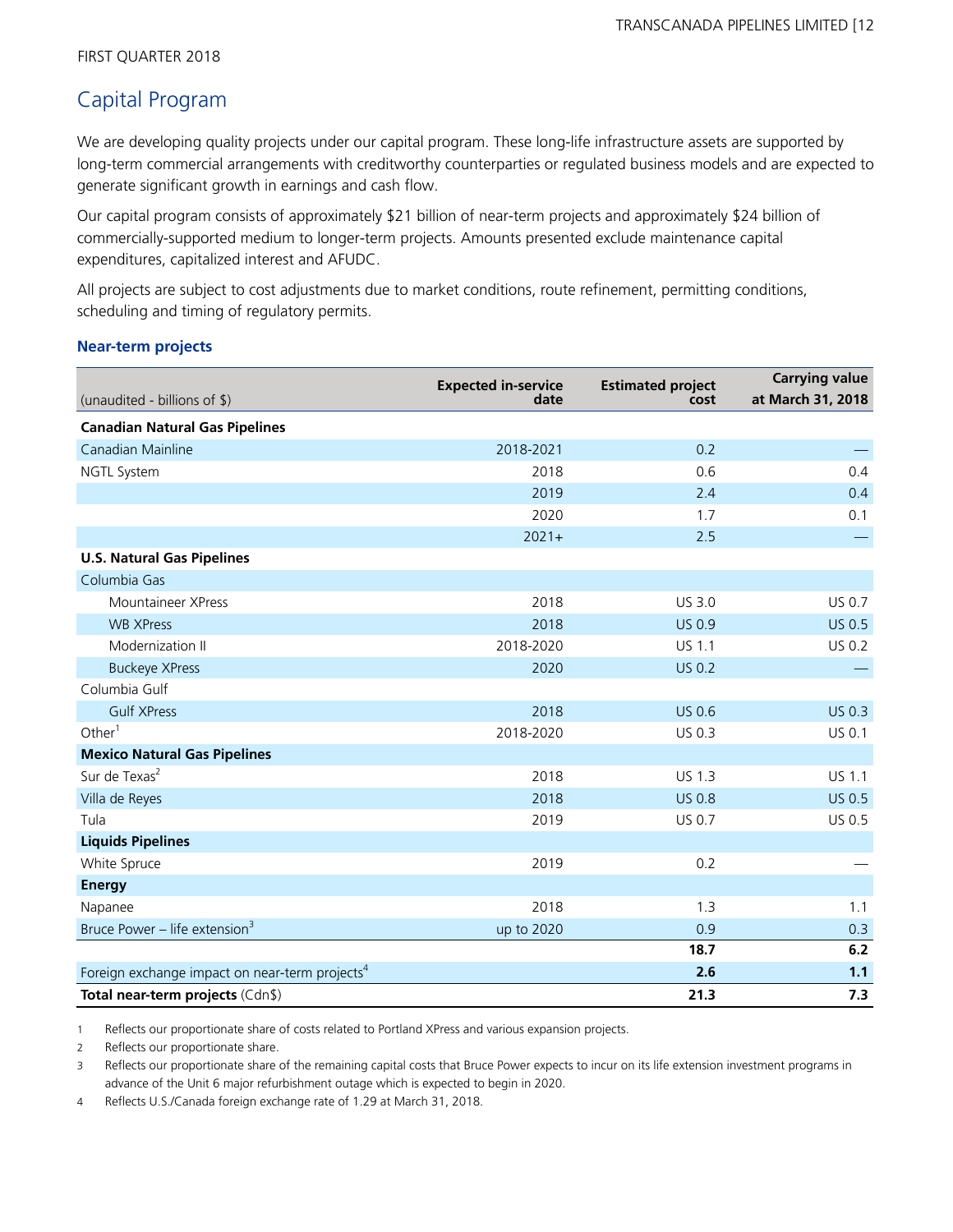## Capital Program

We are developing quality projects under our capital program. These long-life infrastructure assets are supported by long-term commercial arrangements with creditworthy counterparties or regulated business models and are expected to generate significant growth in earnings and cash flow.

Our capital program consists of approximately $21 billion of near-term projects and approximately $24 billion of commercially-supported medium to longer-term projects. Amounts presented exclude maintenance capital expenditures, capitalized interest and AFUDC.

All projects are subject to cost adjustments due to market conditions, route refinement, permitting conditions, scheduling and timing of regulatory permits.

### Near-term projects

| (unaudited - billions of $) | Expected in-service date | Estimated project cost | Carrying value at March 31, 2018 |
|---|---|---|---|
| **Canadian Natural Gas Pipelines** | | | |
| Canadian Mainline | 2018-2021 | 0.2 | — |
| NGTL System | 2018 | 0.6 | 0.4 |
| | 2019 | 2.4 | 0.4 |
| | 2020 | 1.7 | 0.1 |
| | 2021+ | 2.5 | — |
| **U.S. Natural Gas Pipelines** | | | |
| Columbia Gas | | | |
| Mountaineer XPress | 2018 | US 3.0 | US 0.7 |
| WB XPress | 2018 | US 0.9 | US 0.5 |
| Modernization II | 2018-2020 | US 1.1 | US 0.2 |
| Buckeye XPress | 2020 | US 0.2 | — |
| Columbia Gulf | | | |
| Gulf XPress | 2018 | US 0.6 | US 0.3 |
| Other[1] | 2018-2020 | US 0.3 | US 0.1 |
| **Mexico Natural Gas Pipelines** | | | |
| Sur de Texas[2] | 2018 | US 1.3 | US 1.1 |
| Villa de Reyes | 2018 | US 0.8 | US 0.5 |
| Tula | 2019 | US 0.7 | US 0.5 |
| **Liquids Pipelines** | | | |
| White Spruce | 2019 | 0.2 | — |
| **Energy** | | | |
| Napanee | 2018 | 1.3 | 1.1 |
| Bruce Power – life extension[3] | up to 2020 | 0.9 | 0.3 |
| | | **18.7** | **6.2** |
| Foreign exchange impact on near-term projects[4] | | **2.6** | **1.1** |
| **Total near-term projects** (Cdn$) | | **21.3** | **7.3** |

1 Reflects our proportionate share of costs related to Portland XPress and various expansion projects.

2 Reflects our proportionate share.

3 Reflects our proportionate share of the remaining capital costs that Bruce Power expects to incur on its life extension investment programs in advance of the Unit 6 major refurbishment outage which is expected to begin in 2020.

4 Reflects U.S./Canada foreign exchange rate of 1.29 at March 31, 2018.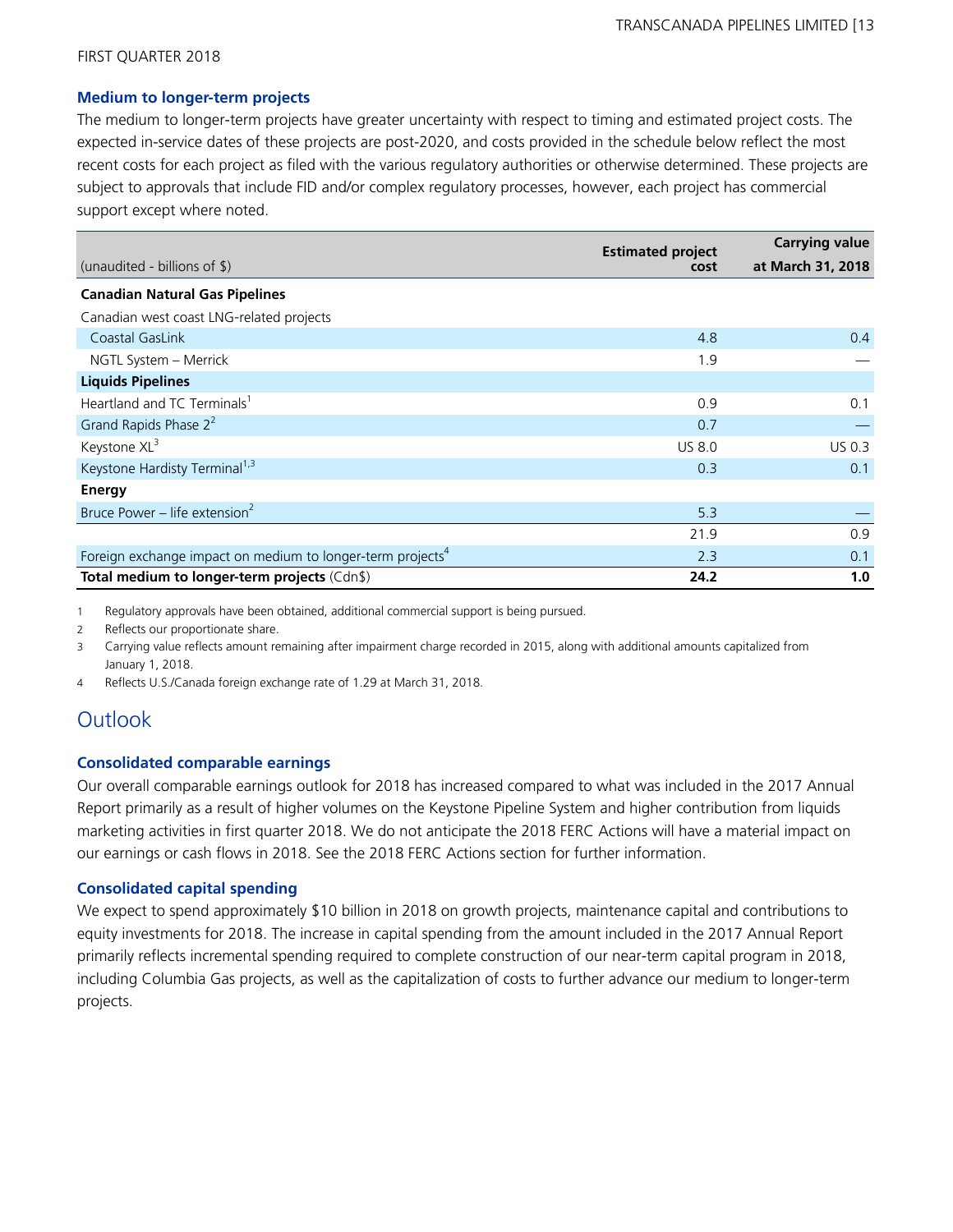### Medium to longer-term projects

The medium to longer-term projects have greater uncertainty with respect to timing and estimated project costs. The expected in-service dates of these projects are post-2020, and costs provided in the schedule below reflect the most recent costs for each project as filed with the various regulatory authorities or otherwise determined. These projects are subject to approvals that include FID and/or complex regulatory processes, however, each project has commercial support except where noted.

| (unaudited - billions of $) | Estimated project cost | Carrying value at March 31, 2018 |
|---|---|---|
| **Canadian Natural Gas Pipelines** | | |
| Canadian west coast LNG-related projects | | |
| Coastal GasLink | 4.8 | 0.4 |
| NGTL System – Merrick | 1.9 | — |
| **Liquids Pipelines** | | |
| Heartland and TC Terminals[1] | 0.9 | 0.1 |
| Grand Rapids Phase 2[2] | 0.7 | — |
| Keystone XL[3] | US 8.0 | US 0.3 |
| Keystone Hardisty Terminal[1,3] | 0.3 | 0.1 |
| **Energy** | | |
| Bruce Power – life extension[2] | 5.3 | — |
| | 21.9 | 0.9 |
| Foreign exchange impact on medium to longer-term projects[4] | 2.3 | 0.1 |
| **Total medium to longer-term projects** (Cdn$) | **24.2** | **1.0** |

1 Regulatory approvals have been obtained, additional commercial support is being pursued.

2 Reflects our proportionate share.

3 Carrying value reflects amount remaining after impairment charge recorded in 2015, along with additional amounts capitalized from January 1, 2018.

4 Reflects U.S./Canada foreign exchange rate of 1.29 at March 31, 2018.

## Outlook

### Consolidated comparable earnings

Our overall comparable earnings outlook for 2018 has increased compared to what was included in the 2017 Annual Report primarily as a result of higher volumes on the Keystone Pipeline System and higher contribution from liquids marketing activities in first quarter 2018. We do not anticipate the 2018 FERC Actions will have a material impact on our earnings or cash flows in 2018. See the 2018 FERC Actions section for further information.

### Consolidated capital spending

We expect to spend approximately $10 billion in 2018 on growth projects, maintenance capital and contributions to equity investments for 2018. The increase in capital spending from the amount included in the 2017 Annual Report primarily reflects incremental spending required to complete construction of our near-term capital program in 2018, including Columbia Gas projects, as well as the capitalization of costs to further advance our medium to longer-term projects.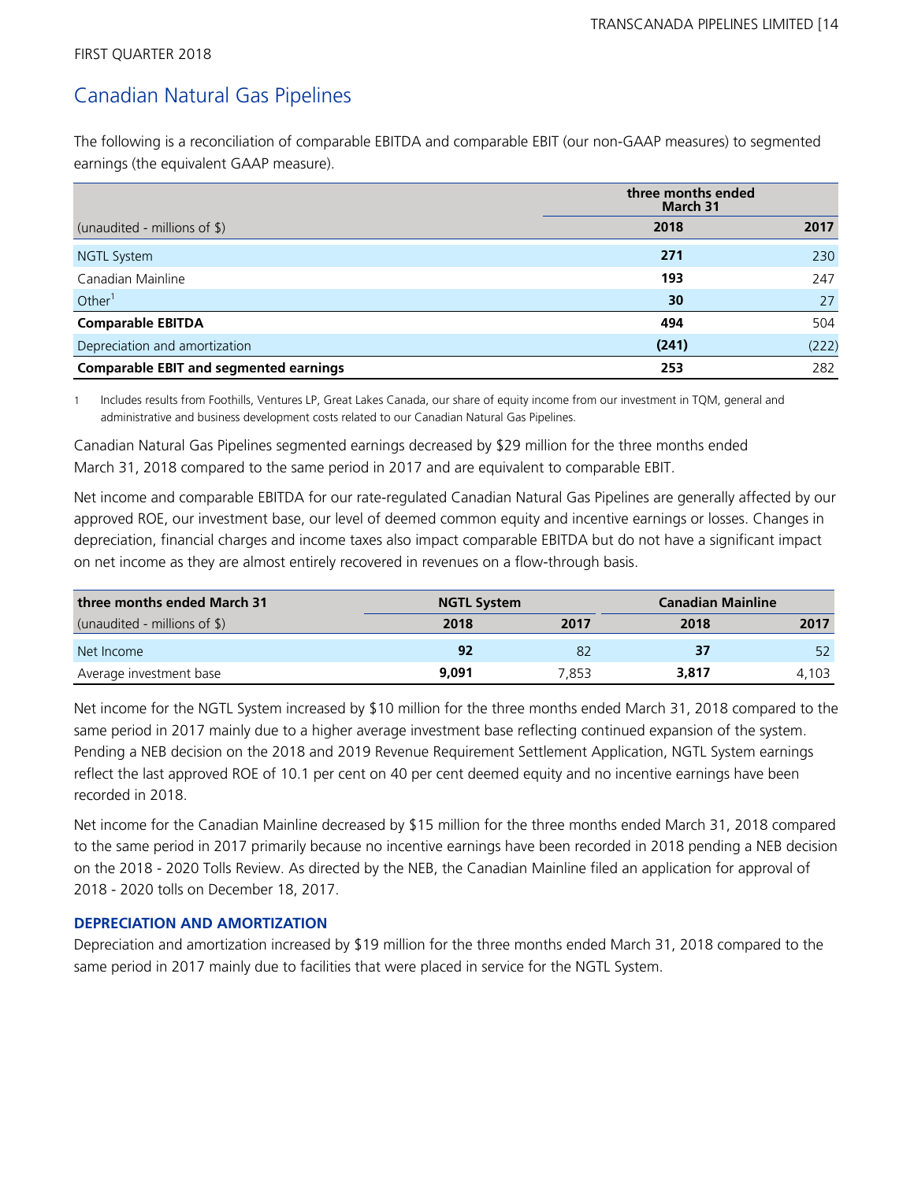FIRST QUARTER 2018

## Canadian Natural Gas Pipelines

The following is a reconciliation of comparable EBITDA and comparable EBIT (our non-GAAP measures) to segmented earnings (the equivalent GAAP measure).

| | three months ended March 31 | |
|---|---|---|
| (unaudited - millions of $) | **2018** | 2017 |
| NGTL System | **271** | 230 |
| Canadian Mainline | **193** | 247 |
| Other[1] | **30** | 27 |
| **Comparable EBITDA** | **494** | 504 |
| Depreciation and amortization | **(241)** | (222) |
| **Comparable EBIT and segmented earnings** | **253** | 282 |

1 Includes results from Foothills, Ventures LP, Great Lakes Canada, our share of equity income from our investment in TQM, general and administrative and business development costs related to our Canadian Natural Gas Pipelines.

Canadian Natural Gas Pipelines segmented earnings decreased by $29 million for the three months ended March 31, 2018 compared to the same period in 2017 and are equivalent to comparable EBIT.

Net income and comparable EBITDA for our rate-regulated Canadian Natural Gas Pipelines are generally affected by our approved ROE, our investment base, our level of deemed common equity and incentive earnings or losses. Changes in depreciation, financial charges and income taxes also impact comparable EBITDA but do not have a significant impact on net income as they are almost entirely recovered in revenues on a flow-through basis.

| **three months ended March 31** | NGTL System | | Canadian Mainline | |
|---|---|---|---|---|
| (unaudited - millions of $) | **2018** | 2017 | **2018** | 2017 |
| Net Income | **92** | 82 | **37** | 52 |
| Average investment base | **9,091** | 7,853 | **3,817** | 4,103 |

Net income for the NGTL System increased by $10 million for the three months ended March 31, 2018 compared to the same period in 2017 mainly due to a higher average investment base reflecting continued expansion of the system. Pending a NEB decision on the 2018 and 2019 Revenue Requirement Settlement Application, NGTL System earnings reflect the last approved ROE of 10.1 per cent on 40 per cent deemed equity and no incentive earnings have been recorded in 2018.

Net income for the Canadian Mainline decreased by $15 million for the three months ended March 31, 2018 compared to the same period in 2017 primarily because no incentive earnings have been recorded in 2018 pending a NEB decision on the 2018 - 2020 Tolls Review. As directed by the NEB, the Canadian Mainline filed an application for approval of 2018 - 2020 tolls on December 18, 2017.

### DEPRECIATION AND AMORTIZATION

Depreciation and amortization increased by $19 million for the three months ended March 31, 2018 compared to the same period in 2017 mainly due to facilities that were placed in service for the NGTL System.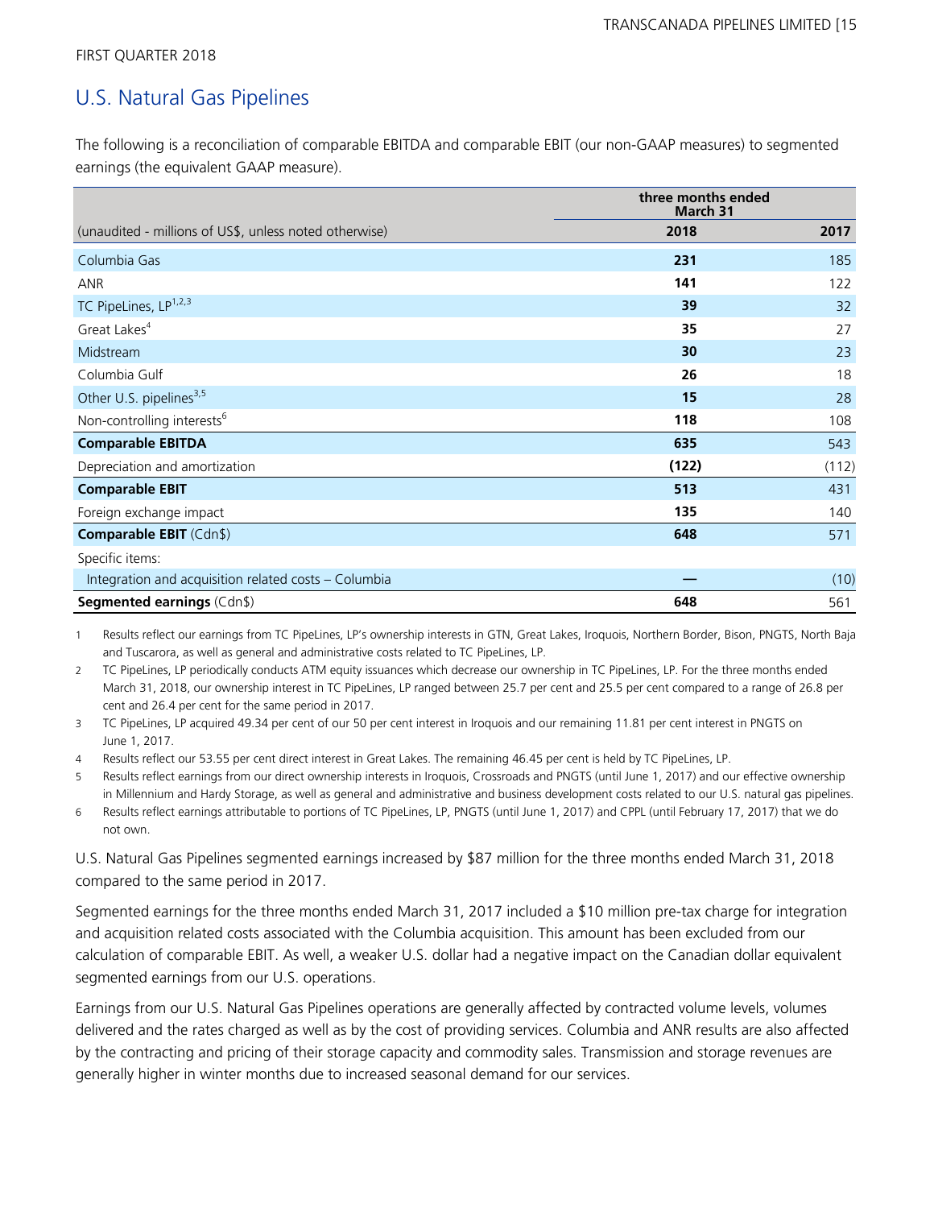FIRST QUARTER 2018

## U.S. Natural Gas Pipelines

The following is a reconciliation of comparable EBITDA and comparable EBIT (our non-GAAP measures) to segmented earnings (the equivalent GAAP measure).

| | three months ended March 31 | |
|---|---|---|
| (unaudited - millions of US$, unless noted otherwise) | **2018** | 2017 |
| Columbia Gas | **231** | 185 |
| ANR | **141** | 122 |
| TC PipeLines, LP[1,2,3] | **39** | 32 |
| Great Lakes[4] | **35** | 27 |
| Midstream | **30** | 23 |
| Columbia Gulf | **26** | 18 |
| Other U.S. pipelines[3,5] | **15** | 28 |
| Non-controlling interests[6] | **118** | 108 |
| **Comparable EBITDA** | **635** | 543 |
| Depreciation and amortization | **(122)** | (112) |
| **Comparable EBIT** | **513** | 431 |
| Foreign exchange impact | **135** | 140 |
| **Comparable EBIT** (Cdn$) | **648** | 571 |
| Specific items: | | |
| Integration and acquisition related costs – Columbia | **—** | (10) |
| **Segmented earnings** (Cdn$) | **648** | 561 |

1 Results reflect our earnings from TC PipeLines, LP's ownership interests in GTN, Great Lakes, Iroquois, Northern Border, Bison, PNGTS, North Baja and Tuscarora, as well as general and administrative costs related to TC PipeLines, LP.

2 TC PipeLines, LP periodically conducts ATM equity issuances which decrease our ownership in TC PipeLines, LP. For the three months ended March 31, 2018, our ownership interest in TC PipeLines, LP ranged between 25.7 per cent and 25.5 per cent compared to a range of 26.8 per cent and 26.4 per cent for the same period in 2017.

3 TC PipeLines, LP acquired 49.34 per cent of our 50 per cent interest in Iroquois and our remaining 11.81 per cent interest in PNGTS on June 1, 2017.

4 Results reflect our 53.55 per cent direct interest in Great Lakes. The remaining 46.45 per cent is held by TC PipeLines, LP.

5 Results reflect earnings from our direct ownership interests in Iroquois, Crossroads and PNGTS (until June 1, 2017) and our effective ownership in Millennium and Hardy Storage, as well as general and administrative and business development costs related to our U.S. natural gas pipelines.

6 Results reflect earnings attributable to portions of TC PipeLines, LP, PNGTS (until June 1, 2017) and CPPL (until February 17, 2017) that we do not own.

U.S. Natural Gas Pipelines segmented earnings increased by $87 million for the three months ended March 31, 2018 compared to the same period in 2017.

Segmented earnings for the three months ended March 31, 2017 included a $10 million pre-tax charge for integration and acquisition related costs associated with the Columbia acquisition. This amount has been excluded from our calculation of comparable EBIT. As well, a weaker U.S. dollar had a negative impact on the Canadian dollar equivalent segmented earnings from our U.S. operations.

Earnings from our U.S. Natural Gas Pipelines operations are generally affected by contracted volume levels, volumes delivered and the rates charged as well as by the cost of providing services. Columbia and ANR results are also affected by the contracting and pricing of their storage capacity and commodity sales. Transmission and storage revenues are generally higher in winter months due to increased seasonal demand for our services.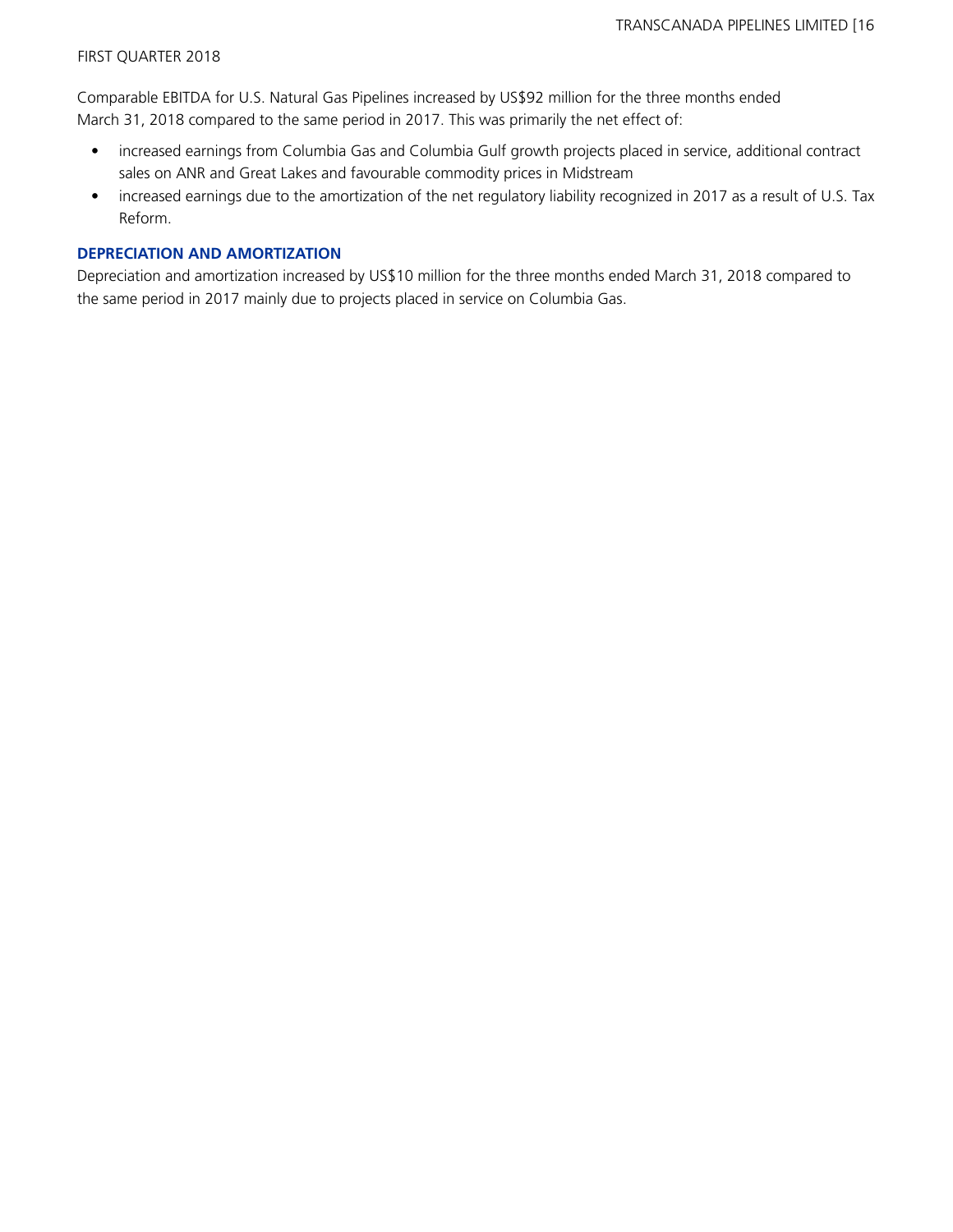Comparable EBITDA for U.S. Natural Gas Pipelines increased by US$92 million for the three months ended March 31, 2018 compared to the same period in 2017. This was primarily the net effect of:

- increased earnings from Columbia Gas and Columbia Gulf growth projects placed in service, additional contract sales on ANR and Great Lakes and favourable commodity prices in Midstream
- increased earnings due to the amortization of the net regulatory liability recognized in 2017 as a result of U.S. Tax Reform.

## DEPRECIATION AND AMORTIZATION

Depreciation and amortization increased by US$10 million for the three months ended March 31, 2018 compared to the same period in 2017 mainly due to projects placed in service on Columbia Gas.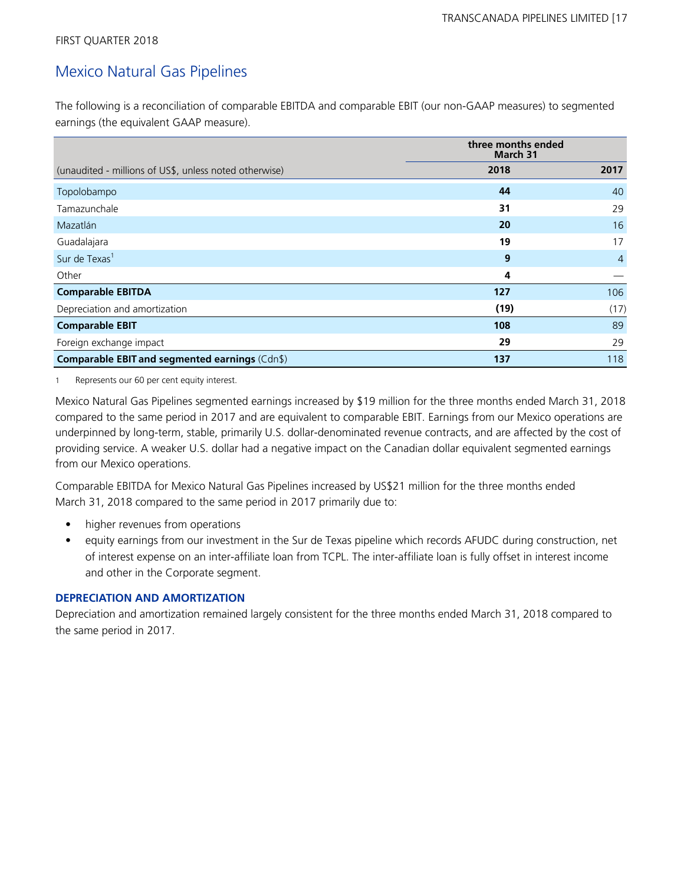FIRST QUARTER 2018

## Mexico Natural Gas Pipelines

The following is a reconciliation of comparable EBITDA and comparable EBIT (our non-GAAP measures) to segmented earnings (the equivalent GAAP measure).

| | three months ended March 31 | |
|---|---|---|
| (unaudited - millions of US$, unless noted otherwise) | **2018** | **2017** |
| Topolobampo | **44** | 40 |
| Tamazunchale | **31** | 29 |
| Mazatlán | **20** | 16 |
| Guadalajara | **19** | 17 |
| Sur de Texas[1] | **9** | 4 |
| Other | **4** | — |
| **Comparable EBITDA** | **127** | 106 |
| Depreciation and amortization | **(19)** | (17) |
| **Comparable EBIT** | **108** | 89 |
| Foreign exchange impact | **29** | 29 |
| **Comparable EBIT and segmented earnings** (Cdn$) | **137** | 118 |

1 Represents our 60 per cent equity interest.

Mexico Natural Gas Pipelines segmented earnings increased by $19 million for the three months ended March 31, 2018 compared to the same period in 2017 and are equivalent to comparable EBIT. Earnings from our Mexico operations are underpinned by long-term, stable, primarily U.S. dollar-denominated revenue contracts, and are affected by the cost of providing service. A weaker U.S. dollar had a negative impact on the Canadian dollar equivalent segmented earnings from our Mexico operations.

Comparable EBITDA for Mexico Natural Gas Pipelines increased by US$21 million for the three months ended March 31, 2018 compared to the same period in 2017 primarily due to:

- higher revenues from operations
- equity earnings from our investment in the Sur de Texas pipeline which records AFUDC during construction, net of interest expense on an inter-affiliate loan from TCPL. The inter-affiliate loan is fully offset in interest income and other in the Corporate segment.

### DEPRECIATION AND AMORTIZATION

Depreciation and amortization remained largely consistent for the three months ended March 31, 2018 compared to the same period in 2017.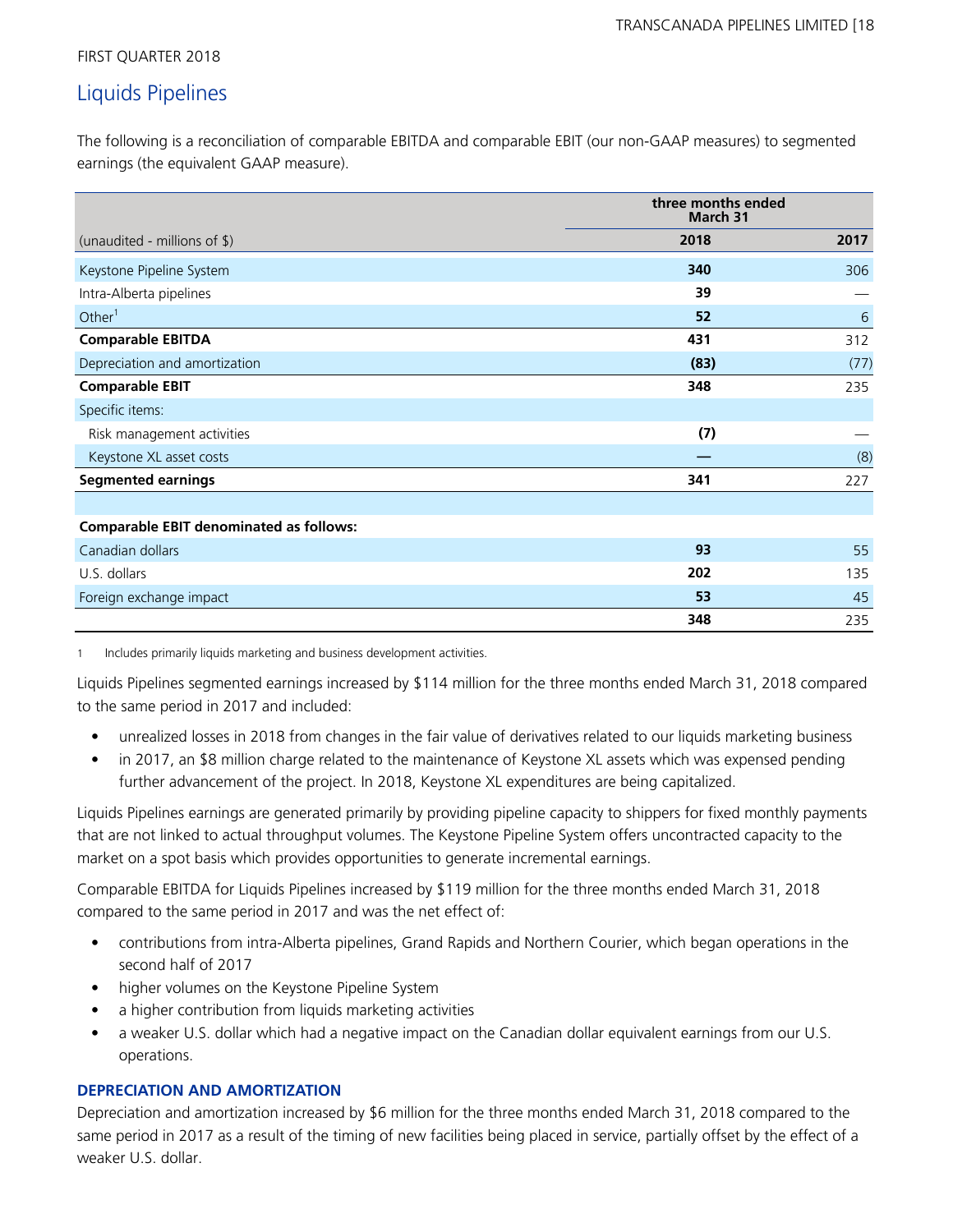FIRST QUARTER 2018

## Liquids Pipelines

The following is a reconciliation of comparable EBITDA and comparable EBIT (our non-GAAP measures) to segmented earnings (the equivalent GAAP measure).

| | three months ended March 31 | |
|---|---|---|
| (unaudited - millions of $) | **2018** | 2017 |
| Keystone Pipeline System | **340** | 306 |
| Intra-Alberta pipelines | **39** | — |
| Other[1] | **52** | 6 |
| **Comparable EBITDA** | **431** | 312 |
| Depreciation and amortization | **(83)** | (77) |
| **Comparable EBIT** | **348** | 235 |
| Specific items: | | |
| Risk management activities | **(7)** | — |
| Keystone XL asset costs | **—** | (8) |
| **Segmented earnings** | **341** | 227 |
| | | |
| **Comparable EBIT denominated as follows:** | | |
| Canadian dollars | **93** | 55 |
| U.S. dollars | **202** | 135 |
| Foreign exchange impact | **53** | 45 |
| | **348** | 235 |

1 Includes primarily liquids marketing and business development activities.

Liquids Pipelines segmented earnings increased by $114 million for the three months ended March 31, 2018 compared to the same period in 2017 and included:

- unrealized losses in 2018 from changes in the fair value of derivatives related to our liquids marketing business
- in 2017, an $8 million charge related to the maintenance of Keystone XL assets which was expensed pending further advancement of the project. In 2018, Keystone XL expenditures are being capitalized.

Liquids Pipelines earnings are generated primarily by providing pipeline capacity to shippers for fixed monthly payments that are not linked to actual throughput volumes. The Keystone Pipeline System offers uncontracted capacity to the market on a spot basis which provides opportunities to generate incremental earnings.

Comparable EBITDA for Liquids Pipelines increased by $119 million for the three months ended March 31, 2018 compared to the same period in 2017 and was the net effect of:

- contributions from intra-Alberta pipelines, Grand Rapids and Northern Courier, which began operations in the second half of 2017
- higher volumes on the Keystone Pipeline System
- a higher contribution from liquids marketing activities
- a weaker U.S. dollar which had a negative impact on the Canadian dollar equivalent earnings from our U.S. operations.

### DEPRECIATION AND AMORTIZATION

Depreciation and amortization increased by $6 million for the three months ended March 31, 2018 compared to the same period in 2017 as a result of the timing of new facilities being placed in service, partially offset by the effect of a weaker U.S. dollar.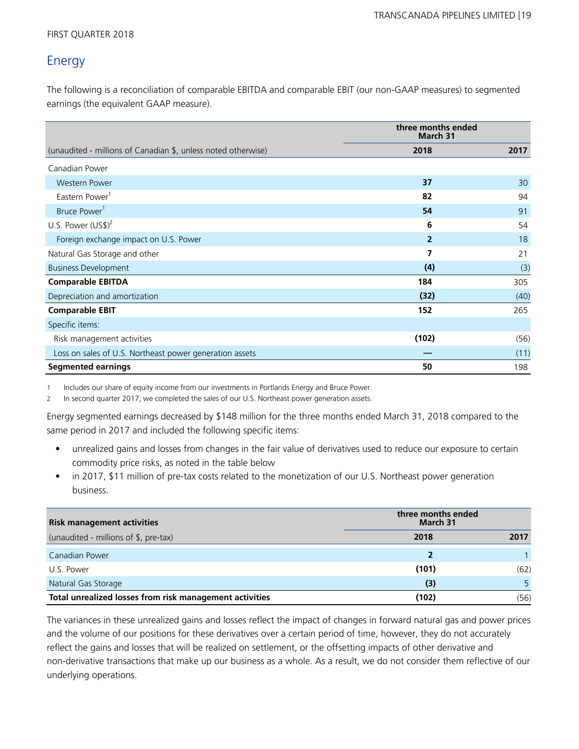FIRST QUARTER 2018

## Energy

The following is a reconciliation of comparable EBITDA and comparable EBIT (our non-GAAP measures) to segmented earnings (the equivalent GAAP measure).

| | three months ended March 31 | |
|---|---|---|
| (unaudited - millions of Canadian $, unless noted otherwise) | **2018** | 2017 |
| Canadian Power | | |
| Western Power | **37** | 30 |
| Eastern Power[1] | **82** | 94 |
| Bruce Power[1] | **54** | 91 |
| U.S. Power (US$)[2] | **6** | 54 |
| Foreign exchange impact on U.S. Power | **2** | 18 |
| Natural Gas Storage and other | **7** | 21 |
| Business Development | **(4)** | (3) |
| **Comparable EBITDA** | **184** | 305 |
| Depreciation and amortization | **(32)** | (40) |
| **Comparable EBIT** | **152** | 265 |
| Specific items: | | |
| Risk management activities | **(102)** | (56) |
| Loss on sales of U.S. Northeast power generation assets | **—** | (11) |
| **Segmented earnings** | **50** | 198 |

1 Includes our share of equity income from our investments in Portlands Energy and Bruce Power.
2 In second quarter 2017, we completed the sales of our U.S. Northeast power generation assets.

Energy segmented earnings decreased by $148 million for the three months ended March 31, 2018 compared to the same period in 2017 and included the following specific items:

- unrealized gains and losses from changes in the fair value of derivatives used to reduce our exposure to certain commodity price risks, as noted in the table below
- in 2017, $11 million of pre-tax costs related to the monetization of our U.S. Northeast power generation business.

| **Risk management activities** | three months ended March 31 | |
|---|---|---|
| (unaudited - millions of $, pre-tax) | **2018** | 2017 |
| Canadian Power | **2** | 1 |
| U.S. Power | **(101)** | (62) |
| Natural Gas Storage | **(3)** | 5 |
| **Total unrealized losses from risk management activities** | **(102)** | (56) |

The variances in these unrealized gains and losses reflect the impact of changes in forward natural gas and power prices and the volume of our positions for these derivatives over a certain period of time, however, they do not accurately reflect the gains and losses that will be realized on settlement, or the offsetting impacts of other derivative and non-derivative transactions that make up our business as a whole. As a result, we do not consider them reflective of our underlying operations.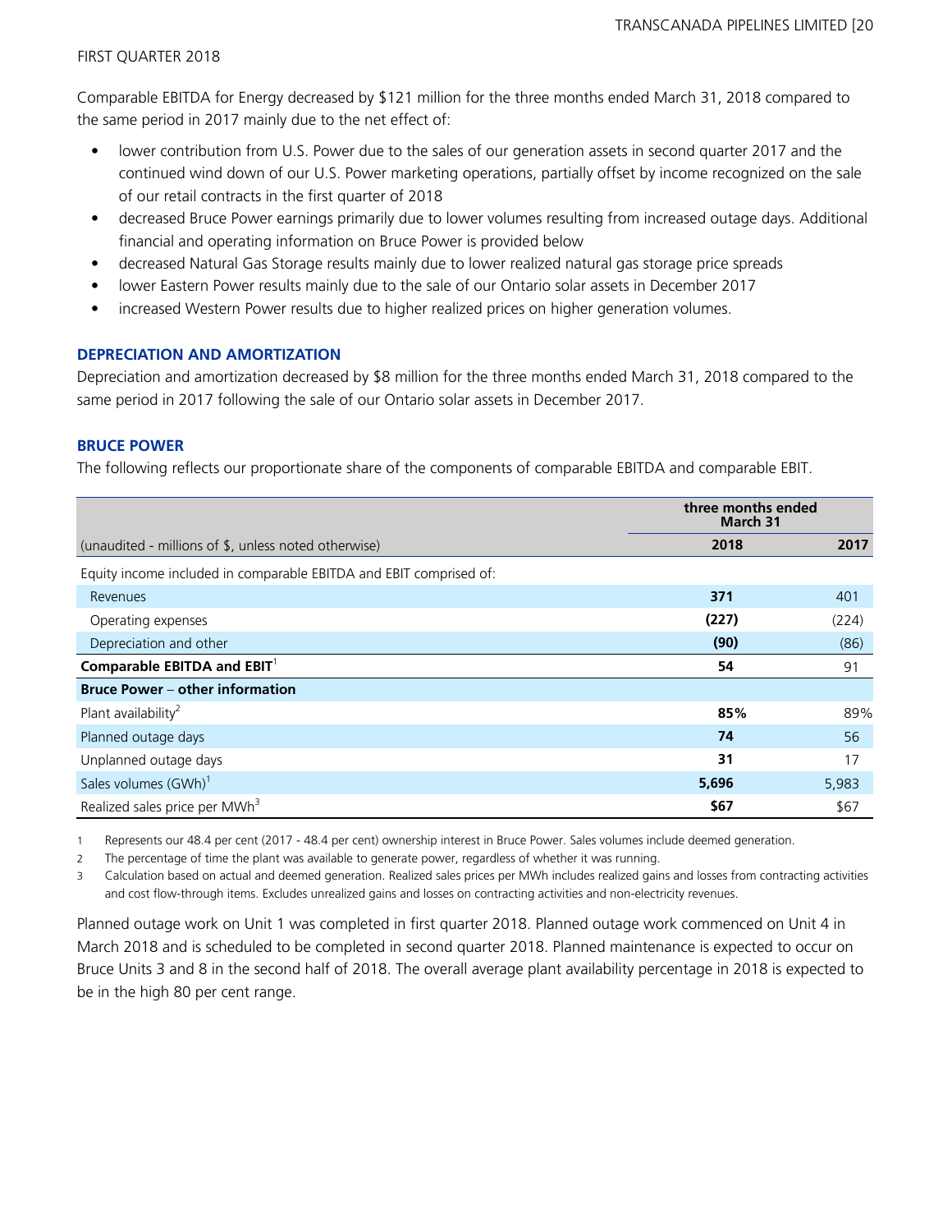Comparable EBITDA for Energy decreased by $121 million for the three months ended March 31, 2018 compared to the same period in 2017 mainly due to the net effect of:

- lower contribution from U.S. Power due to the sales of our generation assets in second quarter 2017 and the continued wind down of our U.S. Power marketing operations, partially offset by income recognized on the sale of our retail contracts in the first quarter of 2018
- decreased Bruce Power earnings primarily due to lower volumes resulting from increased outage days. Additional financial and operating information on Bruce Power is provided below
- decreased Natural Gas Storage results mainly due to lower realized natural gas storage price spreads
- lower Eastern Power results mainly due to the sale of our Ontario solar assets in December 2017
- increased Western Power results due to higher realized prices on higher generation volumes.

## DEPRECIATION AND AMORTIZATION

Depreciation and amortization decreased by $8 million for the three months ended March 31, 2018 compared to the same period in 2017 following the sale of our Ontario solar assets in December 2017.

## BRUCE POWER

The following reflects our proportionate share of the components of comparable EBITDA and comparable EBIT.

| | three months ended March 31 | |
|---|---|---|
| (unaudited - millions of $, unless noted otherwise) | **2018** | 2017 |
| Equity income included in comparable EBITDA and EBIT comprised of: | | |
| Revenues | **371** | 401 |
| Operating expenses | **(227)** | (224) |
| Depreciation and other | **(90)** | (86) |
| **Comparable EBITDA and EBIT**[1] | **54** | 91 |
| **Bruce Power – other information** | | |
| Plant availability[2] | **85%** | 89% |
| Planned outage days | **74** | 56 |
| Unplanned outage days | **31** | 17 |
| Sales volumes (GWh)[1] | **5,696** | 5,983 |
| Realized sales price per MWh[3] | **$67** | $67 |

1 Represents our 48.4 per cent (2017 - 48.4 per cent) ownership interest in Bruce Power. Sales volumes include deemed generation.

2 The percentage of time the plant was available to generate power, regardless of whether it was running.

3 Calculation based on actual and deemed generation. Realized sales prices per MWh includes realized gains and losses from contracting activities and cost flow-through items. Excludes unrealized gains and losses on contracting activities and non-electricity revenues.

Planned outage work on Unit 1 was completed in first quarter 2018. Planned outage work commenced on Unit 4 in March 2018 and is scheduled to be completed in second quarter 2018. Planned maintenance is expected to occur on Bruce Units 3 and 8 in the second half of 2018. The overall average plant availability percentage in 2018 is expected to be in the high 80 per cent range.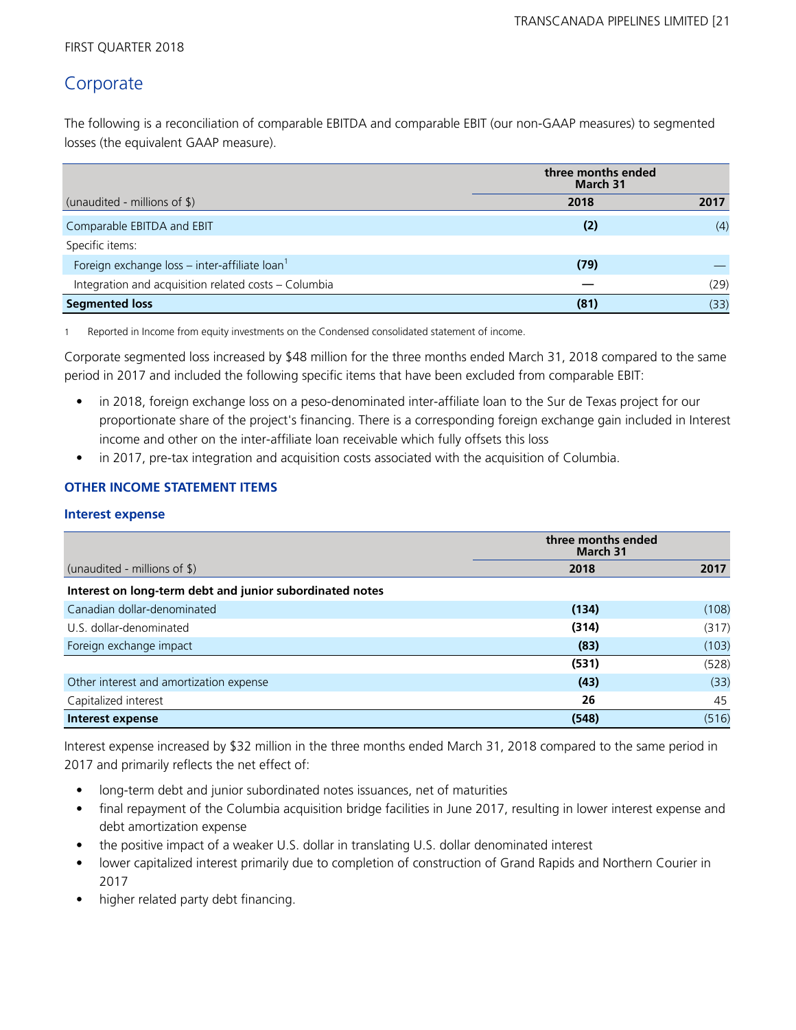FIRST QUARTER 2018

## Corporate

The following is a reconciliation of comparable EBITDA and comparable EBIT (our non-GAAP measures) to segmented losses (the equivalent GAAP measure).

| | three months ended March 31 | |
|---|---|---|
| (unaudited - millions of $) | **2018** | 2017 |
| Comparable EBITDA and EBIT | **(2)** | (4) |
| Specific items: | | |
| Foreign exchange loss – inter-affiliate loan[1] | **(79)** | — |
| Integration and acquisition related costs – Columbia | **—** | (29) |
| **Segmented loss** | **(81)** | (33) |

1 Reported in Income from equity investments on the Condensed consolidated statement of income.

Corporate segmented loss increased by $48 million for the three months ended March 31, 2018 compared to the same period in 2017 and included the following specific items that have been excluded from comparable EBIT:

- in 2018, foreign exchange loss on a peso-denominated inter-affiliate loan to the Sur de Texas project for our proportionate share of the project's financing. There is a corresponding foreign exchange gain included in Interest income and other on the inter-affiliate loan receivable which fully offsets this loss
- in 2017, pre-tax integration and acquisition costs associated with the acquisition of Columbia.

### OTHER INCOME STATEMENT ITEMS

#### Interest expense

| | three months ended March 31 | |
|---|---|---|
| (unaudited - millions of $) | **2018** | 2017 |
| **Interest on long-term debt and junior subordinated notes** | | |
| Canadian dollar-denominated | **(134)** | (108) |
| U.S. dollar-denominated | **(314)** | (317) |
| Foreign exchange impact | **(83)** | (103) |
| | **(531)** | (528) |
| Other interest and amortization expense | **(43)** | (33) |
| Capitalized interest | **26** | 45 |
| **Interest expense** | **(548)** | (516) |

Interest expense increased by $32 million in the three months ended March 31, 2018 compared to the same period in 2017 and primarily reflects the net effect of:

- long-term debt and junior subordinated notes issuances, net of maturities
- final repayment of the Columbia acquisition bridge facilities in June 2017, resulting in lower interest expense and debt amortization expense
- the positive impact of a weaker U.S. dollar in translating U.S. dollar denominated interest
- lower capitalized interest primarily due to completion of construction of Grand Rapids and Northern Courier in 2017
- higher related party debt financing.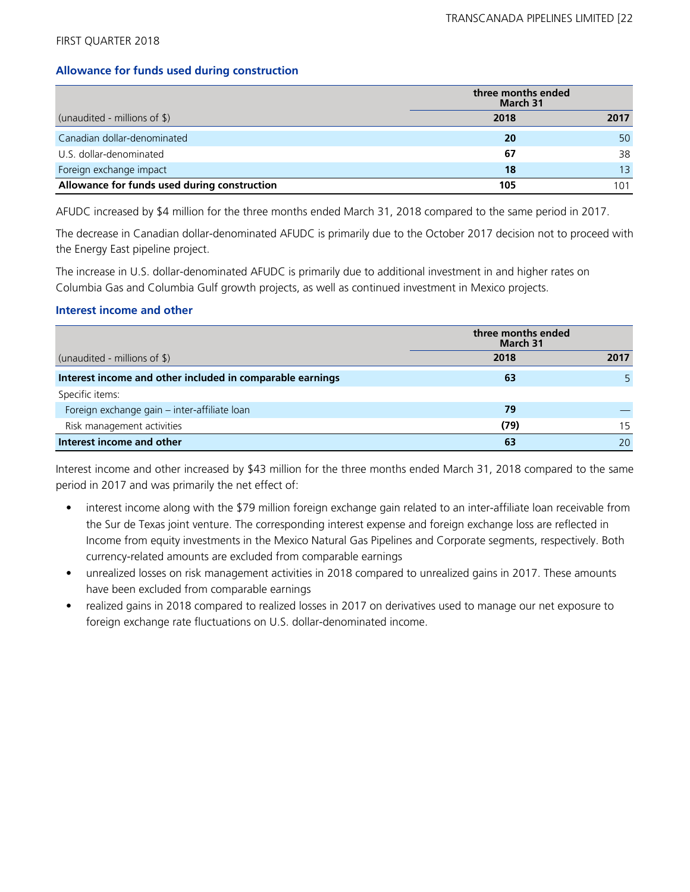FIRST QUARTER 2018

### Allowance for funds used during construction

| (unaudited - millions of $) | three months ended March 31 | |
|---|---|---|
| | **2018** | **2017** |
| Canadian dollar-denominated | **20** | 50 |
| U.S. dollar-denominated | **67** | 38 |
| Foreign exchange impact | **18** | 13 |
| **Allowance for funds used during construction** | **105** | 101 |

AFUDC increased by $4 million for the three months ended March 31, 2018 compared to the same period in 2017.

The decrease in Canadian dollar-denominated AFUDC is primarily due to the October 2017 decision not to proceed with the Energy East pipeline project.

The increase in U.S. dollar-denominated AFUDC is primarily due to additional investment in and higher rates on Columbia Gas and Columbia Gulf growth projects, as well as continued investment in Mexico projects.

### Interest income and other

| (unaudited - millions of $) | three months ended March 31 | |
|---|---|---|
| | **2018** | **2017** |
| **Interest income and other included in comparable earnings** | **63** | 5 |
| Specific items: | | |
| Foreign exchange gain – inter-affiliate loan | **79** | — |
| Risk management activities | **(79)** | 15 |
| **Interest income and other** | **63** | 20 |

Interest income and other increased by $43 million for the three months ended March 31, 2018 compared to the same period in 2017 and was primarily the net effect of:

- interest income along with the $79 million foreign exchange gain related to an inter-affiliate loan receivable from the Sur de Texas joint venture. The corresponding interest expense and foreign exchange loss are reflected in Income from equity investments in the Mexico Natural Gas Pipelines and Corporate segments, respectively. Both currency-related amounts are excluded from comparable earnings
- unrealized losses on risk management activities in 2018 compared to unrealized gains in 2017. These amounts have been excluded from comparable earnings
- realized gains in 2018 compared to realized losses in 2017 on derivatives used to manage our net exposure to foreign exchange rate fluctuations on U.S. dollar-denominated income.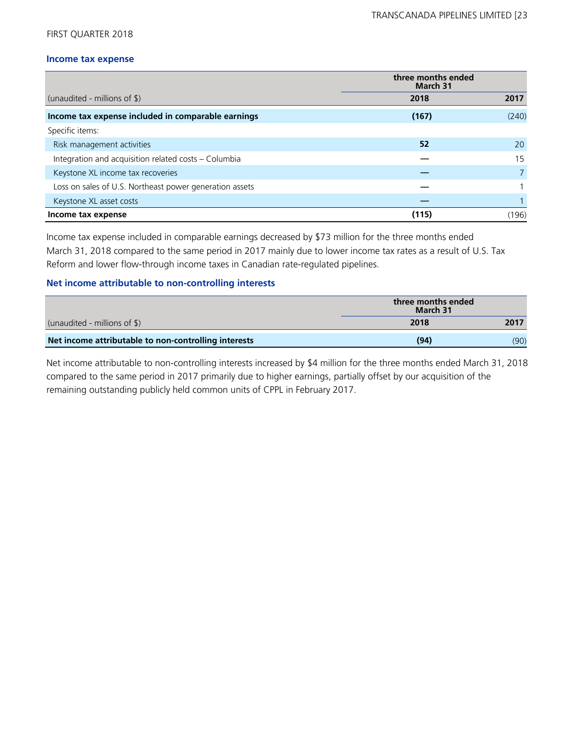FIRST QUARTER 2018

### Income tax expense

| (unaudited - millions of $) | three months ended March 31 2018 | 2017 |
|---|---|---|
| **Income tax expense included in comparable earnings** | **(167)** | (240) |
| Specific items: | | |
| Risk management activities | **52** | 20 |
| Integration and acquisition related costs – Columbia | **—** | 15 |
| Keystone XL income tax recoveries | **—** | 7 |
| Loss on sales of U.S. Northeast power generation assets | **—** | 1 |
| Keystone XL asset costs | **—** | 1 |
| **Income tax expense** | **(115)** | (196) |

Income tax expense included in comparable earnings decreased by $73 million for the three months ended March 31, 2018 compared to the same period in 2017 mainly due to lower income tax rates as a result of U.S. Tax Reform and lower flow-through income taxes in Canadian rate-regulated pipelines.

### Net income attributable to non-controlling interests

| (unaudited - millions of $) | three months ended March 31 2018 | 2017 |
|---|---|---|
| **Net income attributable to non-controlling interests** | **(94)** | (90) |

Net income attributable to non-controlling interests increased by $4 million for the three months ended March 31, 2018 compared to the same period in 2017 primarily due to higher earnings, partially offset by our acquisition of the remaining outstanding publicly held common units of CPPL in February 2017.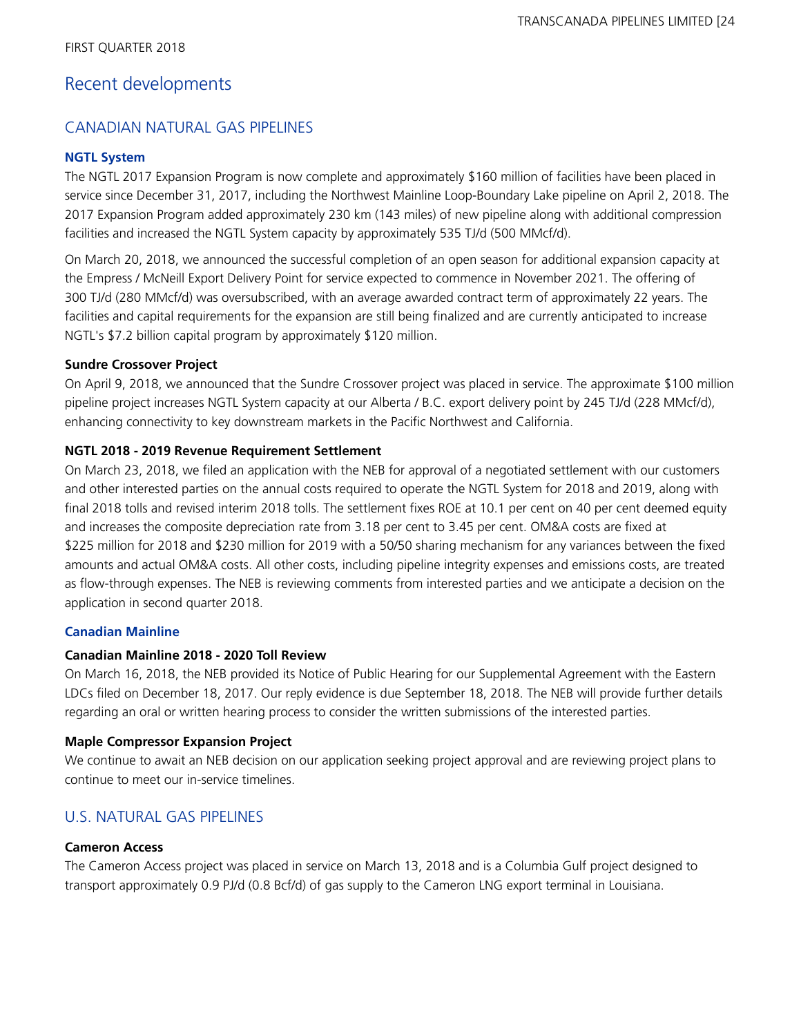# Recent developments

## CANADIAN NATURAL GAS PIPELINES

### NGTL System

The NGTL 2017 Expansion Program is now complete and approximately $160 million of facilities have been placed in service since December 31, 2017, including the Northwest Mainline Loop-Boundary Lake pipeline on April 2, 2018. The 2017 Expansion Program added approximately 230 km (143 miles) of new pipeline along with additional compression facilities and increased the NGTL System capacity by approximately 535 TJ/d (500 MMcf/d).

On March 20, 2018, we announced the successful completion of an open season for additional expansion capacity at the Empress / McNeill Export Delivery Point for service expected to commence in November 2021. The offering of 300 TJ/d (280 MMcf/d) was oversubscribed, with an average awarded contract term of approximately 22 years. The facilities and capital requirements for the expansion are still being finalized and are currently anticipated to increase NGTL's $7.2 billion capital program by approximately $120 million.

**Sundre Crossover Project**

On April 9, 2018, we announced that the Sundre Crossover project was placed in service. The approximate $100 million pipeline project increases NGTL System capacity at our Alberta / B.C. export delivery point by 245 TJ/d (228 MMcf/d), enhancing connectivity to key downstream markets in the Pacific Northwest and California.

**NGTL 2018 - 2019 Revenue Requirement Settlement**

On March 23, 2018, we filed an application with the NEB for approval of a negotiated settlement with our customers and other interested parties on the annual costs required to operate the NGTL System for 2018 and 2019, along with final 2018 tolls and revised interim 2018 tolls. The settlement fixes ROE at 10.1 per cent on 40 per cent deemed equity and increases the composite depreciation rate from 3.18 per cent to 3.45 per cent. OM&A costs are fixed at $225 million for 2018 and $230 million for 2019 with a 50/50 sharing mechanism for any variances between the fixed amounts and actual OM&A costs. All other costs, including pipeline integrity expenses and emissions costs, are treated as flow-through expenses. The NEB is reviewing comments from interested parties and we anticipate a decision on the application in second quarter 2018.

### Canadian Mainline

**Canadian Mainline 2018 - 2020 Toll Review**

On March 16, 2018, the NEB provided its Notice of Public Hearing for our Supplemental Agreement with the Eastern LDCs filed on December 18, 2017. Our reply evidence is due September 18, 2018. The NEB will provide further details regarding an oral or written hearing process to consider the written submissions of the interested parties.

**Maple Compressor Expansion Project**

We continue to await an NEB decision on our application seeking project approval and are reviewing project plans to continue to meet our in-service timelines.

## U.S. NATURAL GAS PIPELINES

**Cameron Access**

The Cameron Access project was placed in service on March 13, 2018 and is a Columbia Gulf project designed to transport approximately 0.9 PJ/d (0.8 Bcf/d) of gas supply to the Cameron LNG export terminal in Louisiana.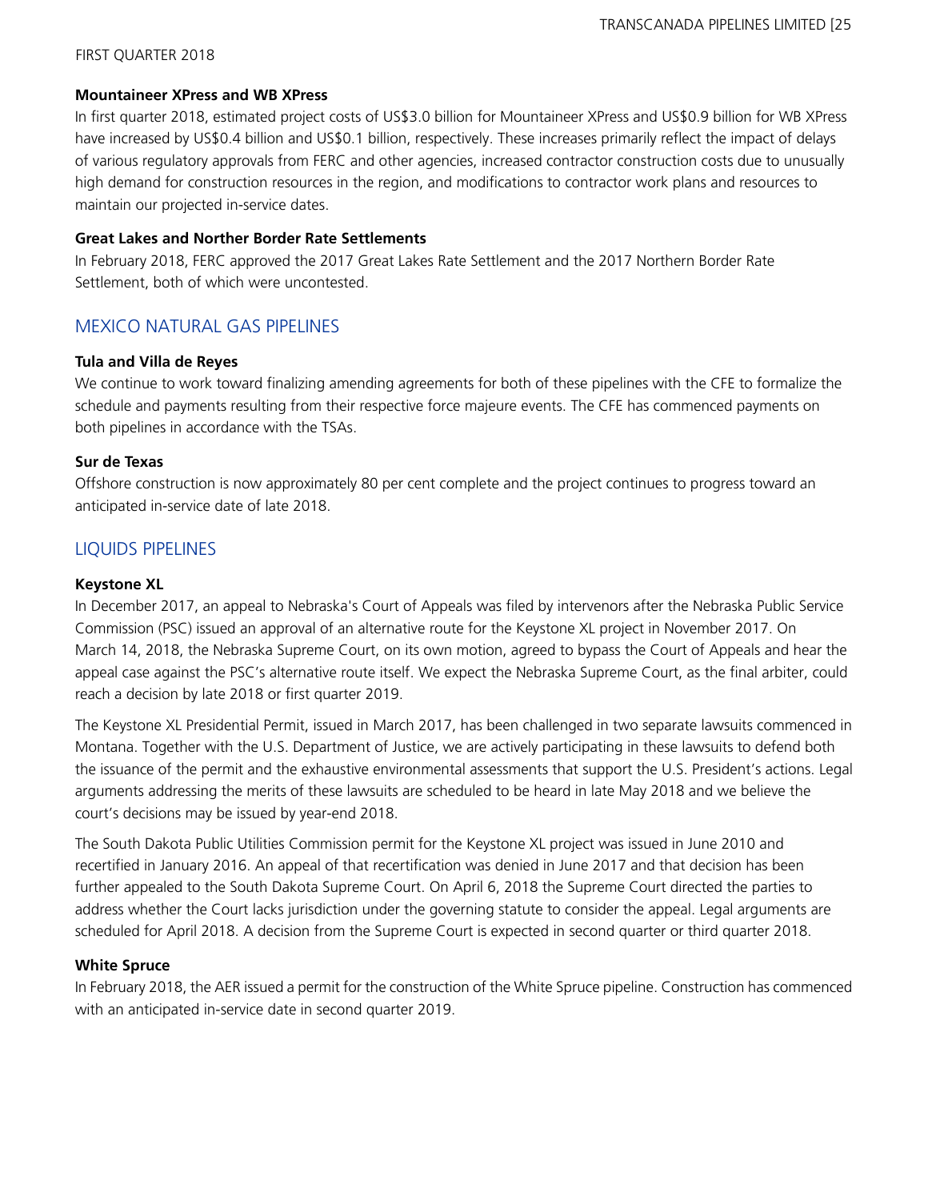#### Mountaineer XPress and WB XPress

In first quarter 2018, estimated project costs of US$3.0 billion for Mountaineer XPress and US$0.9 billion for WB XPress have increased by US$0.4 billion and US$0.1 billion, respectively. These increases primarily reflect the impact of delays of various regulatory approvals from FERC and other agencies, increased contractor construction costs due to unusually high demand for construction resources in the region, and modifications to contractor work plans and resources to maintain our projected in-service dates.

#### Great Lakes and Norther Border Rate Settlements

In February 2018, FERC approved the 2017 Great Lakes Rate Settlement and the 2017 Northern Border Rate Settlement, both of which were uncontested.

## MEXICO NATURAL GAS PIPELINES

#### Tula and Villa de Reyes

We continue to work toward finalizing amending agreements for both of these pipelines with the CFE to formalize the schedule and payments resulting from their respective force majeure events. The CFE has commenced payments on both pipelines in accordance with the TSAs.

#### Sur de Texas

Offshore construction is now approximately 80 per cent complete and the project continues to progress toward an anticipated in-service date of late 2018.

## LIQUIDS PIPELINES

#### Keystone XL

In December 2017, an appeal to Nebraska's Court of Appeals was filed by intervenors after the Nebraska Public Service Commission (PSC) issued an approval of an alternative route for the Keystone XL project in November 2017. On March 14, 2018, the Nebraska Supreme Court, on its own motion, agreed to bypass the Court of Appeals and hear the appeal case against the PSC's alternative route itself. We expect the Nebraska Supreme Court, as the final arbiter, could reach a decision by late 2018 or first quarter 2019.

The Keystone XL Presidential Permit, issued in March 2017, has been challenged in two separate lawsuits commenced in Montana. Together with the U.S. Department of Justice, we are actively participating in these lawsuits to defend both the issuance of the permit and the exhaustive environmental assessments that support the U.S. President's actions. Legal arguments addressing the merits of these lawsuits are scheduled to be heard in late May 2018 and we believe the court's decisions may be issued by year-end 2018.

The South Dakota Public Utilities Commission permit for the Keystone XL project was issued in June 2010 and recertified in January 2016. An appeal of that recertification was denied in June 2017 and that decision has been further appealed to the South Dakota Supreme Court. On April 6, 2018 the Supreme Court directed the parties to address whether the Court lacks jurisdiction under the governing statute to consider the appeal. Legal arguments are scheduled for April 2018. A decision from the Supreme Court is expected in second quarter or third quarter 2018.

#### White Spruce

In February 2018, the AER issued a permit for the construction of the White Spruce pipeline. Construction has commenced with an anticipated in-service date in second quarter 2019.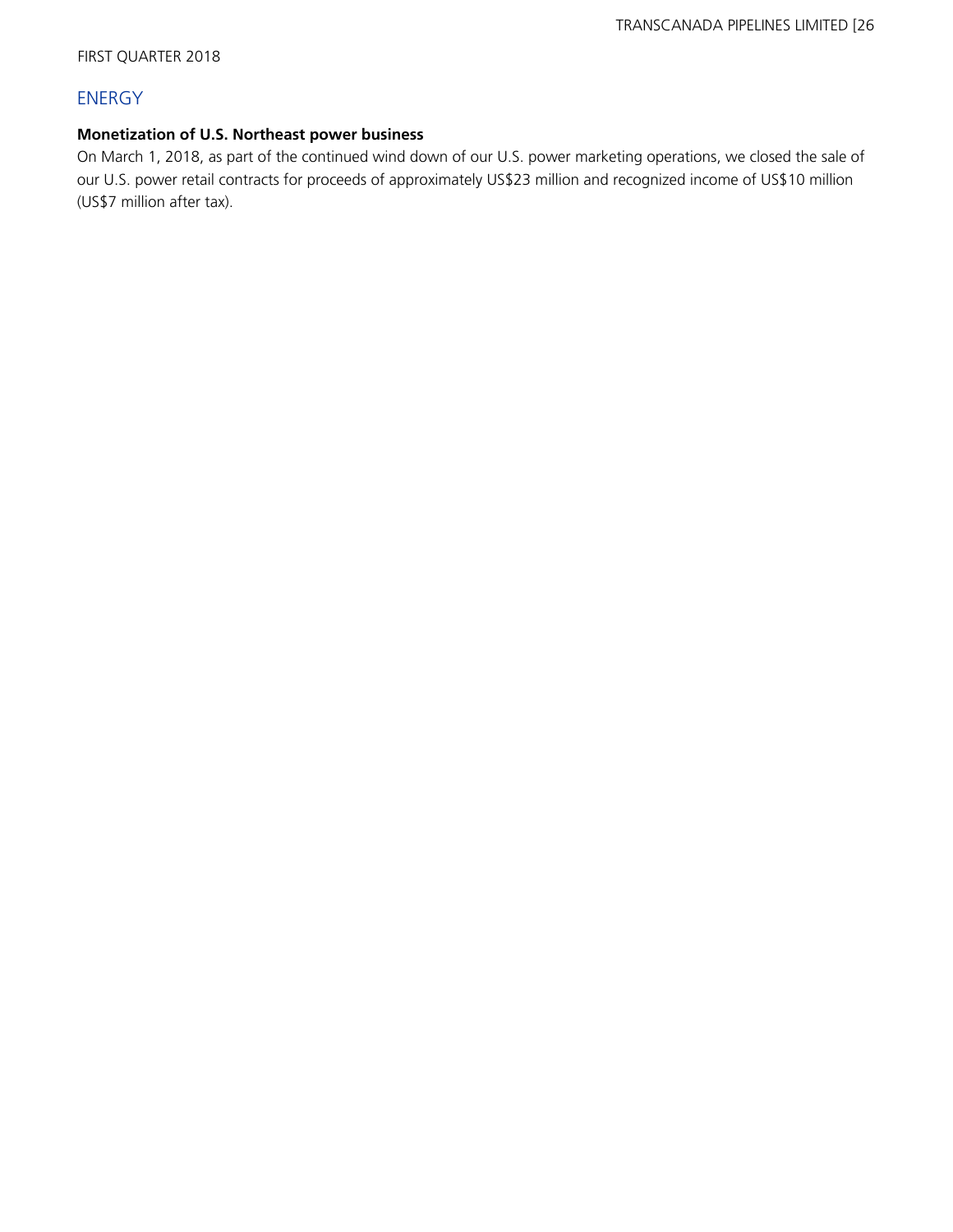## ENERGY

**Monetization of U.S. Northeast power business**

On March 1, 2018, as part of the continued wind down of our U.S. power marketing operations, we closed the sale of our U.S. power retail contracts for proceeds of approximately US$23 million and recognized income of US$10 million (US$7 million after tax).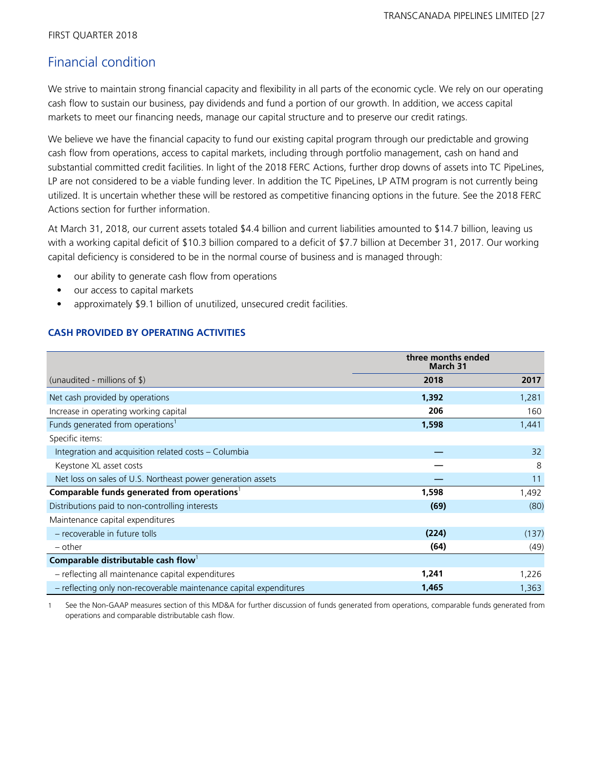FIRST QUARTER 2018

## Financial condition

We strive to maintain strong financial capacity and flexibility in all parts of the economic cycle. We rely on our operating cash flow to sustain our business, pay dividends and fund a portion of our growth. In addition, we access capital markets to meet our financing needs, manage our capital structure and to preserve our credit ratings.

We believe we have the financial capacity to fund our existing capital program through our predictable and growing cash flow from operations, access to capital markets, including through portfolio management, cash on hand and substantial committed credit facilities. In light of the 2018 FERC Actions, further drop downs of assets into TC PipeLines, LP are not considered to be a viable funding lever. In addition the TC PipeLines, LP ATM program is not currently being utilized. It is uncertain whether these will be restored as competitive financing options in the future. See the 2018 FERC Actions section for further information.

At March 31, 2018, our current assets totaled $4.4 billion and current liabilities amounted to $14.7 billion, leaving us with a working capital deficit of $10.3 billion compared to a deficit of $7.7 billion at December 31, 2017. Our working capital deficiency is considered to be in the normal course of business and is managed through:

- our ability to generate cash flow from operations
- our access to capital markets
- approximately $9.1 billion of unutilized, unsecured credit facilities.

### CASH PROVIDED BY OPERATING ACTIVITIES

| | three months ended March 31 | |
|---|---|---|
| (unaudited - millions of $) | **2018** | 2017 |
| Net cash provided by operations | **1,392** | 1,281 |
| Increase in operating working capital | **206** | 160 |
| Funds generated from operations[1] | **1,598** | 1,441 |
| Specific items: | | |
| Integration and acquisition related costs – Columbia | **—** | 32 |
| Keystone XL asset costs | **—** | 8 |
| Net loss on sales of U.S. Northeast power generation assets | **—** | 11 |
| **Comparable funds generated from operations**[1] | **1,598** | 1,492 |
| Distributions paid to non-controlling interests | **(69)** | (80) |
| Maintenance capital expenditures | | |
| – recoverable in future tolls | **(224)** | (137) |
| – other | **(64)** | (49) |
| **Comparable distributable cash flow**[1] | | |
| – reflecting all maintenance capital expenditures | **1,241** | 1,226 |
| – reflecting only non-recoverable maintenance capital expenditures | **1,465** | 1,363 |

1 See the Non-GAAP measures section of this MD&A for further discussion of funds generated from operations, comparable funds generated from operations and comparable distributable cash flow.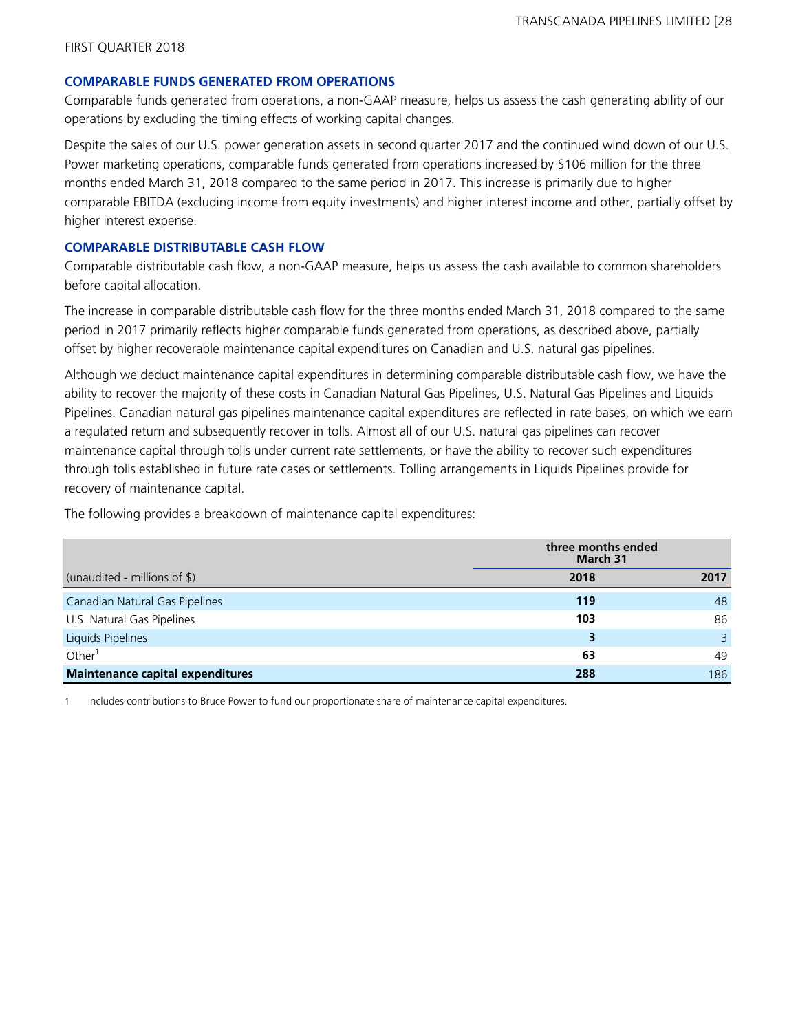## COMPARABLE FUNDS GENERATED FROM OPERATIONS

Comparable funds generated from operations, a non-GAAP measure, helps us assess the cash generating ability of our operations by excluding the timing effects of working capital changes.

Despite the sales of our U.S. power generation assets in second quarter 2017 and the continued wind down of our U.S. Power marketing operations, comparable funds generated from operations increased by $106 million for the three months ended March 31, 2018 compared to the same period in 2017. This increase is primarily due to higher comparable EBITDA (excluding income from equity investments) and higher interest income and other, partially offset by higher interest expense.

## COMPARABLE DISTRIBUTABLE CASH FLOW

Comparable distributable cash flow, a non-GAAP measure, helps us assess the cash available to common shareholders before capital allocation.

The increase in comparable distributable cash flow for the three months ended March 31, 2018 compared to the same period in 2017 primarily reflects higher comparable funds generated from operations, as described above, partially offset by higher recoverable maintenance capital expenditures on Canadian and U.S. natural gas pipelines.

Although we deduct maintenance capital expenditures in determining comparable distributable cash flow, we have the ability to recover the majority of these costs in Canadian Natural Gas Pipelines, U.S. Natural Gas Pipelines and Liquids Pipelines. Canadian natural gas pipelines maintenance capital expenditures are reflected in rate bases, on which we earn a regulated return and subsequently recover in tolls. Almost all of our U.S. natural gas pipelines can recover maintenance capital through tolls under current rate settlements, or have the ability to recover such expenditures through tolls established in future rate cases or settlements. Tolling arrangements in Liquids Pipelines provide for recovery of maintenance capital.

The following provides a breakdown of maintenance capital expenditures:

| | three months ended March 31 | |
|---|---|---|
| (unaudited - millions of $) | **2018** | **2017** |
| Canadian Natural Gas Pipelines | **119** | 48 |
| U.S. Natural Gas Pipelines | **103** | 86 |
| Liquids Pipelines | **3** | 3 |
| Other[1] | **63** | 49 |
| **Maintenance capital expenditures** | **288** | 186 |

1 Includes contributions to Bruce Power to fund our proportionate share of maintenance capital expenditures.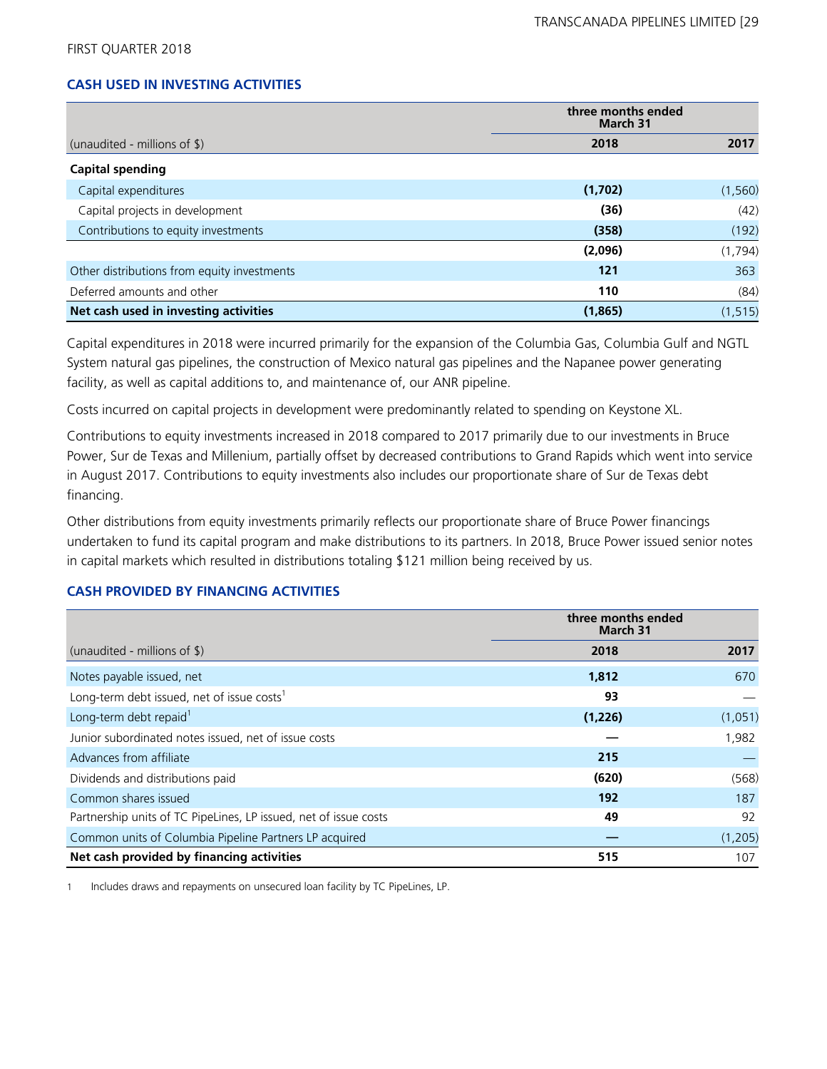FIRST QUARTER 2018

### CASH USED IN INVESTING ACTIVITIES

| | three months ended March 31 | |
|---|---|---|
| (unaudited - millions of $) | **2018** | 2017 |
| **Capital spending** | | |
| Capital expenditures | **(1,702)** | (1,560) |
| Capital projects in development | **(36)** | (42) |
| Contributions to equity investments | **(358)** | (192) |
| | **(2,096)** | (1,794) |
| Other distributions from equity investments | **121** | 363 |
| Deferred amounts and other | **110** | (84) |
| **Net cash used in investing activities** | **(1,865)** | (1,515) |

Capital expenditures in 2018 were incurred primarily for the expansion of the Columbia Gas, Columbia Gulf and NGTL System natural gas pipelines, the construction of Mexico natural gas pipelines and the Napanee power generating facility, as well as capital additions to, and maintenance of, our ANR pipeline.

Costs incurred on capital projects in development were predominantly related to spending on Keystone XL.

Contributions to equity investments increased in 2018 compared to 2017 primarily due to our investments in Bruce Power, Sur de Texas and Millenium, partially offset by decreased contributions to Grand Rapids which went into service in August 2017. Contributions to equity investments also includes our proportionate share of Sur de Texas debt financing.

Other distributions from equity investments primarily reflects our proportionate share of Bruce Power financings undertaken to fund its capital program and make distributions to its partners. In 2018, Bruce Power issued senior notes in capital markets which resulted in distributions totaling $121 million being received by us.

### CASH PROVIDED BY FINANCING ACTIVITIES

| | three months ended March 31 | |
|---|---|---|
| (unaudited - millions of $) | **2018** | 2017 |
| Notes payable issued, net | **1,812** | 670 |
| Long-term debt issued, net of issue costs[1] | **93** | — |
| Long-term debt repaid[1] | **(1,226)** | (1,051) |
| Junior subordinated notes issued, net of issue costs | **—** | 1,982 |
| Advances from affiliate | **215** | — |
| Dividends and distributions paid | **(620)** | (568) |
| Common shares issued | **192** | 187 |
| Partnership units of TC PipeLines, LP issued, net of issue costs | **49** | 92 |
| Common units of Columbia Pipeline Partners LP acquired | **—** | (1,205) |
| **Net cash provided by financing activities** | **515** | 107 |

1 Includes draws and repayments on unsecured loan facility by TC PipeLines, LP.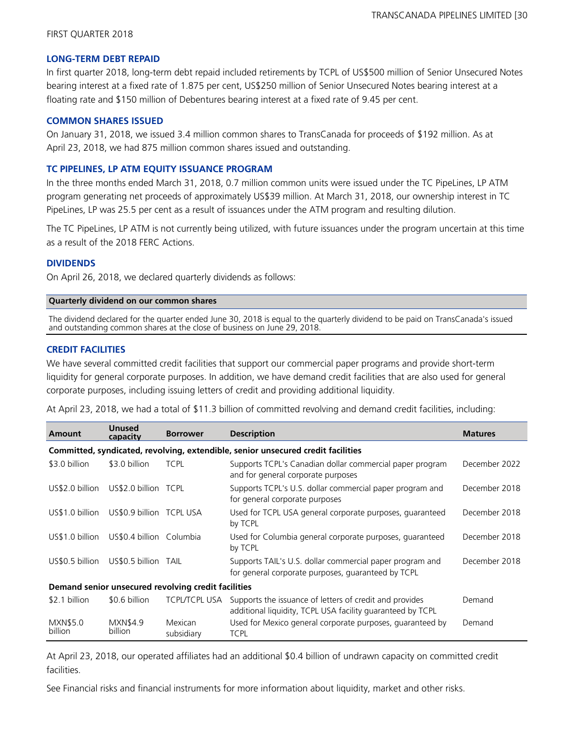FIRST QUARTER 2018

### LONG-TERM DEBT REPAID

In first quarter 2018, long-term debt repaid included retirements by TCPL of US$500 million of Senior Unsecured Notes bearing interest at a fixed rate of 1.875 per cent, US$250 million of Senior Unsecured Notes bearing interest at a floating rate and $150 million of Debentures bearing interest at a fixed rate of 9.45 per cent.

### COMMON SHARES ISSUED

On January 31, 2018, we issued 3.4 million common shares to TransCanada for proceeds of $192 million. As at April 23, 2018, we had 875 million common shares issued and outstanding.

### TC PIPELINES, LP ATM EQUITY ISSUANCE PROGRAM

In the three months ended March 31, 2018, 0.7 million common units were issued under the TC PipeLines, LP ATM program generating net proceeds of approximately US$39 million. At March 31, 2018, our ownership interest in TC PipeLines, LP was 25.5 per cent as a result of issuances under the ATM program and resulting dilution.

The TC PipeLines, LP ATM is not currently being utilized, with future issuances under the program uncertain at this time as a result of the 2018 FERC Actions.

### DIVIDENDS

On April 26, 2018, we declared quarterly dividends as follows:

| Quarterly dividend on our common shares |
|---|
| The dividend declared for the quarter ended June 30, 2018 is equal to the quarterly dividend to be paid on TransCanada's issued and outstanding common shares at the close of business on June 29, 2018. |

### CREDIT FACILITIES

We have several committed credit facilities that support our commercial paper programs and provide short-term liquidity for general corporate purposes. In addition, we have demand credit facilities that are also used for general corporate purposes, including issuing letters of credit and providing additional liquidity.

At April 23, 2018, we had a total of $11.3 billion of committed revolving and demand credit facilities, including:

| Amount | Unused capacity | Borrower | Description | Matures |
|---|---|---|---|---|
| **Committed, syndicated, revolving, extendible, senior unsecured credit facilities** | | | | |
| $3.0 billion | $3.0 billion | TCPL | Supports TCPL's Canadian dollar commercial paper program and for general corporate purposes | December 2022 |
| US$2.0 billion | US$2.0 billion | TCPL | Supports TCPL's U.S. dollar commercial paper program and for general corporate purposes | December 2018 |
| US$1.0 billion | US$0.9 billion | TCPL USA | Used for TCPL USA general corporate purposes, guaranteed by TCPL | December 2018 |
| US$1.0 billion | US$0.4 billion | Columbia | Used for Columbia general corporate purposes, guaranteed by TCPL | December 2018 |
| US$0.5 billion | US$0.5 billion | TAIL | Supports TAIL's U.S. dollar commercial paper program and for general corporate purposes, guaranteed by TCPL | December 2018 |
| **Demand senior unsecured revolving credit facilities** | | | | |
| $2.1 billion | $0.6 billion | TCPL/TCPL USA | Supports the issuance of letters of credit and provides additional liquidity, TCPL USA facility guaranteed by TCPL | Demand |
| MXN$5.0 billion | MXN$4.9 billion | Mexican subsidiary | Used for Mexico general corporate purposes, guaranteed by TCPL | Demand |

At April 23, 2018, our operated affiliates had an additional $0.4 billion of undrawn capacity on committed credit facilities.

See Financial risks and financial instruments for more information about liquidity, market and other risks.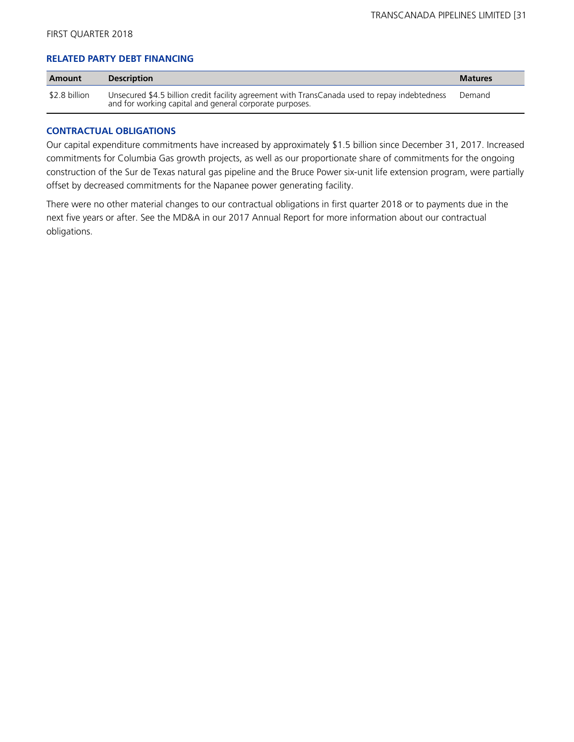### RELATED PARTY DEBT FINANCING

| Amount | Description | Matures |
|---|---|---|
| $2.8 billion | Unsecured $4.5 billion credit facility agreement with TransCanada used to repay indebtedness and for working capital and general corporate purposes. | Demand |

### CONTRACTUAL OBLIGATIONS

Our capital expenditure commitments have increased by approximately $1.5 billion since December 31, 2017. Increased commitments for Columbia Gas growth projects, as well as our proportionate share of commitments for the ongoing construction of the Sur de Texas natural gas pipeline and the Bruce Power six-unit life extension program, were partially offset by decreased commitments for the Napanee power generating facility.

There were no other material changes to our contractual obligations in first quarter 2018 or to payments due in the next five years or after. See the MD&A in our 2017 Annual Report for more information about our contractual obligations.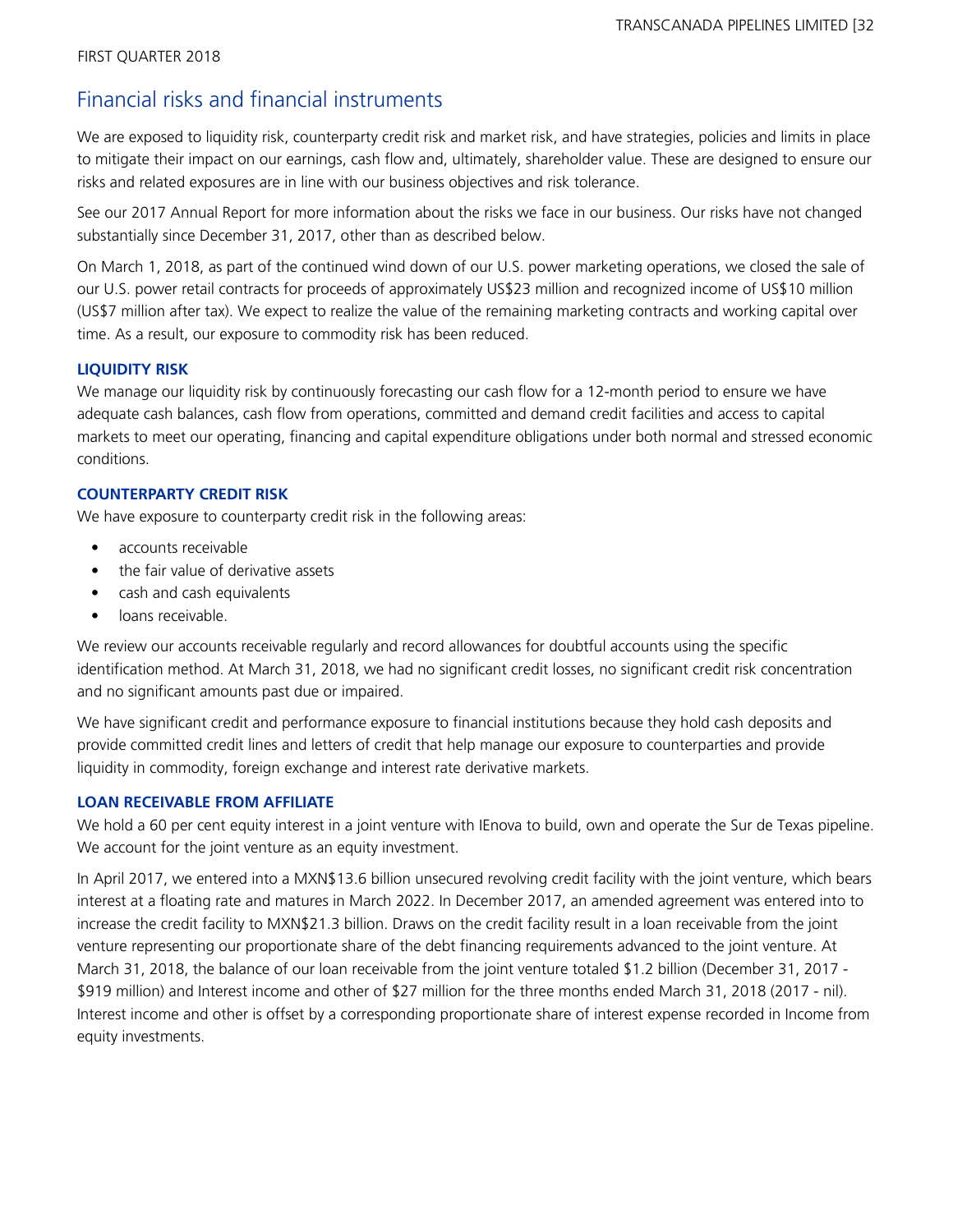## Financial risks and financial instruments

We are exposed to liquidity risk, counterparty credit risk and market risk, and have strategies, policies and limits in place to mitigate their impact on our earnings, cash flow and, ultimately, shareholder value. These are designed to ensure our risks and related exposures are in line with our business objectives and risk tolerance.

See our 2017 Annual Report for more information about the risks we face in our business. Our risks have not changed substantially since December 31, 2017, other than as described below.

On March 1, 2018, as part of the continued wind down of our U.S. power marketing operations, we closed the sale of our U.S. power retail contracts for proceeds of approximately US$23 million and recognized income of US$10 million (US$7 million after tax). We expect to realize the value of the remaining marketing contracts and working capital over time. As a result, our exposure to commodity risk has been reduced.

### LIQUIDITY RISK

We manage our liquidity risk by continuously forecasting our cash flow for a 12-month period to ensure we have adequate cash balances, cash flow from operations, committed and demand credit facilities and access to capital markets to meet our operating, financing and capital expenditure obligations under both normal and stressed economic conditions.

### COUNTERPARTY CREDIT RISK

We have exposure to counterparty credit risk in the following areas:

- accounts receivable
- the fair value of derivative assets
- cash and cash equivalents
- loans receivable.

We review our accounts receivable regularly and record allowances for doubtful accounts using the specific identification method. At March 31, 2018, we had no significant credit losses, no significant credit risk concentration and no significant amounts past due or impaired.

We have significant credit and performance exposure to financial institutions because they hold cash deposits and provide committed credit lines and letters of credit that help manage our exposure to counterparties and provide liquidity in commodity, foreign exchange and interest rate derivative markets.

### LOAN RECEIVABLE FROM AFFILIATE

We hold a 60 per cent equity interest in a joint venture with IEnova to build, own and operate the Sur de Texas pipeline. We account for the joint venture as an equity investment.

In April 2017, we entered into a MXN$13.6 billion unsecured revolving credit facility with the joint venture, which bears interest at a floating rate and matures in March 2022. In December 2017, an amended agreement was entered into to increase the credit facility to MXN$21.3 billion. Draws on the credit facility result in a loan receivable from the joint venture representing our proportionate share of the debt financing requirements advanced to the joint venture. At March 31, 2018, the balance of our loan receivable from the joint venture totaled $1.2 billion (December 31, 2017 - $919 million) and Interest income and other of $27 million for the three months ended March 31, 2018 (2017 - nil). Interest income and other is offset by a corresponding proportionate share of interest expense recorded in Income from equity investments.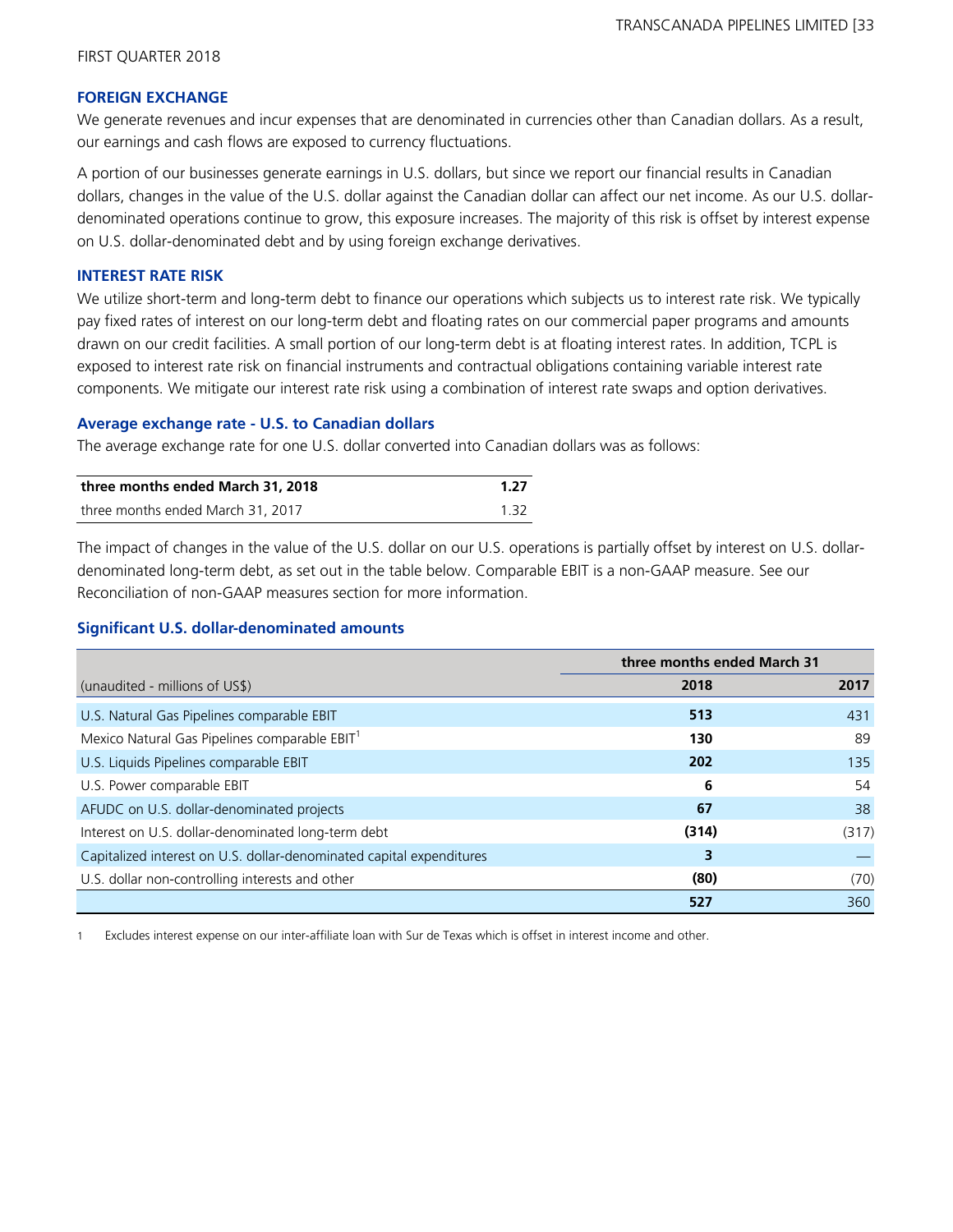FIRST QUARTER 2018

### FOREIGN EXCHANGE

We generate revenues and incur expenses that are denominated in currencies other than Canadian dollars. As a result, our earnings and cash flows are exposed to currency fluctuations.

A portion of our businesses generate earnings in U.S. dollars, but since we report our financial results in Canadian dollars, changes in the value of the U.S. dollar against the Canadian dollar can affect our net income. As our U.S. dollar-denominated operations continue to grow, this exposure increases. The majority of this risk is offset by interest expense on U.S. dollar-denominated debt and by using foreign exchange derivatives.

### INTEREST RATE RISK

We utilize short-term and long-term debt to finance our operations which subjects us to interest rate risk. We typically pay fixed rates of interest on our long-term debt and floating rates on our commercial paper programs and amounts drawn on our credit facilities. A small portion of our long-term debt is at floating interest rates. In addition, TCPL is exposed to interest rate risk on financial instruments and contractual obligations containing variable interest rate components. We mitigate our interest rate risk using a combination of interest rate swaps and option derivatives.

#### Average exchange rate - U.S. to Canadian dollars

The average exchange rate for one U.S. dollar converted into Canadian dollars was as follows:

| | |
|---|---|
| **three months ended March 31, 2018** | **1.27** |
| three months ended March 31, 2017 | 1.32 |

The impact of changes in the value of the U.S. dollar on our U.S. operations is partially offset by interest on U.S. dollar-denominated long-term debt, as set out in the table below. Comparable EBIT is a non-GAAP measure. See our Reconciliation of non-GAAP measures section for more information.

#### Significant U.S. dollar-denominated amounts

| | three months ended March 31 | |
|---|---|---|
| (unaudited - millions of US$) | **2018** | **2017** |
| U.S. Natural Gas Pipelines comparable EBIT | **513** | 431 |
| Mexico Natural Gas Pipelines comparable EBIT[1] | **130** | 89 |
| U.S. Liquids Pipelines comparable EBIT | **202** | 135 |
| U.S. Power comparable EBIT | **6** | 54 |
| AFUDC on U.S. dollar-denominated projects | **67** | 38 |
| Interest on U.S. dollar-denominated long-term debt | **(314)** | (317) |
| Capitalized interest on U.S. dollar-denominated capital expenditures | **3** | — |
| U.S. dollar non-controlling interests and other | **(80)** | (70) |
| | **527** | 360 |

1 Excludes interest expense on our inter-affiliate loan with Sur de Texas which is offset in interest income and other.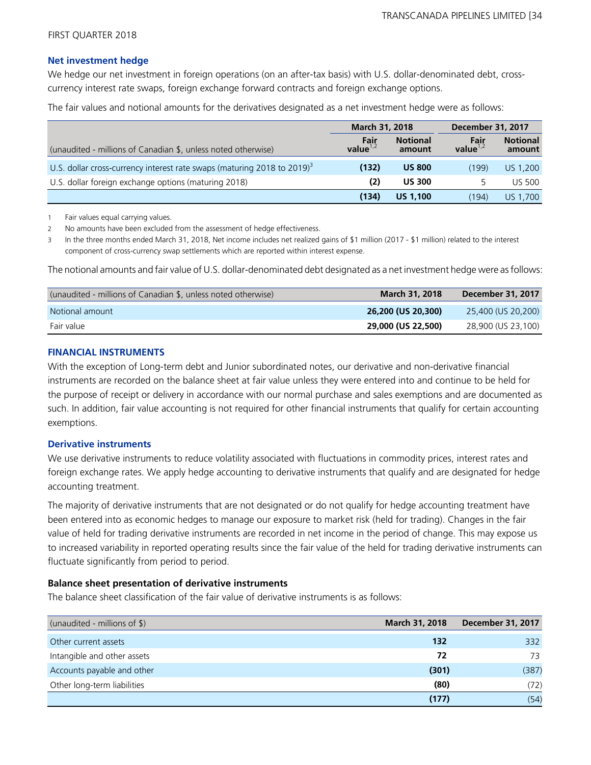## Net investment hedge

We hedge our net investment in foreign operations (on an after-tax basis) with U.S. dollar-denominated debt, cross-currency interest rate swaps, foreign exchange forward contracts and foreign exchange options.

The fair values and notional amounts for the derivatives designated as a net investment hedge were as follows:

| | March 31, 2018 | | December 31, 2017 | |
|---|---|---|---|---|
| (unaudited - millions of Canadian $, unless noted otherwise) | Fair value[1,2] | Notional amount | Fair value[1,2] | Notional amount |
| U.S. dollar cross-currency interest rate swaps (maturing 2018 to 2019)[3] | **(132)** | **US 800** | (199) | US 1,200 |
| U.S. dollar foreign exchange options (maturing 2018) | **(2)** | **US 300** | 5 | US 500 |
| | **(134)** | **US 1,100** | (194) | US 1,700 |

1 Fair values equal carrying values.

2 No amounts have been excluded from the assessment of hedge effectiveness.

3 In the three months ended March 31, 2018, Net income includes net realized gains of $1 million (2017 - $1 million) related to the interest component of cross-currency swap settlements which are reported within interest expense.

The notional amounts and fair value of U.S. dollar-denominated debt designated as a net investment hedge were as follows:

| (unaudited - millions of Canadian $, unless noted otherwise) | March 31, 2018 | December 31, 2017 |
|---|---|---|
| Notional amount | **26,200 (US 20,300)** | 25,400 (US 20,200) |
| Fair value | **29,000 (US 22,500)** | 28,900 (US 23,100) |

## FINANCIAL INSTRUMENTS

With the exception of Long-term debt and Junior subordinated notes, our derivative and non-derivative financial instruments are recorded on the balance sheet at fair value unless they were entered into and continue to be held for the purpose of receipt or delivery in accordance with our normal purchase and sales exemptions and are documented as such. In addition, fair value accounting is not required for other financial instruments that qualify for certain accounting exemptions.

### Derivative instruments

We use derivative instruments to reduce volatility associated with fluctuations in commodity prices, interest rates and foreign exchange rates. We apply hedge accounting to derivative instruments that qualify and are designated for hedge accounting treatment.

The majority of derivative instruments that are not designated or do not qualify for hedge accounting treatment have been entered into as economic hedges to manage our exposure to market risk (held for trading). Changes in the fair value of held for trading derivative instruments are recorded in net income in the period of change. This may expose us to increased variability in reported operating results since the fair value of the held for trading derivative instruments can fluctuate significantly from period to period.

**Balance sheet presentation of derivative instruments**

The balance sheet classification of the fair value of derivative instruments is as follows:

| (unaudited - millions of $) | March 31, 2018 | December 31, 2017 |
|---|---|---|
| Other current assets | **132** | 332 |
| Intangible and other assets | **72** | 73 |
| Accounts payable and other | **(301)** | (387) |
| Other long-term liabilities | **(80)** | (72) |
| | **(177)** | (54) |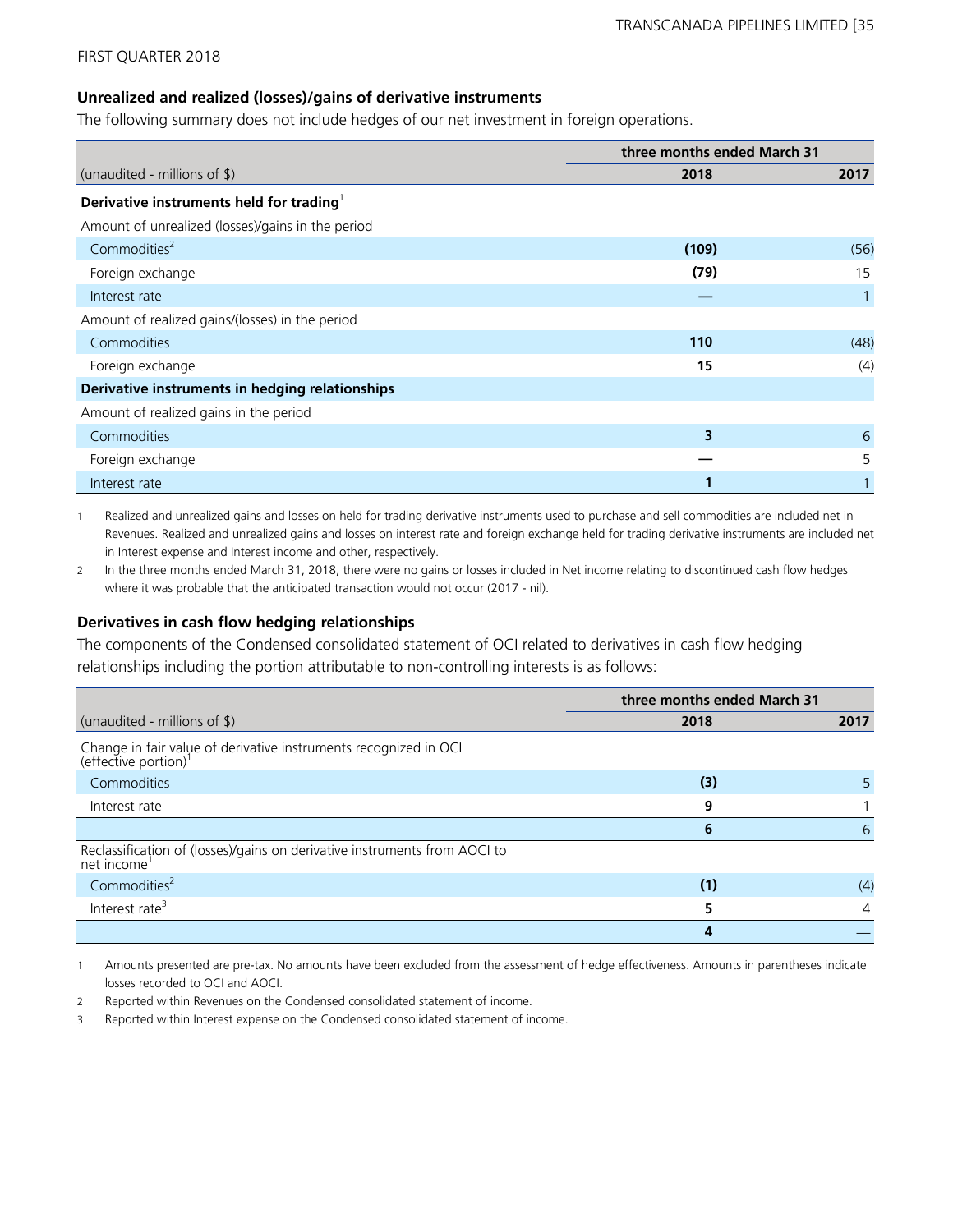FIRST QUARTER 2018

### Unrealized and realized (losses)/gains of derivative instruments

The following summary does not include hedges of our net investment in foreign operations.

| | three months ended March 31 | |
|---|---|---|
| (unaudited - millions of $) | 2018 | 2017 |
| **Derivative instruments held for trading**[1] | | |
| Amount of unrealized (losses)/gains in the period | | |
| Commodities[2] | **(109)** | (56) |
| Foreign exchange | **(79)** | 15 |
| Interest rate | **—** | 1 |
| Amount of realized gains/(losses) in the period | | |
| Commodities | **110** | (48) |
| Foreign exchange | **15** | (4) |
| **Derivative instruments in hedging relationships** | | |
| Amount of realized gains in the period | | |
| Commodities | **3** | 6 |
| Foreign exchange | **—** | 5 |
| Interest rate | **1** | 1 |

1 Realized and unrealized gains and losses on held for trading derivative instruments used to purchase and sell commodities are included net in Revenues. Realized and unrealized gains and losses on interest rate and foreign exchange held for trading derivative instruments are included net in Interest expense and Interest income and other, respectively.

2 In the three months ended March 31, 2018, there were no gains or losses included in Net income relating to discontinued cash flow hedges where it was probable that the anticipated transaction would not occur (2017 - nil).

### Derivatives in cash flow hedging relationships

The components of the Condensed consolidated statement of OCI related to derivatives in cash flow hedging relationships including the portion attributable to non-controlling interests is as follows:

| | three months ended March 31 | |
|---|---|---|
| (unaudited - millions of $) | 2018 | 2017 |
| Change in fair value of derivative instruments recognized in OCI (effective portion)[1] | | |
| Commodities | **(3)** | 5 |
| Interest rate | **9** | 1 |
| | **6** | 6 |
| Reclassification of (losses)/gains on derivative instruments from AOCI to net income[1] | | |
| Commodities[2] | **(1)** | (4) |
| Interest rate[3] | **5** | 4 |
| | **4** | — |

1 Amounts presented are pre-tax. No amounts have been excluded from the assessment of hedge effectiveness. Amounts in parentheses indicate losses recorded to OCI and AOCI.

2 Reported within Revenues on the Condensed consolidated statement of income.

3 Reported within Interest expense on the Condensed consolidated statement of income.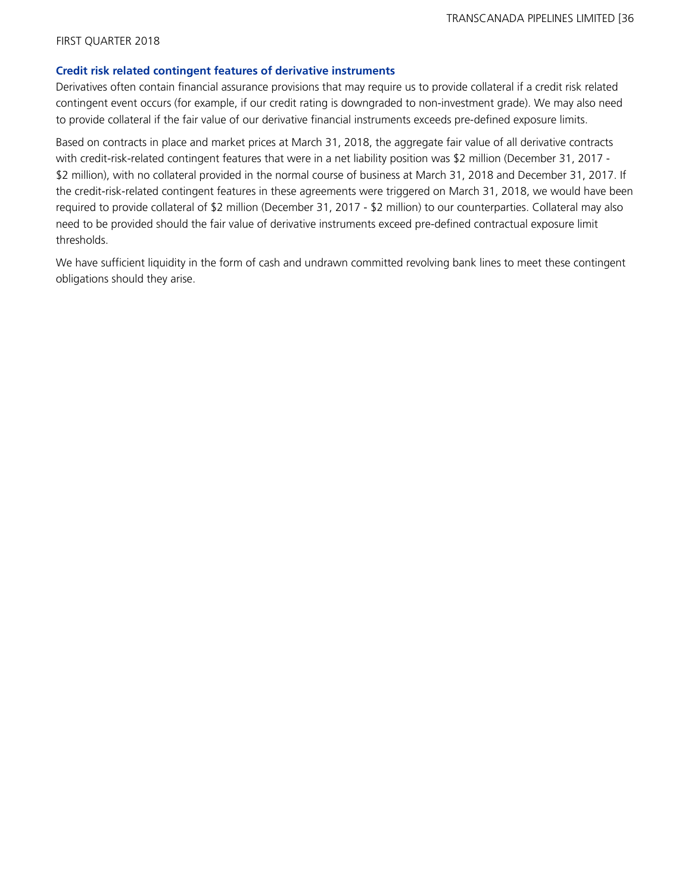### Credit risk related contingent features of derivative instruments

Derivatives often contain financial assurance provisions that may require us to provide collateral if a credit risk related contingent event occurs (for example, if our credit rating is downgraded to non-investment grade). We may also need to provide collateral if the fair value of our derivative financial instruments exceeds pre-defined exposure limits.

Based on contracts in place and market prices at March 31, 2018, the aggregate fair value of all derivative contracts with credit-risk-related contingent features that were in a net liability position was $2 million (December 31, 2017 - $2 million), with no collateral provided in the normal course of business at March 31, 2018 and December 31, 2017. If the credit-risk-related contingent features in these agreements were triggered on March 31, 2018, we would have been required to provide collateral of $2 million (December 31, 2017 - $2 million) to our counterparties. Collateral may also need to be provided should the fair value of derivative instruments exceed pre-defined contractual exposure limit thresholds.

We have sufficient liquidity in the form of cash and undrawn committed revolving bank lines to meet these contingent obligations should they arise.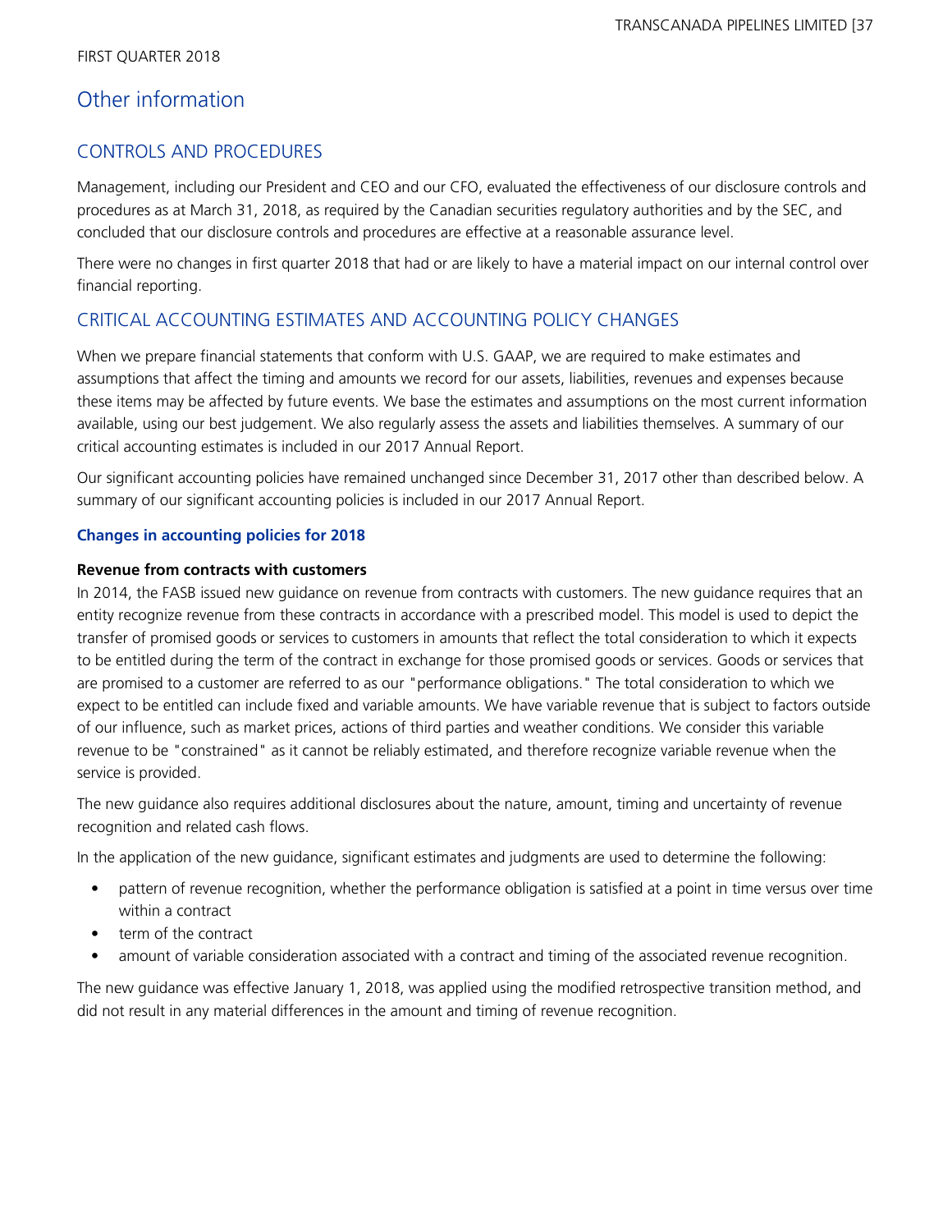# Other information

## CONTROLS AND PROCEDURES

Management, including our President and CEO and our CFO, evaluated the effectiveness of our disclosure controls and procedures as at March 31, 2018, as required by the Canadian securities regulatory authorities and by the SEC, and concluded that our disclosure controls and procedures are effective at a reasonable assurance level.

There were no changes in first quarter 2018 that had or are likely to have a material impact on our internal control over financial reporting.

## CRITICAL ACCOUNTING ESTIMATES AND ACCOUNTING POLICY CHANGES

When we prepare financial statements that conform with U.S. GAAP, we are required to make estimates and assumptions that affect the timing and amounts we record for our assets, liabilities, revenues and expenses because these items may be affected by future events. We base the estimates and assumptions on the most current information available, using our best judgement. We also regularly assess the assets and liabilities themselves. A summary of our critical accounting estimates is included in our 2017 Annual Report.

Our significant accounting policies have remained unchanged since December 31, 2017 other than described below. A summary of our significant accounting policies is included in our 2017 Annual Report.

### Changes in accounting policies for 2018

**Revenue from contracts with customers**

In 2014, the FASB issued new guidance on revenue from contracts with customers. The new guidance requires that an entity recognize revenue from these contracts in accordance with a prescribed model. This model is used to depict the transfer of promised goods or services to customers in amounts that reflect the total consideration to which it expects to be entitled during the term of the contract in exchange for those promised goods or services. Goods or services that are promised to a customer are referred to as our "performance obligations." The total consideration to which we expect to be entitled can include fixed and variable amounts. We have variable revenue that is subject to factors outside of our influence, such as market prices, actions of third parties and weather conditions. We consider this variable revenue to be "constrained" as it cannot be reliably estimated, and therefore recognize variable revenue when the service is provided.

The new guidance also requires additional disclosures about the nature, amount, timing and uncertainty of revenue recognition and related cash flows.

In the application of the new guidance, significant estimates and judgments are used to determine the following:

- pattern of revenue recognition, whether the performance obligation is satisfied at a point in time versus over time within a contract
- term of the contract
- amount of variable consideration associated with a contract and timing of the associated revenue recognition.

The new guidance was effective January 1, 2018, was applied using the modified retrospective transition method, and did not result in any material differences in the amount and timing of revenue recognition.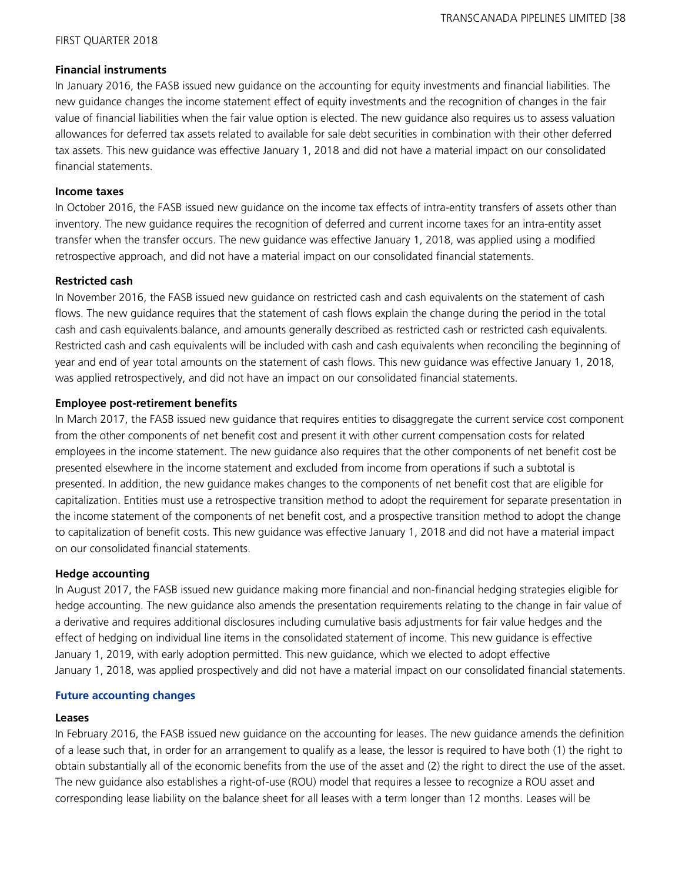**Financial instruments**

In January 2016, the FASB issued new guidance on the accounting for equity investments and financial liabilities. The new guidance changes the income statement effect of equity investments and the recognition of changes in the fair value of financial liabilities when the fair value option is elected. The new guidance also requires us to assess valuation allowances for deferred tax assets related to available for sale debt securities in combination with their other deferred tax assets. This new guidance was effective January 1, 2018 and did not have a material impact on our consolidated financial statements.

**Income taxes**

In October 2016, the FASB issued new guidance on the income tax effects of intra-entity transfers of assets other than inventory. The new guidance requires the recognition of deferred and current income taxes for an intra-entity asset transfer when the transfer occurs. The new guidance was effective January 1, 2018, was applied using a modified retrospective approach, and did not have a material impact on our consolidated financial statements.

**Restricted cash**

In November 2016, the FASB issued new guidance on restricted cash and cash equivalents on the statement of cash flows. The new guidance requires that the statement of cash flows explain the change during the period in the total cash and cash equivalents balance, and amounts generally described as restricted cash or restricted cash equivalents. Restricted cash and cash equivalents will be included with cash and cash equivalents when reconciling the beginning of year and end of year total amounts on the statement of cash flows. This new guidance was effective January 1, 2018, was applied retrospectively, and did not have an impact on our consolidated financial statements.

**Employee post-retirement benefits**

In March 2017, the FASB issued new guidance that requires entities to disaggregate the current service cost component from the other components of net benefit cost and present it with other current compensation costs for related employees in the income statement. The new guidance also requires that the other components of net benefit cost be presented elsewhere in the income statement and excluded from income from operations if such a subtotal is presented. In addition, the new guidance makes changes to the components of net benefit cost that are eligible for capitalization. Entities must use a retrospective transition method to adopt the requirement for separate presentation in the income statement of the components of net benefit cost, and a prospective transition method to adopt the change to capitalization of benefit costs. This new guidance was effective January 1, 2018 and did not have a material impact on our consolidated financial statements.

**Hedge accounting**

In August 2017, the FASB issued new guidance making more financial and non-financial hedging strategies eligible for hedge accounting. The new guidance also amends the presentation requirements relating to the change in fair value of a derivative and requires additional disclosures including cumulative basis adjustments for fair value hedges and the effect of hedging on individual line items in the consolidated statement of income. This new guidance is effective January 1, 2019, with early adoption permitted. This new guidance, which we elected to adopt effective January 1, 2018, was applied prospectively and did not have a material impact on our consolidated financial statements.

### Future accounting changes

**Leases**

In February 2016, the FASB issued new guidance on the accounting for leases. The new guidance amends the definition of a lease such that, in order for an arrangement to qualify as a lease, the lessor is required to have both (1) the right to obtain substantially all of the economic benefits from the use of the asset and (2) the right to direct the use of the asset. The new guidance also establishes a right-of-use (ROU) model that requires a lessee to recognize a ROU asset and corresponding lease liability on the balance sheet for all leases with a term longer than 12 months. Leases will be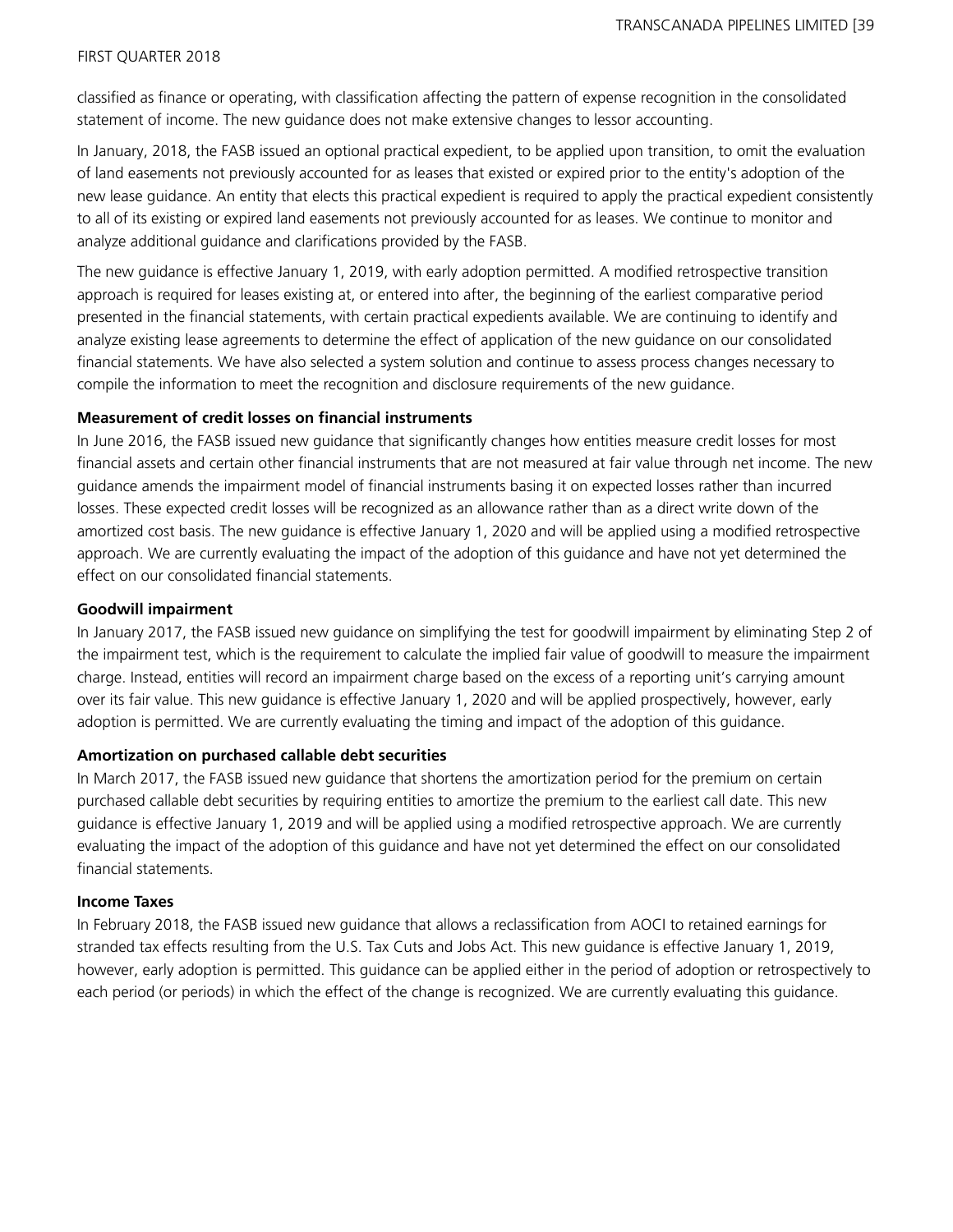classified as finance or operating, with classification affecting the pattern of expense recognition in the consolidated statement of income. The new guidance does not make extensive changes to lessor accounting.

In January, 2018, the FASB issued an optional practical expedient, to be applied upon transition, to omit the evaluation of land easements not previously accounted for as leases that existed or expired prior to the entity's adoption of the new lease guidance. An entity that elects this practical expedient is required to apply the practical expedient consistently to all of its existing or expired land easements not previously accounted for as leases. We continue to monitor and analyze additional guidance and clarifications provided by the FASB.

The new guidance is effective January 1, 2019, with early adoption permitted. A modified retrospective transition approach is required for leases existing at, or entered into after, the beginning of the earliest comparative period presented in the financial statements, with certain practical expedients available. We are continuing to identify and analyze existing lease agreements to determine the effect of application of the new guidance on our consolidated financial statements. We have also selected a system solution and continue to assess process changes necessary to compile the information to meet the recognition and disclosure requirements of the new guidance.

**Measurement of credit losses on financial instruments**

In June 2016, the FASB issued new guidance that significantly changes how entities measure credit losses for most financial assets and certain other financial instruments that are not measured at fair value through net income. The new guidance amends the impairment model of financial instruments basing it on expected losses rather than incurred losses. These expected credit losses will be recognized as an allowance rather than as a direct write down of the amortized cost basis. The new guidance is effective January 1, 2020 and will be applied using a modified retrospective approach. We are currently evaluating the impact of the adoption of this guidance and have not yet determined the effect on our consolidated financial statements.

**Goodwill impairment**

In January 2017, the FASB issued new guidance on simplifying the test for goodwill impairment by eliminating Step 2 of the impairment test, which is the requirement to calculate the implied fair value of goodwill to measure the impairment charge. Instead, entities will record an impairment charge based on the excess of a reporting unit's carrying amount over its fair value. This new guidance is effective January 1, 2020 and will be applied prospectively, however, early adoption is permitted. We are currently evaluating the timing and impact of the adoption of this guidance.

**Amortization on purchased callable debt securities**

In March 2017, the FASB issued new guidance that shortens the amortization period for the premium on certain purchased callable debt securities by requiring entities to amortize the premium to the earliest call date. This new guidance is effective January 1, 2019 and will be applied using a modified retrospective approach. We are currently evaluating the impact of the adoption of this guidance and have not yet determined the effect on our consolidated financial statements.

**Income Taxes**

In February 2018, the FASB issued new guidance that allows a reclassification from AOCI to retained earnings for stranded tax effects resulting from the U.S. Tax Cuts and Jobs Act. This new guidance is effective January 1, 2019, however, early adoption is permitted. This guidance can be applied either in the period of adoption or retrospectively to each period (or periods) in which the effect of the change is recognized. We are currently evaluating this guidance.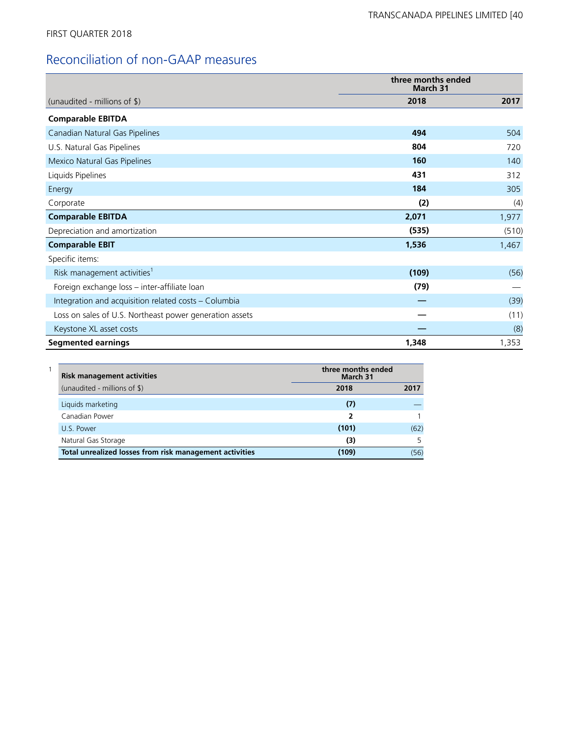FIRST QUARTER 2018

## Reconciliation of non-GAAP measures

| | three months ended March 31 | |
|---|---|---|
| (unaudited - millions of $) | **2018** | 2017 |
| **Comparable EBITDA** | | |
| Canadian Natural Gas Pipelines | **494** | 504 |
| U.S. Natural Gas Pipelines | **804** | 720 |
| Mexico Natural Gas Pipelines | **160** | 140 |
| Liquids Pipelines | **431** | 312 |
| Energy | **184** | 305 |
| Corporate | **(2)** | (4) |
| **Comparable EBITDA** | **2,071** | 1,977 |
| Depreciation and amortization | **(535)** | (510) |
| **Comparable EBIT** | **1,536** | 1,467 |
| Specific items: | | |
| Risk management activities[1] | **(109)** | (56) |
| Foreign exchange loss – inter-affiliate loan | **(79)** | — |
| Integration and acquisition related costs – Columbia | **—** | (39) |
| Loss on sales of U.S. Northeast power generation assets | **—** | (11) |
| Keystone XL asset costs | **—** | (8) |
| **Segmented earnings** | **1,348** | 1,353 |

1

| **Risk management activities** | three months ended March 31 | |
|---|---|---|
| (unaudited - millions of $) | **2018** | **2017** |
| Liquids marketing | **(7)** | — |
| Canadian Power | **2** | 1 |
| U.S. Power | **(101)** | (62) |
| Natural Gas Storage | **(3)** | 5 |
| **Total unrealized losses from risk management activities** | **(109)** | (56) |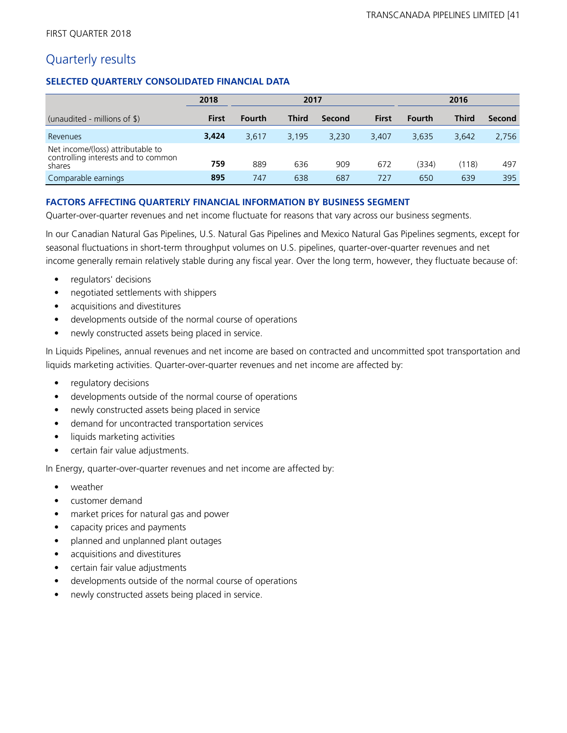FIRST QUARTER 2018

## Quarterly results

### SELECTED QUARTERLY CONSOLIDATED FINANCIAL DATA

| | 2018 | 2017 | | | | 2016 | | |
|---|---|---|---|---|---|---|---|---|
| (unaudited - millions of $) | **First** | Fourth | Third | Second | First | Fourth | Third | Second |
| Revenues | **3,424** | 3,617 | 3,195 | 3,230 | 3,407 | 3,635 | 3,642 | 2,756 |
| Net income/(loss) attributable to controlling interests and to common shares | **759** | 889 | 636 | 909 | 672 | (334) | (118) | 497 |
| Comparable earnings | **895** | 747 | 638 | 687 | 727 | 650 | 639 | 395 |

### FACTORS AFFECTING QUARTERLY FINANCIAL INFORMATION BY BUSINESS SEGMENT

Quarter-over-quarter revenues and net income fluctuate for reasons that vary across our business segments.

In our Canadian Natural Gas Pipelines, U.S. Natural Gas Pipelines and Mexico Natural Gas Pipelines segments, except for seasonal fluctuations in short-term throughput volumes on U.S. pipelines, quarter-over-quarter revenues and net income generally remain relatively stable during any fiscal year. Over the long term, however, they fluctuate because of:

- regulators' decisions
- negotiated settlements with shippers
- acquisitions and divestitures
- developments outside of the normal course of operations
- newly constructed assets being placed in service.

In Liquids Pipelines, annual revenues and net income are based on contracted and uncommitted spot transportation and liquids marketing activities. Quarter-over-quarter revenues and net income are affected by:

- regulatory decisions
- developments outside of the normal course of operations
- newly constructed assets being placed in service
- demand for uncontracted transportation services
- liquids marketing activities
- certain fair value adjustments.

In Energy, quarter-over-quarter revenues and net income are affected by:

- weather
- customer demand
- market prices for natural gas and power
- capacity prices and payments
- planned and unplanned plant outages
- acquisitions and divestitures
- certain fair value adjustments
- developments outside of the normal course of operations
- newly constructed assets being placed in service.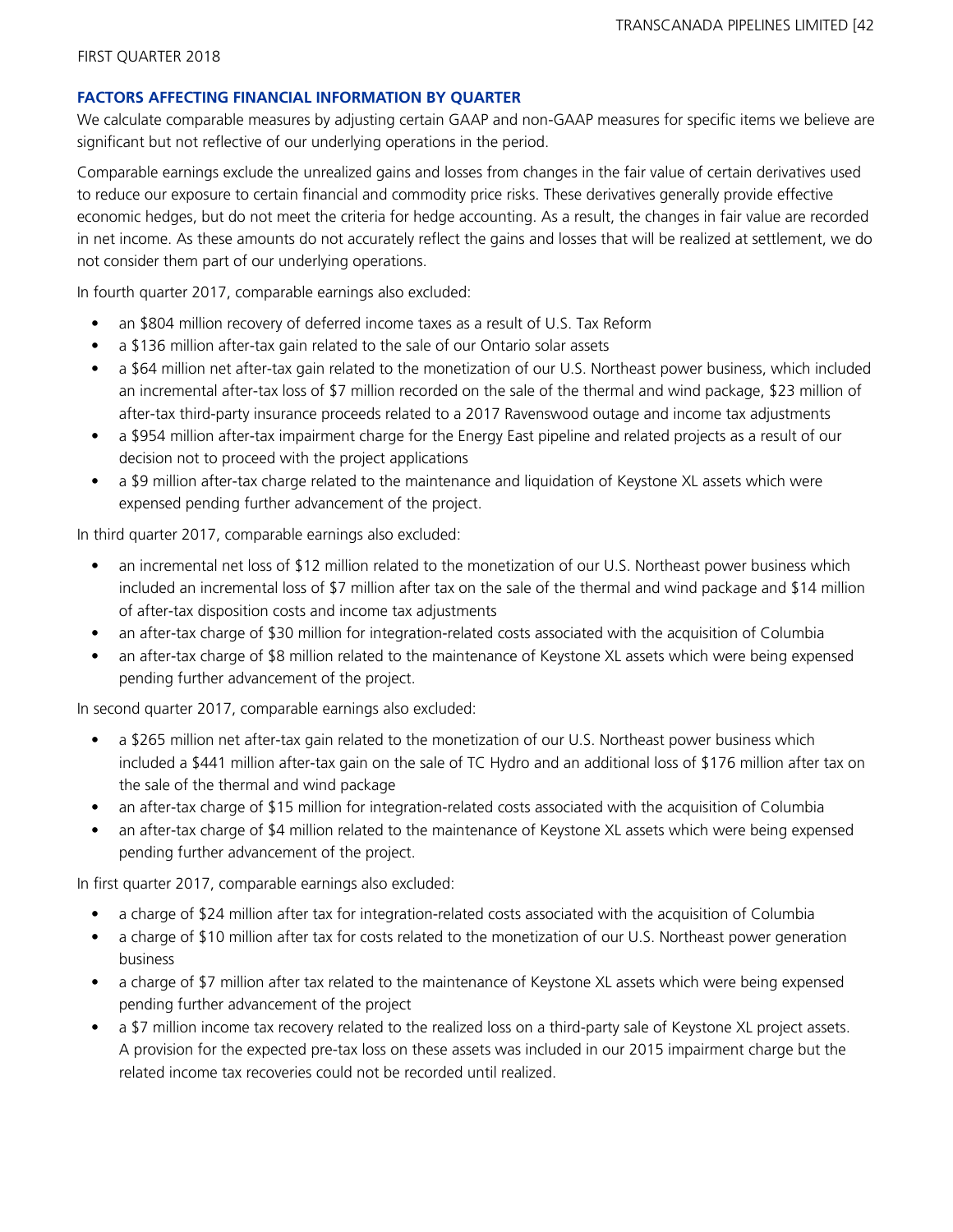## FACTORS AFFECTING FINANCIAL INFORMATION BY QUARTER

We calculate comparable measures by adjusting certain GAAP and non-GAAP measures for specific items we believe are significant but not reflective of our underlying operations in the period.

Comparable earnings exclude the unrealized gains and losses from changes in the fair value of certain derivatives used to reduce our exposure to certain financial and commodity price risks. These derivatives generally provide effective economic hedges, but do not meet the criteria for hedge accounting. As a result, the changes in fair value are recorded in net income. As these amounts do not accurately reflect the gains and losses that will be realized at settlement, we do not consider them part of our underlying operations.

In fourth quarter 2017, comparable earnings also excluded:

- an $804 million recovery of deferred income taxes as a result of U.S. Tax Reform
- a $136 million after-tax gain related to the sale of our Ontario solar assets
- a $64 million net after-tax gain related to the monetization of our U.S. Northeast power business, which included an incremental after-tax loss of $7 million recorded on the sale of the thermal and wind package, $23 million of after-tax third-party insurance proceeds related to a 2017 Ravenswood outage and income tax adjustments
- a $954 million after-tax impairment charge for the Energy East pipeline and related projects as a result of our decision not to proceed with the project applications
- a $9 million after-tax charge related to the maintenance and liquidation of Keystone XL assets which were expensed pending further advancement of the project.

In third quarter 2017, comparable earnings also excluded:

- an incremental net loss of $12 million related to the monetization of our U.S. Northeast power business which included an incremental loss of $7 million after tax on the sale of the thermal and wind package and $14 million of after-tax disposition costs and income tax adjustments
- an after-tax charge of $30 million for integration-related costs associated with the acquisition of Columbia
- an after-tax charge of $8 million related to the maintenance of Keystone XL assets which were being expensed pending further advancement of the project.

In second quarter 2017, comparable earnings also excluded:

- a $265 million net after-tax gain related to the monetization of our U.S. Northeast power business which included a $441 million after-tax gain on the sale of TC Hydro and an additional loss of $176 million after tax on the sale of the thermal and wind package
- an after-tax charge of $15 million for integration-related costs associated with the acquisition of Columbia
- an after-tax charge of $4 million related to the maintenance of Keystone XL assets which were being expensed pending further advancement of the project.

In first quarter 2017, comparable earnings also excluded:

- a charge of $24 million after tax for integration-related costs associated with the acquisition of Columbia
- a charge of $10 million after tax for costs related to the monetization of our U.S. Northeast power generation business
- a charge of $7 million after tax related to the maintenance of Keystone XL assets which were being expensed pending further advancement of the project
- a $7 million income tax recovery related to the realized loss on a third-party sale of Keystone XL project assets. A provision for the expected pre-tax loss on these assets was included in our 2015 impairment charge but the related income tax recoveries could not be recorded until realized.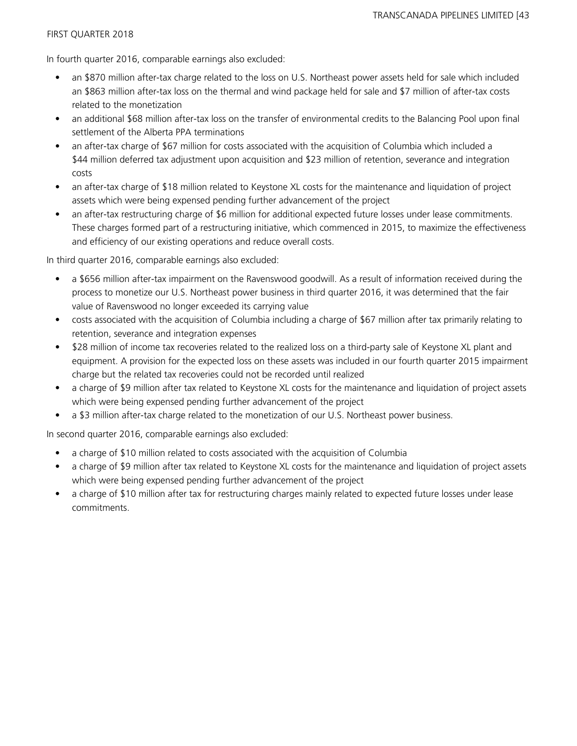In fourth quarter 2016, comparable earnings also excluded:

- an $870 million after-tax charge related to the loss on U.S. Northeast power assets held for sale which included an $863 million after-tax loss on the thermal and wind package held for sale and $7 million of after-tax costs related to the monetization
- an additional $68 million after-tax loss on the transfer of environmental credits to the Balancing Pool upon final settlement of the Alberta PPA terminations
- an after-tax charge of $67 million for costs associated with the acquisition of Columbia which included a $44 million deferred tax adjustment upon acquisition and $23 million of retention, severance and integration costs
- an after-tax charge of $18 million related to Keystone XL costs for the maintenance and liquidation of project assets which were being expensed pending further advancement of the project
- an after-tax restructuring charge of $6 million for additional expected future losses under lease commitments. These charges formed part of a restructuring initiative, which commenced in 2015, to maximize the effectiveness and efficiency of our existing operations and reduce overall costs.

In third quarter 2016, comparable earnings also excluded:

- a $656 million after-tax impairment on the Ravenswood goodwill. As a result of information received during the process to monetize our U.S. Northeast power business in third quarter 2016, it was determined that the fair value of Ravenswood no longer exceeded its carrying value
- costs associated with the acquisition of Columbia including a charge of $67 million after tax primarily relating to retention, severance and integration expenses
- $28 million of income tax recoveries related to the realized loss on a third-party sale of Keystone XL plant and equipment. A provision for the expected loss on these assets was included in our fourth quarter 2015 impairment charge but the related tax recoveries could not be recorded until realized
- a charge of $9 million after tax related to Keystone XL costs for the maintenance and liquidation of project assets which were being expensed pending further advancement of the project
- a $3 million after-tax charge related to the monetization of our U.S. Northeast power business.

In second quarter 2016, comparable earnings also excluded:

- a charge of $10 million related to costs associated with the acquisition of Columbia
- a charge of $9 million after tax related to Keystone XL costs for the maintenance and liquidation of project assets which were being expensed pending further advancement of the project
- a charge of $10 million after tax for restructuring charges mainly related to expected future losses under lease commitments.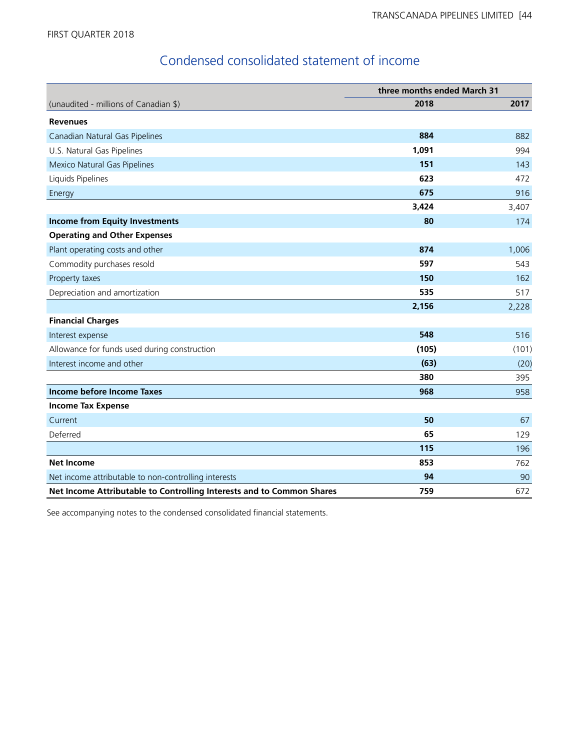FIRST QUARTER 2018

# Condensed consolidated statement of income

| | three months ended March 31 | |
|---|---|---|
| (unaudited - millions of Canadian $) | **2018** | 2017 |
| **Revenues** | | |
| Canadian Natural Gas Pipelines | **884** | 882 |
| U.S. Natural Gas Pipelines | **1,091** | 994 |
| Mexico Natural Gas Pipelines | **151** | 143 |
| Liquids Pipelines | **623** | 472 |
| Energy | **675** | 916 |
| | **3,424** | 3,407 |
| **Income from Equity Investments** | **80** | 174 |
| **Operating and Other Expenses** | | |
| Plant operating costs and other | **874** | 1,006 |
| Commodity purchases resold | **597** | 543 |
| Property taxes | **150** | 162 |
| Depreciation and amortization | **535** | 517 |
| | **2,156** | 2,228 |
| **Financial Charges** | | |
| Interest expense | **548** | 516 |
| Allowance for funds used during construction | **(105)** | (101) |
| Interest income and other | **(63)** | (20) |
| | **380** | 395 |
| **Income before Income Taxes** | **968** | 958 |
| **Income Tax Expense** | | |
| Current | **50** | 67 |
| Deferred | **65** | 129 |
| | **115** | 196 |
| **Net Income** | **853** | 762 |
| Net income attributable to non-controlling interests | **94** | 90 |
| **Net Income Attributable to Controlling Interests and to Common Shares** | **759** | 672 |

See accompanying notes to the condensed consolidated financial statements.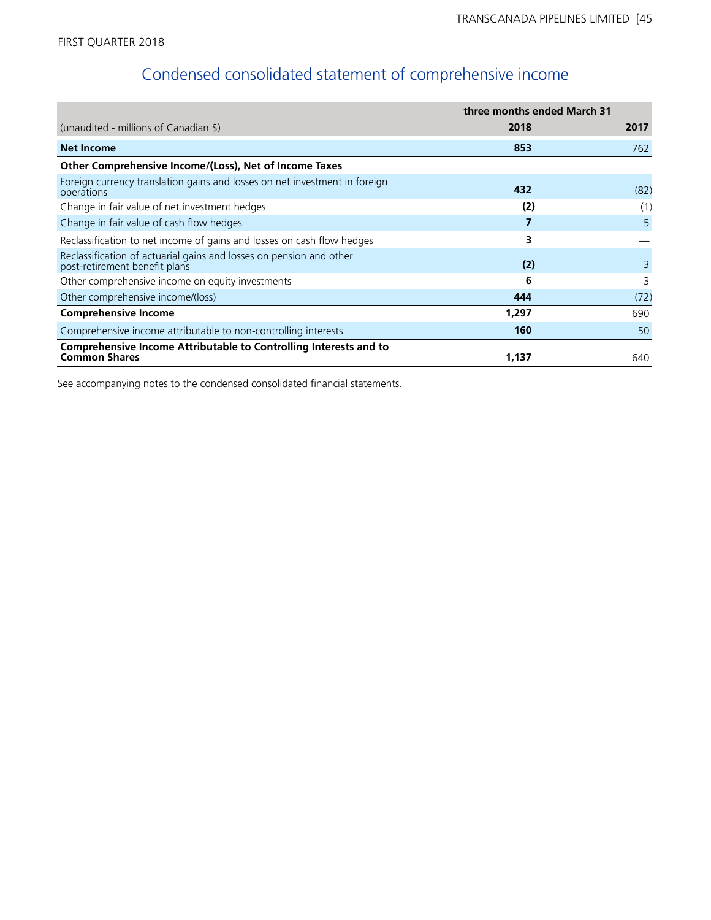FIRST QUARTER 2018

# Condensed consolidated statement of comprehensive income

| | three months ended March 31 | |
|---|---|---|
| (unaudited - millions of Canadian $) | **2018** | **2017** |
| **Net Income** | **853** | 762 |
| **Other Comprehensive Income/(Loss), Net of Income Taxes** | | |
| Foreign currency translation gains and losses on net investment in foreign operations | **432** | (82) |
| Change in fair value of net investment hedges | **(2)** | (1) |
| Change in fair value of cash flow hedges | **7** | 5 |
| Reclassification to net income of gains and losses on cash flow hedges | **3** | — |
| Reclassification of actuarial gains and losses on pension and other post-retirement benefit plans | **(2)** | 3 |
| Other comprehensive income on equity investments | **6** | 3 |
| Other comprehensive income/(loss) | **444** | (72) |
| **Comprehensive Income** | **1,297** | 690 |
| Comprehensive income attributable to non-controlling interests | **160** | 50 |
| **Comprehensive Income Attributable to Controlling Interests and to Common Shares** | **1,137** | 640 |

See accompanying notes to the condensed consolidated financial statements.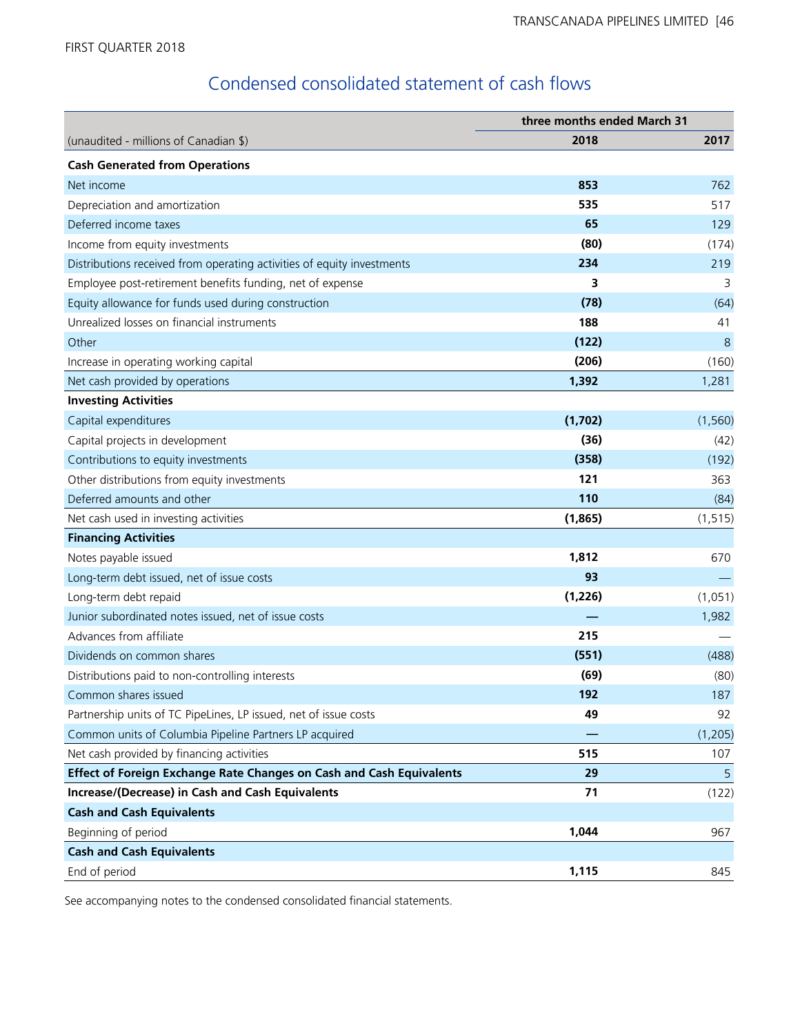FIRST QUARTER 2018

## Condensed consolidated statement of cash flows

| | three months ended March 31 | |
|---|---|---|
| (unaudited - millions of Canadian $) | **2018** | 2017 |
| **Cash Generated from Operations** | | |
| Net income | **853** | 762 |
| Depreciation and amortization | **535** | 517 |
| Deferred income taxes | **65** | 129 |
| Income from equity investments | **(80)** | (174) |
| Distributions received from operating activities of equity investments | **234** | 219 |
| Employee post-retirement benefits funding, net of expense | **3** | 3 |
| Equity allowance for funds used during construction | **(78)** | (64) |
| Unrealized losses on financial instruments | **188** | 41 |
| Other | **(122)** | 8 |
| Increase in operating working capital | **(206)** | (160) |
| Net cash provided by operations | **1,392** | 1,281 |
| **Investing Activities** | | |
| Capital expenditures | **(1,702)** | (1,560) |
| Capital projects in development | **(36)** | (42) |
| Contributions to equity investments | **(358)** | (192) |
| Other distributions from equity investments | **121** | 363 |
| Deferred amounts and other | **110** | (84) |
| Net cash used in investing activities | **(1,865)** | (1,515) |
| **Financing Activities** | | |
| Notes payable issued | **1,812** | 670 |
| Long-term debt issued, net of issue costs | **93** | — |
| Long-term debt repaid | **(1,226)** | (1,051) |
| Junior subordinated notes issued, net of issue costs | **—** | 1,982 |
| Advances from affiliate | **215** | — |
| Dividends on common shares | **(551)** | (488) |
| Distributions paid to non-controlling interests | **(69)** | (80) |
| Common shares issued | **192** | 187 |
| Partnership units of TC PipeLines, LP issued, net of issue costs | **49** | 92 |
| Common units of Columbia Pipeline Partners LP acquired | **—** | (1,205) |
| Net cash provided by financing activities | **515** | 107 |
| **Effect of Foreign Exchange Rate Changes on Cash and Cash Equivalents** | **29** | 5 |
| **Increase/(Decrease) in Cash and Cash Equivalents** | **71** | (122) |
| **Cash and Cash Equivalents** | | |
| Beginning of period | **1,044** | 967 |
| **Cash and Cash Equivalents** | | |
| End of period | **1,115** | 845 |

See accompanying notes to the condensed consolidated financial statements.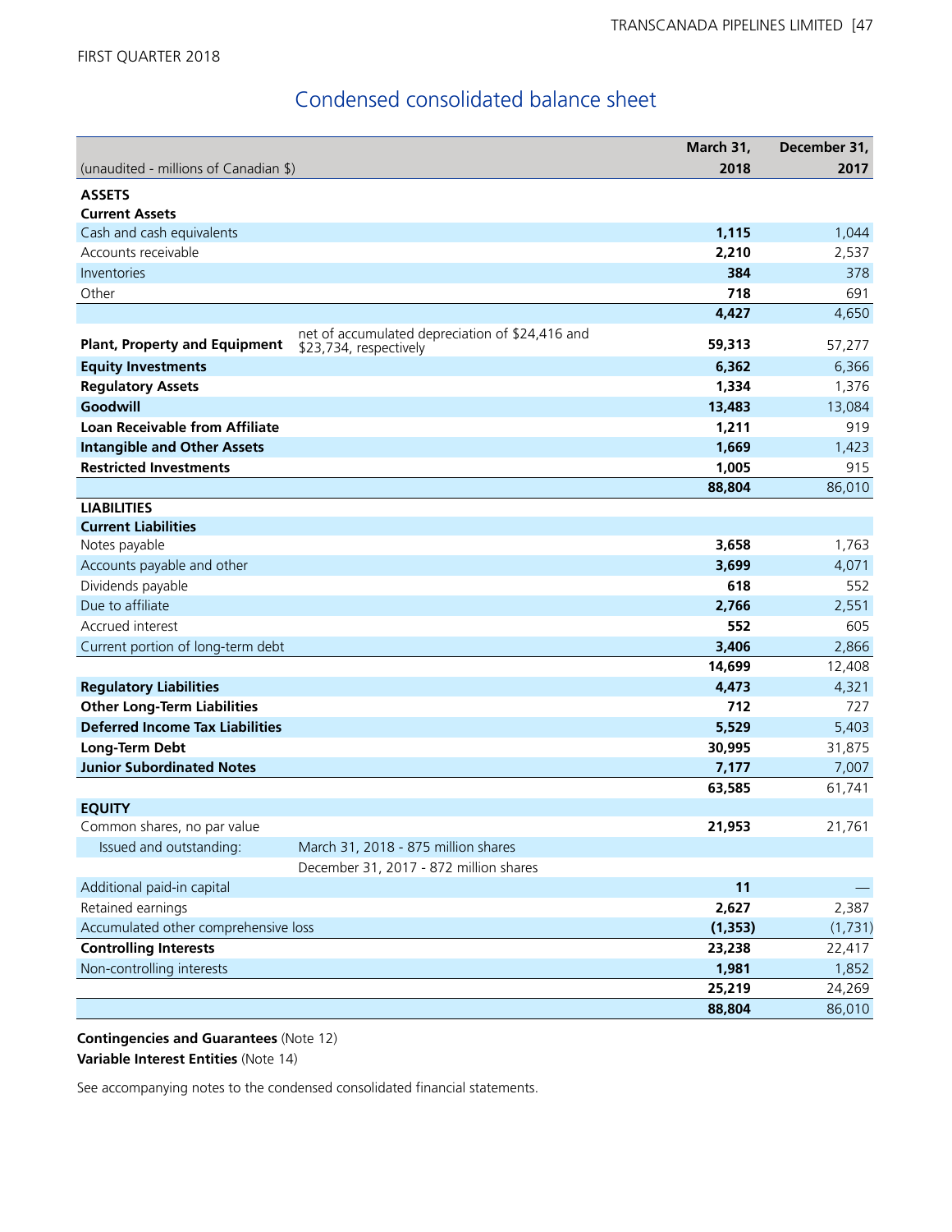FIRST QUARTER 2018

# Condensed consolidated balance sheet

| (unaudited - millions of Canadian $) | | March 31, 2018 | December 31, 2017 |
|---|---|---|---|
| **ASSETS** | | | |
| **Current Assets** | | | |
| Cash and cash equivalents | | **1,115** | 1,044 |
| Accounts receivable | | **2,210** | 2,537 |
| Inventories | | **384** | 378 |
| Other | | **718** | 691 |
| | | **4,427** | 4,650 |
| **Plant, Property and Equipment** | net of accumulated depreciation of $24,416 and $23,734, respectively | **59,313** | 57,277 |
| **Equity Investments** | | **6,362** | 6,366 |
| **Regulatory Assets** | | **1,334** | 1,376 |
| **Goodwill** | | **13,483** | 13,084 |
| **Loan Receivable from Affiliate** | | **1,211** | 919 |
| **Intangible and Other Assets** | | **1,669** | 1,423 |
| **Restricted Investments** | | **1,005** | 915 |
| | | **88,804** | 86,010 |
| **LIABILITIES** | | | |
| **Current Liabilities** | | | |
| Notes payable | | **3,658** | 1,763 |
| Accounts payable and other | | **3,699** | 4,071 |
| Dividends payable | | **618** | 552 |
| Due to affiliate | | **2,766** | 2,551 |
| Accrued interest | | **552** | 605 |
| Current portion of long-term debt | | **3,406** | 2,866 |
| | | **14,699** | 12,408 |
| **Regulatory Liabilities** | | **4,473** | 4,321 |
| **Other Long-Term Liabilities** | | **712** | 727 |
| **Deferred Income Tax Liabilities** | | **5,529** | 5,403 |
| **Long-Term Debt** | | **30,995** | 31,875 |
| **Junior Subordinated Notes** | | **7,177** | 7,007 |
| | | **63,585** | 61,741 |
| **EQUITY** | | | |
| Common shares, no par value | | **21,953** | 21,761 |
| Issued and outstanding: | March 31, 2018 - 875 million shares | | |
| | December 31, 2017 - 872 million shares | | |
| Additional paid-in capital | | **11** | — |
| Retained earnings | | **2,627** | 2,387 |
| Accumulated other comprehensive loss | | **(1,353)** | (1,731) |
| **Controlling Interests** | | **23,238** | 22,417 |
| Non-controlling interests | | **1,981** | 1,852 |
| | | **25,219** | 24,269 |
| | | **88,804** | 86,010 |

**Contingencies and Guarantees** (Note 12)
**Variable Interest Entities** (Note 14)

See accompanying notes to the condensed consolidated financial statements.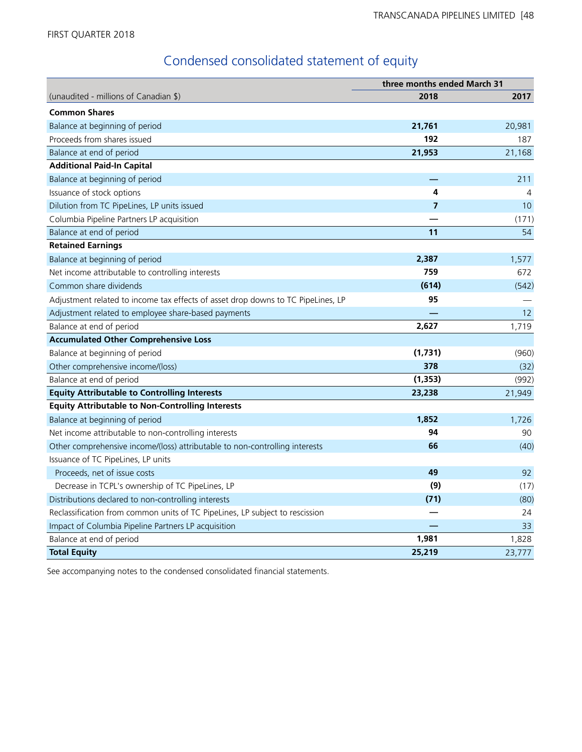FIRST QUARTER 2018

# Condensed consolidated statement of equity

| | three months ended March 31 | |
|---|---|---|
| (unaudited - millions of Canadian $) | **2018** | 2017 |
| **Common Shares** | | |
| Balance at beginning of period | **21,761** | 20,981 |
| Proceeds from shares issued | **192** | 187 |
| Balance at end of period | **21,953** | 21,168 |
| **Additional Paid-In Capital** | | |
| Balance at beginning of period | **—** | 211 |
| Issuance of stock options | **4** | 4 |
| Dilution from TC PipeLines, LP units issued | **7** | 10 |
| Columbia Pipeline Partners LP acquisition | **—** | (171) |
| Balance at end of period | **11** | 54 |
| **Retained Earnings** | | |
| Balance at beginning of period | **2,387** | 1,577 |
| Net income attributable to controlling interests | **759** | 672 |
| Common share dividends | **(614)** | (542) |
| Adjustment related to income tax effects of asset drop downs to TC PipeLines, LP | **95** | — |
| Adjustment related to employee share-based payments | **—** | 12 |
| Balance at end of period | **2,627** | 1,719 |
| **Accumulated Other Comprehensive Loss** | | |
| Balance at beginning of period | **(1,731)** | (960) |
| Other comprehensive income/(loss) | **378** | (32) |
| Balance at end of period | **(1,353)** | (992) |
| **Equity Attributable to Controlling Interests** | **23,238** | 21,949 |
| **Equity Attributable to Non-Controlling Interests** | | |
| Balance at beginning of period | **1,852** | 1,726 |
| Net income attributable to non-controlling interests | **94** | 90 |
| Other comprehensive income/(loss) attributable to non-controlling interests | **66** | (40) |
| Issuance of TC PipeLines, LP units | | |
| Proceeds, net of issue costs | **49** | 92 |
| Decrease in TCPL's ownership of TC PipeLines, LP | **(9)** | (17) |
| Distributions declared to non-controlling interests | **(71)** | (80) |
| Reclassification from common units of TC PipeLines, LP subject to rescission | **—** | 24 |
| Impact of Columbia Pipeline Partners LP acquisition | **—** | 33 |
| Balance at end of period | **1,981** | 1,828 |
| **Total Equity** | **25,219** | 23,777 |

See accompanying notes to the condensed consolidated financial statements.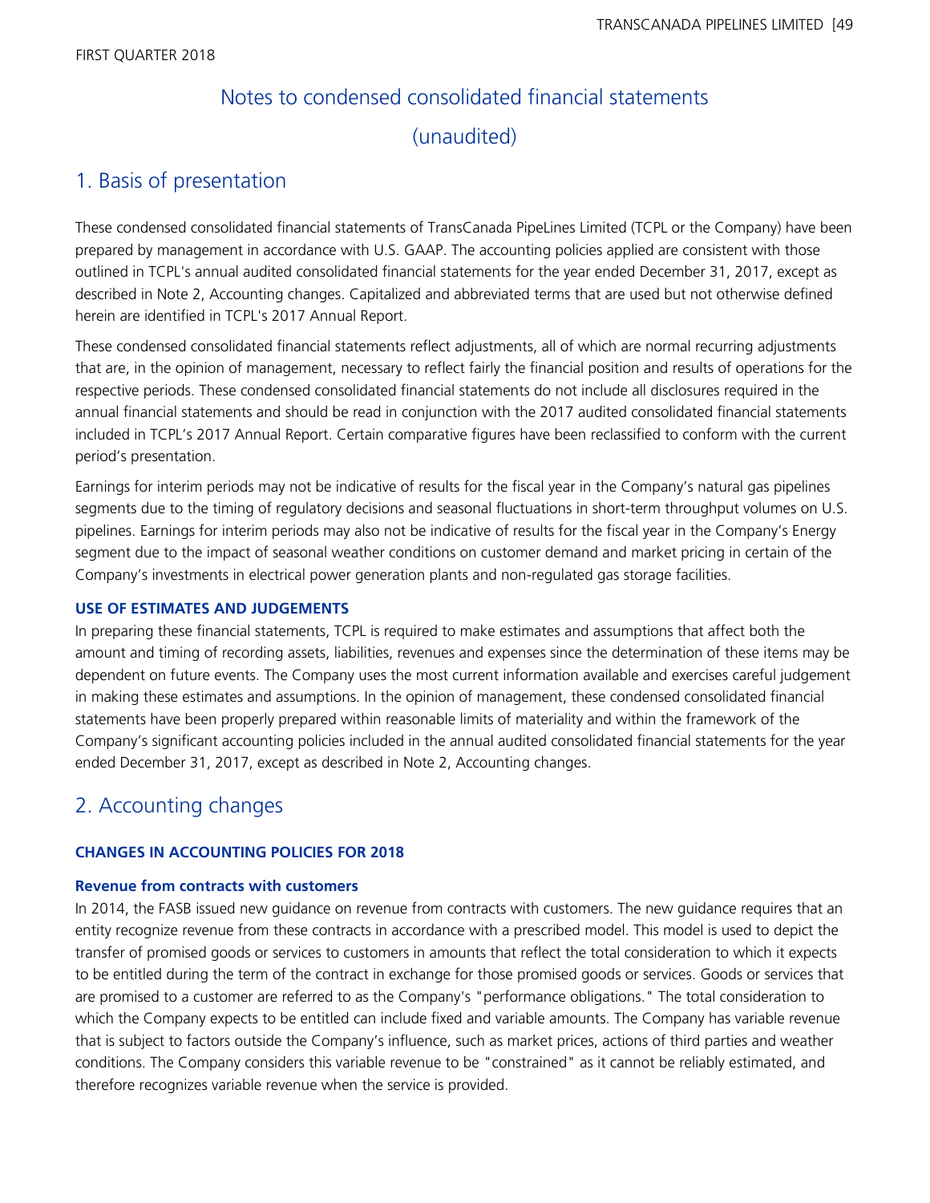FIRST QUARTER 2018

# Notes to condensed consolidated financial statements (unaudited)

## 1. Basis of presentation

These condensed consolidated financial statements of TransCanada PipeLines Limited (TCPL or the Company) have been prepared by management in accordance with U.S. GAAP. The accounting policies applied are consistent with those outlined in TCPL's annual audited consolidated financial statements for the year ended December 31, 2017, except as described in Note 2, Accounting changes. Capitalized and abbreviated terms that are used but not otherwise defined herein are identified in TCPL's 2017 Annual Report.

These condensed consolidated financial statements reflect adjustments, all of which are normal recurring adjustments that are, in the opinion of management, necessary to reflect fairly the financial position and results of operations for the respective periods. These condensed consolidated financial statements do not include all disclosures required in the annual financial statements and should be read in conjunction with the 2017 audited consolidated financial statements included in TCPL's 2017 Annual Report. Certain comparative figures have been reclassified to conform with the current period's presentation.

Earnings for interim periods may not be indicative of results for the fiscal year in the Company's natural gas pipelines segments due to the timing of regulatory decisions and seasonal fluctuations in short-term throughput volumes on U.S. pipelines. Earnings for interim periods may also not be indicative of results for the fiscal year in the Company's Energy segment due to the impact of seasonal weather conditions on customer demand and market pricing in certain of the Company's investments in electrical power generation plants and non-regulated gas storage facilities.

### USE OF ESTIMATES AND JUDGEMENTS

In preparing these financial statements, TCPL is required to make estimates and assumptions that affect both the amount and timing of recording assets, liabilities, revenues and expenses since the determination of these items may be dependent on future events. The Company uses the most current information available and exercises careful judgement in making these estimates and assumptions. In the opinion of management, these condensed consolidated financial statements have been properly prepared within reasonable limits of materiality and within the framework of the Company's significant accounting policies included in the annual audited consolidated financial statements for the year ended December 31, 2017, except as described in Note 2, Accounting changes.

## 2. Accounting changes

### CHANGES IN ACCOUNTING POLICIES FOR 2018

#### Revenue from contracts with customers

In 2014, the FASB issued new guidance on revenue from contracts with customers. The new guidance requires that an entity recognize revenue from these contracts in accordance with a prescribed model. This model is used to depict the transfer of promised goods or services to customers in amounts that reflect the total consideration to which it expects to be entitled during the term of the contract in exchange for those promised goods or services. Goods or services that are promised to a customer are referred to as the Company's "performance obligations." The total consideration to which the Company expects to be entitled can include fixed and variable amounts. The Company has variable revenue that is subject to factors outside the Company's influence, such as market prices, actions of third parties and weather conditions. The Company considers this variable revenue to be "constrained" as it cannot be reliably estimated, and therefore recognizes variable revenue when the service is provided.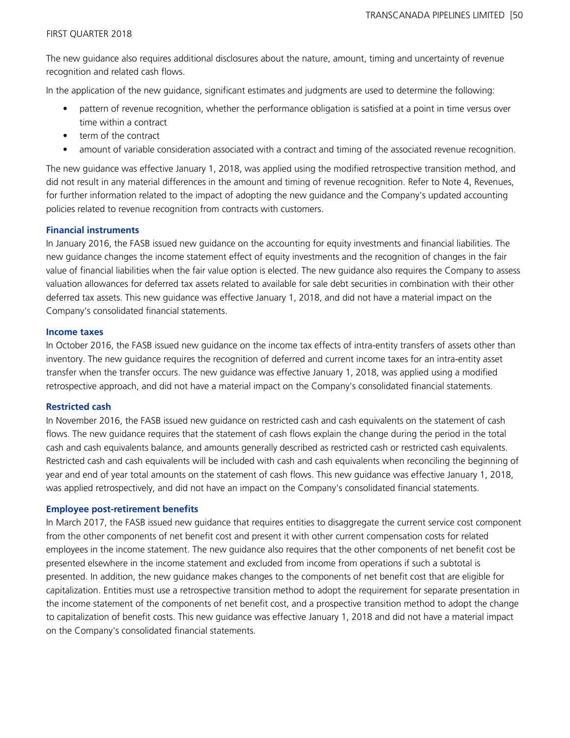The new guidance also requires additional disclosures about the nature, amount, timing and uncertainty of revenue recognition and related cash flows.

In the application of the new guidance, significant estimates and judgments are used to determine the following:

- pattern of revenue recognition, whether the performance obligation is satisfied at a point in time versus over time within a contract
- term of the contract
- amount of variable consideration associated with a contract and timing of the associated revenue recognition.

The new guidance was effective January 1, 2018, was applied using the modified retrospective transition method, and did not result in any material differences in the amount and timing of revenue recognition. Refer to Note 4, Revenues, for further information related to the impact of adopting the new guidance and the Company's updated accounting policies related to revenue recognition from contracts with customers.

### Financial instruments

In January 2016, the FASB issued new guidance on the accounting for equity investments and financial liabilities. The new guidance changes the income statement effect of equity investments and the recognition of changes in the fair value of financial liabilities when the fair value option is elected. The new guidance also requires the Company to assess valuation allowances for deferred tax assets related to available for sale debt securities in combination with their other deferred tax assets. This new guidance was effective January 1, 2018, and did not have a material impact on the Company's consolidated financial statements.

### Income taxes

In October 2016, the FASB issued new guidance on the income tax effects of intra-entity transfers of assets other than inventory. The new guidance requires the recognition of deferred and current income taxes for an intra-entity asset transfer when the transfer occurs. The new guidance was effective January 1, 2018, was applied using a modified retrospective approach, and did not have a material impact on the Company's consolidated financial statements.

### Restricted cash

In November 2016, the FASB issued new guidance on restricted cash and cash equivalents on the statement of cash flows. The new guidance requires that the statement of cash flows explain the change during the period in the total cash and cash equivalents balance, and amounts generally described as restricted cash or restricted cash equivalents. Restricted cash and cash equivalents will be included with cash and cash equivalents when reconciling the beginning of year and end of year total amounts on the statement of cash flows. This new guidance was effective January 1, 2018, was applied retrospectively, and did not have an impact on the Company's consolidated financial statements.

### Employee post-retirement benefits

In March 2017, the FASB issued new guidance that requires entities to disaggregate the current service cost component from the other components of net benefit cost and present it with other current compensation costs for related employees in the income statement. The new guidance also requires that the other components of net benefit cost be presented elsewhere in the income statement and excluded from income from operations if such a subtotal is presented. In addition, the new guidance makes changes to the components of net benefit cost that are eligible for capitalization. Entities must use a retrospective transition method to adopt the requirement for separate presentation in the income statement of the components of net benefit cost, and a prospective transition method to adopt the change to capitalization of benefit costs. This new guidance was effective January 1, 2018 and did not have a material impact on the Company's consolidated financial statements.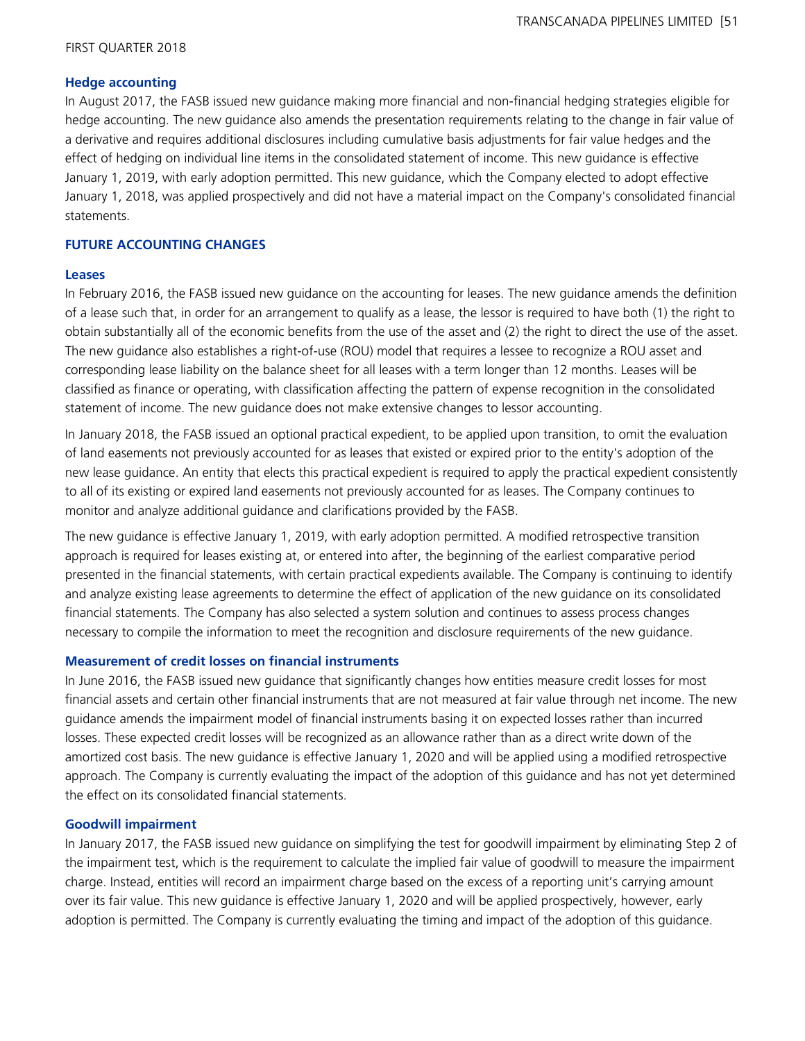### Hedge accounting

In August 2017, the FASB issued new guidance making more financial and non-financial hedging strategies eligible for hedge accounting. The new guidance also amends the presentation requirements relating to the change in fair value of a derivative and requires additional disclosures including cumulative basis adjustments for fair value hedges and the effect of hedging on individual line items in the consolidated statement of income. This new guidance is effective January 1, 2019, with early adoption permitted. This new guidance, which the Company elected to adopt effective January 1, 2018, was applied prospectively and did not have a material impact on the Company's consolidated financial statements.

## FUTURE ACCOUNTING CHANGES

### Leases

In February 2016, the FASB issued new guidance on the accounting for leases. The new guidance amends the definition of a lease such that, in order for an arrangement to qualify as a lease, the lessor is required to have both (1) the right to obtain substantially all of the economic benefits from the use of the asset and (2) the right to direct the use of the asset. The new guidance also establishes a right-of-use (ROU) model that requires a lessee to recognize a ROU asset and corresponding lease liability on the balance sheet for all leases with a term longer than 12 months. Leases will be classified as finance or operating, with classification affecting the pattern of expense recognition in the consolidated statement of income. The new guidance does not make extensive changes to lessor accounting.

In January 2018, the FASB issued an optional practical expedient, to be applied upon transition, to omit the evaluation of land easements not previously accounted for as leases that existed or expired prior to the entity's adoption of the new lease guidance. An entity that elects this practical expedient is required to apply the practical expedient consistently to all of its existing or expired land easements not previously accounted for as leases. The Company continues to monitor and analyze additional guidance and clarifications provided by the FASB.

The new guidance is effective January 1, 2019, with early adoption permitted. A modified retrospective transition approach is required for leases existing at, or entered into after, the beginning of the earliest comparative period presented in the financial statements, with certain practical expedients available. The Company is continuing to identify and analyze existing lease agreements to determine the effect of application of the new guidance on its consolidated financial statements. The Company has also selected a system solution and continues to assess process changes necessary to compile the information to meet the recognition and disclosure requirements of the new guidance.

### Measurement of credit losses on financial instruments

In June 2016, the FASB issued new guidance that significantly changes how entities measure credit losses for most financial assets and certain other financial instruments that are not measured at fair value through net income. The new guidance amends the impairment model of financial instruments basing it on expected losses rather than incurred losses. These expected credit losses will be recognized as an allowance rather than as a direct write down of the amortized cost basis. The new guidance is effective January 1, 2020 and will be applied using a modified retrospective approach. The Company is currently evaluating the impact of the adoption of this guidance and has not yet determined the effect on its consolidated financial statements.

### Goodwill impairment

In January 2017, the FASB issued new guidance on simplifying the test for goodwill impairment by eliminating Step 2 of the impairment test, which is the requirement to calculate the implied fair value of goodwill to measure the impairment charge. Instead, entities will record an impairment charge based on the excess of a reporting unit's carrying amount over its fair value. This new guidance is effective January 1, 2020 and will be applied prospectively, however, early adoption is permitted. The Company is currently evaluating the timing and impact of the adoption of this guidance.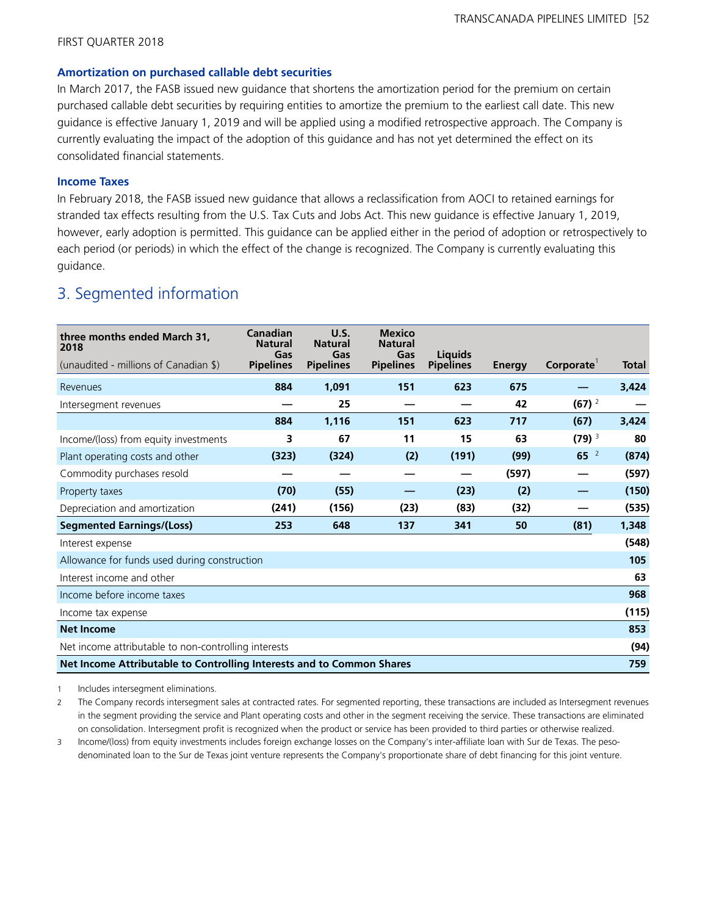### Amortization on purchased callable debt securities

In March 2017, the FASB issued new guidance that shortens the amortization period for the premium on certain purchased callable debt securities by requiring entities to amortize the premium to the earliest call date. This new guidance is effective January 1, 2019 and will be applied using a modified retrospective approach. The Company is currently evaluating the impact of the adoption of this guidance and has not yet determined the effect on its consolidated financial statements.

### Income Taxes

In February 2018, the FASB issued new guidance that allows a reclassification from AOCI to retained earnings for stranded tax effects resulting from the U.S. Tax Cuts and Jobs Act. This new guidance is effective January 1, 2019, however, early adoption is permitted. This guidance can be applied either in the period of adoption or retrospectively to each period (or periods) in which the effect of the change is recognized. The Company is currently evaluating this guidance.

## 3. Segmented information

| **three months ended March 31, 2018** (unaudited - millions of Canadian $) | **Canadian Natural Gas Pipelines** | **U.S. Natural Gas Pipelines** | **Mexico Natural Gas Pipelines** | **Liquids Pipelines** | **Energy** | **Corporate**[1] | **Total** |
|---|---|---|---|---|---|---|---|
| Revenues | **884** | **1,091** | **151** | **623** | **675** | **—** | **3,424** |
| Intersegment revenues | **—** | **25** | **—** | **—** | **42** | **(67)** [2] | **—** |
| | **884** | **1,116** | **151** | **623** | **717** | **(67)** | **3,424** |
| Income/(loss) from equity investments | **3** | **67** | **11** | **15** | **63** | **(79)** [3] | **80** |
| Plant operating costs and other | **(323)** | **(324)** | **(2)** | **(191)** | **(99)** | **65** [2] | **(874)** |
| Commodity purchases resold | **—** | **—** | **—** | **—** | **(597)** | **—** | **(597)** |
| Property taxes | **(70)** | **(55)** | **—** | **(23)** | **(2)** | **—** | **(150)** |
| Depreciation and amortization | **(241)** | **(156)** | **(23)** | **(83)** | **(32)** | **—** | **(535)** |
| **Segmented Earnings/(Loss)** | **253** | **648** | **137** | **341** | **50** | **(81)** | **1,348** |
| Interest expense | | | | | | | **(548)** |
| Allowance for funds used during construction | | | | | | | **105** |
| Interest income and other | | | | | | | **63** |
| Income before income taxes | | | | | | | **968** |
| Income tax expense | | | | | | | **(115)** |
| **Net Income** | | | | | | | **853** |
| Net income attributable to non-controlling interests | | | | | | | **(94)** |
| **Net Income Attributable to Controlling Interests and to Common Shares** | | | | | | | **759** |

1 Includes intersegment eliminations.

2 The Company records intersegment sales at contracted rates. For segmented reporting, these transactions are included as Intersegment revenues in the segment providing the service and Plant operating costs and other in the segment receiving the service. These transactions are eliminated on consolidation. Intersegment profit is recognized when the product or service has been provided to third parties or otherwise realized.

3 Income/(loss) from equity investments includes foreign exchange losses on the Company's inter-affiliate loan with Sur de Texas. The peso-denominated loan to the Sur de Texas joint venture represents the Company's proportionate share of debt financing for this joint venture.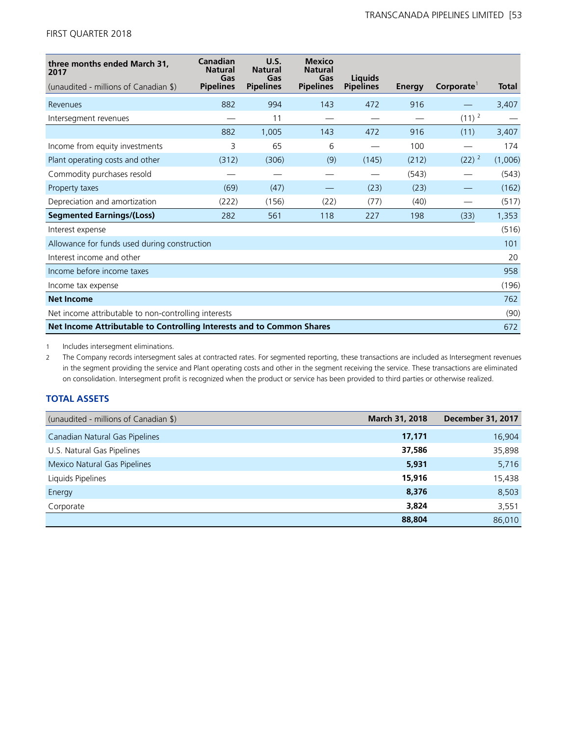FIRST QUARTER 2018

| three months ended March 31, 2017<br>(unaudited - millions of Canadian $) | Canadian Natural Gas Pipelines | U.S. Natural Gas Pipelines | Mexico Natural Gas Pipelines | Liquids Pipelines | Energy | Corporate[1] | Total |
|---|---|---|---|---|---|---|---|
| Revenues | 882 | 994 | 143 | 472 | 916 | — | 3,407 |
| Intersegment revenues | — | 11 | — | — | — | (11) [2] | — |
| | 882 | 1,005 | 143 | 472 | 916 | (11) | 3,407 |
| Income from equity investments | 3 | 65 | 6 | — | 100 | — | 174 |
| Plant operating costs and other | (312) | (306) | (9) | (145) | (212) | (22) [2] | (1,006) |
| Commodity purchases resold | — | — | — | — | (543) | — | (543) |
| Property taxes | (69) | (47) | — | (23) | (23) | — | (162) |
| Depreciation and amortization | (222) | (156) | (22) | (77) | (40) | — | (517) |
| **Segmented Earnings/(Loss)** | 282 | 561 | 118 | 227 | 198 | (33) | 1,353 |
| Interest expense | | | | | | | (516) |
| Allowance for funds used during construction | | | | | | | 101 |
| Interest income and other | | | | | | | 20 |
| Income before income taxes | | | | | | | 958 |
| Income tax expense | | | | | | | (196) |
| **Net Income** | | | | | | | 762 |
| Net income attributable to non-controlling interests | | | | | | | (90) |
| **Net Income Attributable to Controlling Interests and to Common Shares** | | | | | | | 672 |

1 Includes intersegment eliminations.

2 The Company records intersegment sales at contracted rates. For segmented reporting, these transactions are included as Intersegment revenues in the segment providing the service and Plant operating costs and other in the segment receiving the service. These transactions are eliminated on consolidation. Intersegment profit is recognized when the product or service has been provided to third parties or otherwise realized.

## TOTAL ASSETS

| (unaudited - millions of Canadian $) | March 31, 2018 | December 31, 2017 |
|---|---|---|
| Canadian Natural Gas Pipelines | **17,171** | 16,904 |
| U.S. Natural Gas Pipelines | **37,586** | 35,898 |
| Mexico Natural Gas Pipelines | **5,931** | 5,716 |
| Liquids Pipelines | **15,916** | 15,438 |
| Energy | **8,376** | 8,503 |
| Corporate | **3,824** | 3,551 |
| | **88,804** | 86,010 |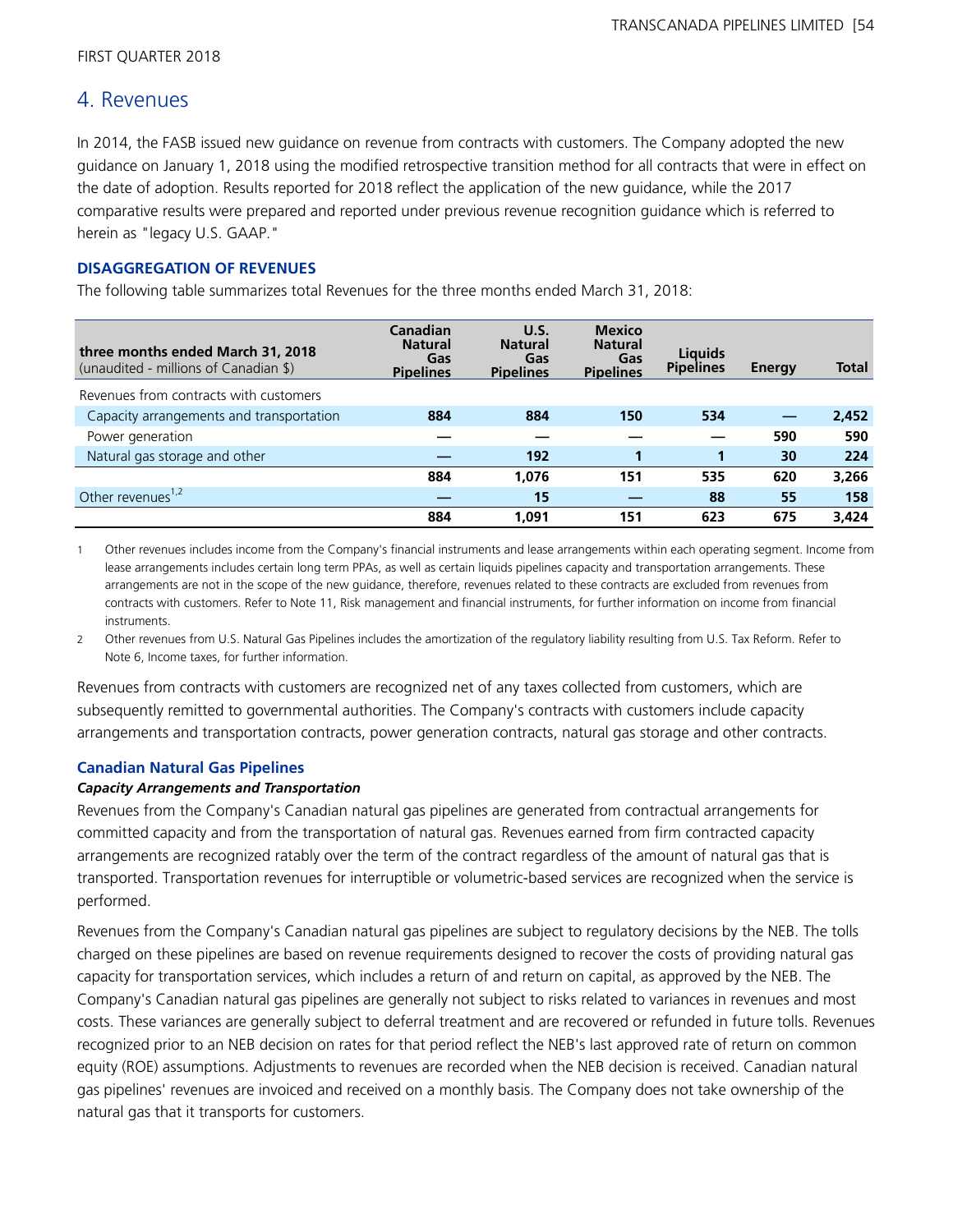FIRST QUARTER 2018

## 4. Revenues

In 2014, the FASB issued new guidance on revenue from contracts with customers. The Company adopted the new guidance on January 1, 2018 using the modified retrospective transition method for all contracts that were in effect on the date of adoption. Results reported for 2018 reflect the application of the new guidance, while the 2017 comparative results were prepared and reported under previous revenue recognition guidance which is referred to herein as "legacy U.S. GAAP."

### DISAGGREGATION OF REVENUES

The following table summarizes total Revenues for the three months ended March 31, 2018:

| **three months ended March 31, 2018** (unaudited - millions of Canadian $) | **Canadian Natural Gas Pipelines** | **U.S. Natural Gas Pipelines** | **Mexico Natural Gas Pipelines** | **Liquids Pipelines** | **Energy** | **Total** |
|---|---|---|---|---|---|---|
| Revenues from contracts with customers | | | | | | |
| Capacity arrangements and transportation | **884** | **884** | **150** | **534** | **—** | **2,452** |
| Power generation | **—** | **—** | **—** | **—** | **590** | **590** |
| Natural gas storage and other | **—** | **192** | **1** | **1** | **30** | **224** |
| | **884** | **1,076** | **151** | **535** | **620** | **3,266** |
| Other revenues[1,2] | **—** | **15** | **—** | **88** | **55** | **158** |
| | **884** | **1,091** | **151** | **623** | **675** | **3,424** |

1 Other revenues includes income from the Company's financial instruments and lease arrangements within each operating segment. Income from lease arrangements includes certain long term PPAs, as well as certain liquids pipelines capacity and transportation arrangements. These arrangements are not in the scope of the new guidance, therefore, revenues related to these contracts are excluded from revenues from contracts with customers. Refer to Note 11, Risk management and financial instruments, for further information on income from financial instruments.

2 Other revenues from U.S. Natural Gas Pipelines includes the amortization of the regulatory liability resulting from U.S. Tax Reform. Refer to Note 6, Income taxes, for further information.

Revenues from contracts with customers are recognized net of any taxes collected from customers, which are subsequently remitted to governmental authorities. The Company's contracts with customers include capacity arrangements and transportation contracts, power generation contracts, natural gas storage and other contracts.

### Canadian Natural Gas Pipelines

#### *Capacity Arrangements and Transportation*

Revenues from the Company's Canadian natural gas pipelines are generated from contractual arrangements for committed capacity and from the transportation of natural gas. Revenues earned from firm contracted capacity arrangements are recognized ratably over the term of the contract regardless of the amount of natural gas that is transported. Transportation revenues for interruptible or volumetric-based services are recognized when the service is performed.

Revenues from the Company's Canadian natural gas pipelines are subject to regulatory decisions by the NEB. The tolls charged on these pipelines are based on revenue requirements designed to recover the costs of providing natural gas capacity for transportation services, which includes a return of and return on capital, as approved by the NEB. The Company's Canadian natural gas pipelines are generally not subject to risks related to variances in revenues and most costs. These variances are generally subject to deferral treatment and are recovered or refunded in future tolls. Revenues recognized prior to an NEB decision on rates for that period reflect the NEB's last approved rate of return on common equity (ROE) assumptions. Adjustments to revenues are recorded when the NEB decision is received. Canadian natural gas pipelines' revenues are invoiced and received on a monthly basis. The Company does not take ownership of the natural gas that it transports for customers.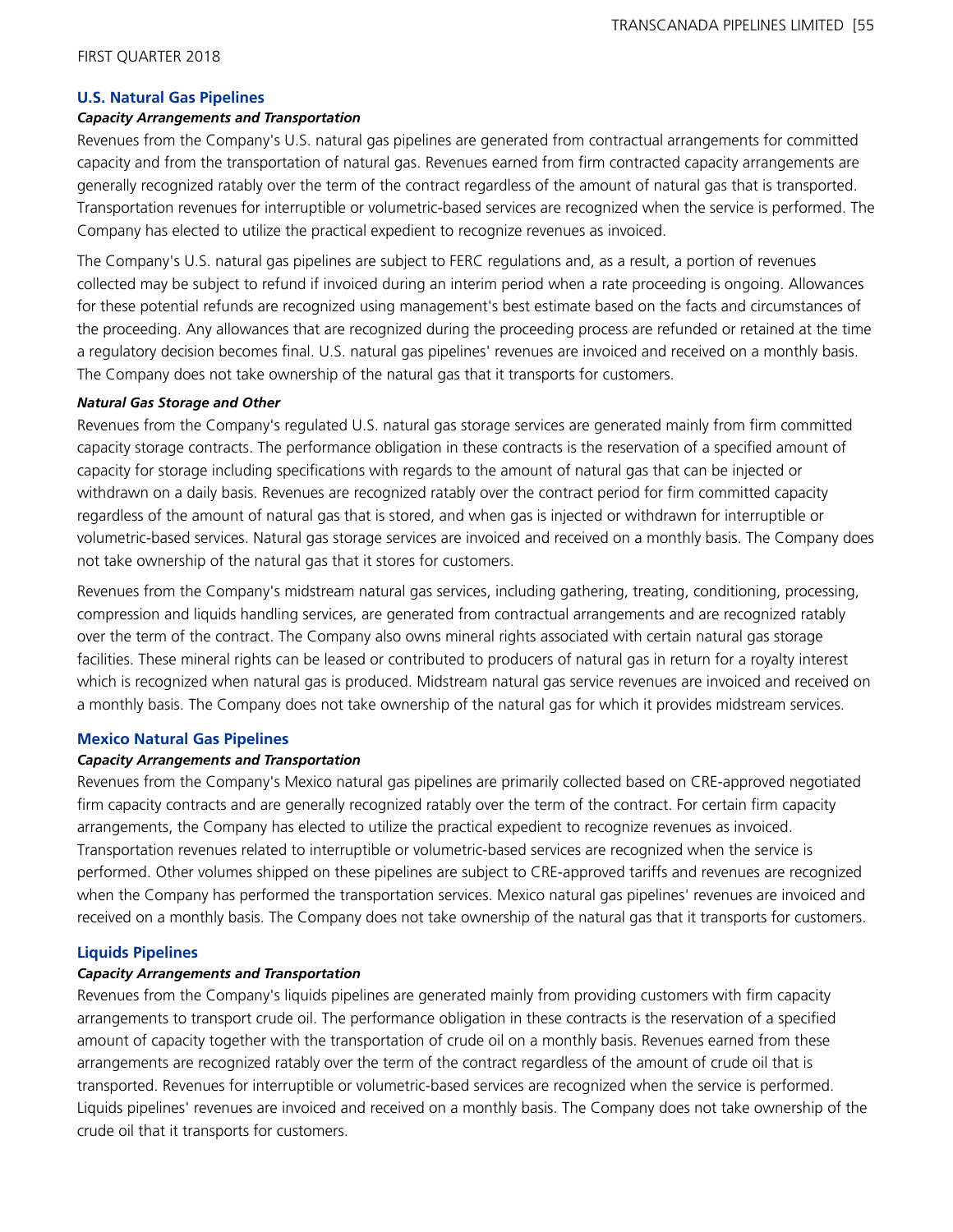### U.S. Natural Gas Pipelines

#### *Capacity Arrangements and Transportation*

Revenues from the Company's U.S. natural gas pipelines are generated from contractual arrangements for committed capacity and from the transportation of natural gas. Revenues earned from firm contracted capacity arrangements are generally recognized ratably over the term of the contract regardless of the amount of natural gas that is transported. Transportation revenues for interruptible or volumetric-based services are recognized when the service is performed. The Company has elected to utilize the practical expedient to recognize revenues as invoiced.

The Company's U.S. natural gas pipelines are subject to FERC regulations and, as a result, a portion of revenues collected may be subject to refund if invoiced during an interim period when a rate proceeding is ongoing. Allowances for these potential refunds are recognized using management's best estimate based on the facts and circumstances of the proceeding. Any allowances that are recognized during the proceeding process are refunded or retained at the time a regulatory decision becomes final. U.S. natural gas pipelines' revenues are invoiced and received on a monthly basis. The Company does not take ownership of the natural gas that it transports for customers.

#### *Natural Gas Storage and Other*

Revenues from the Company's regulated U.S. natural gas storage services are generated mainly from firm committed capacity storage contracts. The performance obligation in these contracts is the reservation of a specified amount of capacity for storage including specifications with regards to the amount of natural gas that can be injected or withdrawn on a daily basis. Revenues are recognized ratably over the contract period for firm committed capacity regardless of the amount of natural gas that is stored, and when gas is injected or withdrawn for interruptible or volumetric-based services. Natural gas storage services are invoiced and received on a monthly basis. The Company does not take ownership of the natural gas that it stores for customers.

Revenues from the Company's midstream natural gas services, including gathering, treating, conditioning, processing, compression and liquids handling services, are generated from contractual arrangements and are recognized ratably over the term of the contract. The Company also owns mineral rights associated with certain natural gas storage facilities. These mineral rights can be leased or contributed to producers of natural gas in return for a royalty interest which is recognized when natural gas is produced. Midstream natural gas service revenues are invoiced and received on a monthly basis. The Company does not take ownership of the natural gas for which it provides midstream services.

### Mexico Natural Gas Pipelines

#### *Capacity Arrangements and Transportation*

Revenues from the Company's Mexico natural gas pipelines are primarily collected based on CRE-approved negotiated firm capacity contracts and are generally recognized ratably over the term of the contract. For certain firm capacity arrangements, the Company has elected to utilize the practical expedient to recognize revenues as invoiced. Transportation revenues related to interruptible or volumetric-based services are recognized when the service is performed. Other volumes shipped on these pipelines are subject to CRE-approved tariffs and revenues are recognized when the Company has performed the transportation services. Mexico natural gas pipelines' revenues are invoiced and received on a monthly basis. The Company does not take ownership of the natural gas that it transports for customers.

### Liquids Pipelines

#### *Capacity Arrangements and Transportation*

Revenues from the Company's liquids pipelines are generated mainly from providing customers with firm capacity arrangements to transport crude oil. The performance obligation in these contracts is the reservation of a specified amount of capacity together with the transportation of crude oil on a monthly basis. Revenues earned from these arrangements are recognized ratably over the term of the contract regardless of the amount of crude oil that is transported. Revenues for interruptible or volumetric-based services are recognized when the service is performed. Liquids pipelines' revenues are invoiced and received on a monthly basis. The Company does not take ownership of the crude oil that it transports for customers.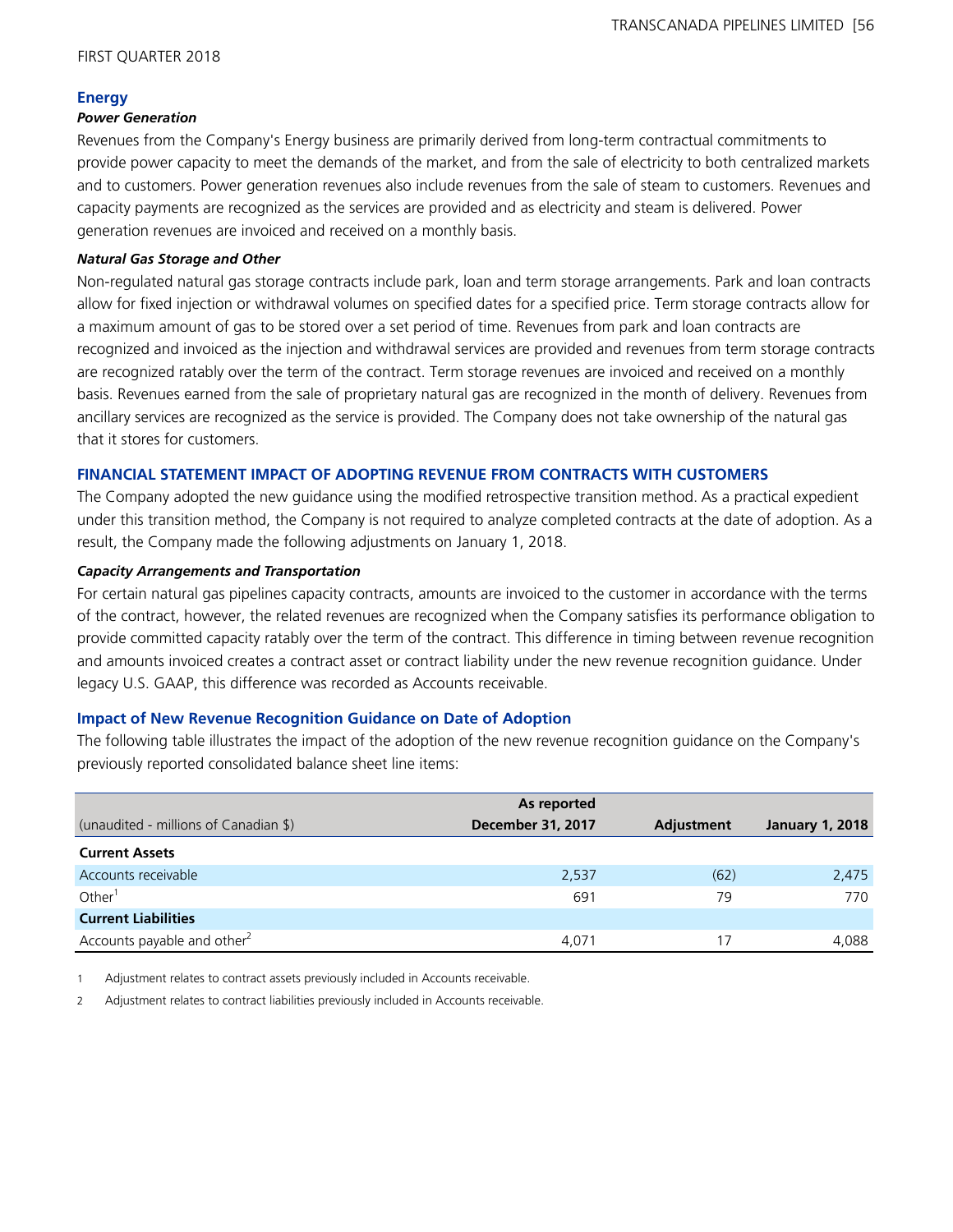FIRST QUARTER 2018

### Energy

#### *Power Generation*

Revenues from the Company's Energy business are primarily derived from long-term contractual commitments to provide power capacity to meet the demands of the market, and from the sale of electricity to both centralized markets and to customers. Power generation revenues also include revenues from the sale of steam to customers. Revenues and capacity payments are recognized as the services are provided and as electricity and steam is delivered. Power generation revenues are invoiced and received on a monthly basis.

#### *Natural Gas Storage and Other*

Non-regulated natural gas storage contracts include park, loan and term storage arrangements. Park and loan contracts allow for fixed injection or withdrawal volumes on specified dates for a specified price. Term storage contracts allow for a maximum amount of gas to be stored over a set period of time. Revenues from park and loan contracts are recognized and invoiced as the injection and withdrawal services are provided and revenues from term storage contracts are recognized ratably over the term of the contract. Term storage revenues are invoiced and received on a monthly basis. Revenues earned from the sale of proprietary natural gas are recognized in the month of delivery. Revenues from ancillary services are recognized as the service is provided. The Company does not take ownership of the natural gas that it stores for customers.

### FINANCIAL STATEMENT IMPACT OF ADOPTING REVENUE FROM CONTRACTS WITH CUSTOMERS

The Company adopted the new guidance using the modified retrospective transition method. As a practical expedient under this transition method, the Company is not required to analyze completed contracts at the date of adoption. As a result, the Company made the following adjustments on January 1, 2018.

#### *Capacity Arrangements and Transportation*

For certain natural gas pipelines capacity contracts, amounts are invoiced to the customer in accordance with the terms of the contract, however, the related revenues are recognized when the Company satisfies its performance obligation to provide committed capacity ratably over the term of the contract. This difference in timing between revenue recognition and amounts invoiced creates a contract asset or contract liability under the new revenue recognition guidance. Under legacy U.S. GAAP, this difference was recorded as Accounts receivable.

### Impact of New Revenue Recognition Guidance on Date of Adoption

The following table illustrates the impact of the adoption of the new revenue recognition guidance on the Company's previously reported consolidated balance sheet line items:

| (unaudited - millions of Canadian $) | As reported December 31, 2017 | Adjustment | January 1, 2018 |
|---|---|---|---|
| **Current Assets** | | | |
| Accounts receivable | 2,537 | (62) | 2,475 |
| Other[1] | 691 | 79 | 770 |
| **Current Liabilities** | | | |
| Accounts payable and other[2] | 4,071 | 17 | 4,088 |

1 Adjustment relates to contract assets previously included in Accounts receivable.

2 Adjustment relates to contract liabilities previously included in Accounts receivable.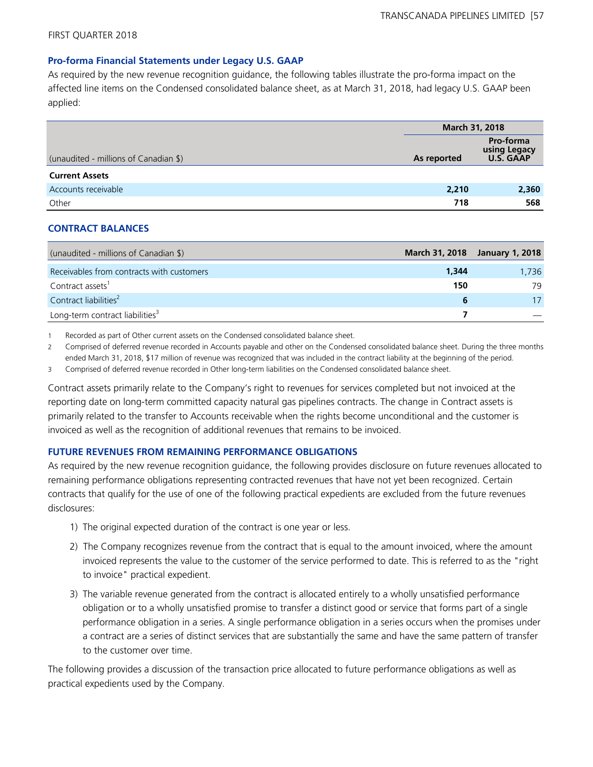FIRST QUARTER 2018

### Pro-forma Financial Statements under Legacy U.S. GAAP

As required by the new revenue recognition guidance, the following tables illustrate the pro-forma impact on the affected line items on the Condensed consolidated balance sheet, as at March 31, 2018, had legacy U.S. GAAP been applied:

| | March 31, 2018 | |
|---|---|---|
| (unaudited - millions of Canadian $) | As reported | Pro-forma using Legacy U.S. GAAP |
| **Current Assets** | | |
| Accounts receivable | **2,210** | **2,360** |
| Other | **718** | **568** |

### CONTRACT BALANCES

| (unaudited - millions of Canadian $) | March 31, 2018 | January 1, 2018 |
|---|---|---|
| Receivables from contracts with customers | **1,344** | 1,736 |
| Contract assets[1] | **150** | 79 |
| Contract liabilities[2] | **6** | 17 |
| Long-term contract liabilities[3] | **7** | — |

1 Recorded as part of Other current assets on the Condensed consolidated balance sheet.

2 Comprised of deferred revenue recorded in Accounts payable and other on the Condensed consolidated balance sheet. During the three months ended March 31, 2018, $17 million of revenue was recognized that was included in the contract liability at the beginning of the period.

3 Comprised of deferred revenue recorded in Other long-term liabilities on the Condensed consolidated balance sheet.

Contract assets primarily relate to the Company's right to revenues for services completed but not invoiced at the reporting date on long-term committed capacity natural gas pipelines contracts. The change in Contract assets is primarily related to the transfer to Accounts receivable when the rights become unconditional and the customer is invoiced as well as the recognition of additional revenues that remains to be invoiced.

### FUTURE REVENUES FROM REMAINING PERFORMANCE OBLIGATIONS

As required by the new revenue recognition guidance, the following provides disclosure on future revenues allocated to remaining performance obligations representing contracted revenues that have not yet been recognized. Certain contracts that qualify for the use of one of the following practical expedients are excluded from the future revenues disclosures:

1) The original expected duration of the contract is one year or less.

2) The Company recognizes revenue from the contract that is equal to the amount invoiced, where the amount invoiced represents the value to the customer of the service performed to date. This is referred to as the "right to invoice" practical expedient.

3) The variable revenue generated from the contract is allocated entirely to a wholly unsatisfied performance obligation or to a wholly unsatisfied promise to transfer a distinct good or service that forms part of a single performance obligation in a series. A single performance obligation in a series occurs when the promises under a contract are a series of distinct services that are substantially the same and have the same pattern of transfer to the customer over time.

The following provides a discussion of the transaction price allocated to future performance obligations as well as practical expedients used by the Company.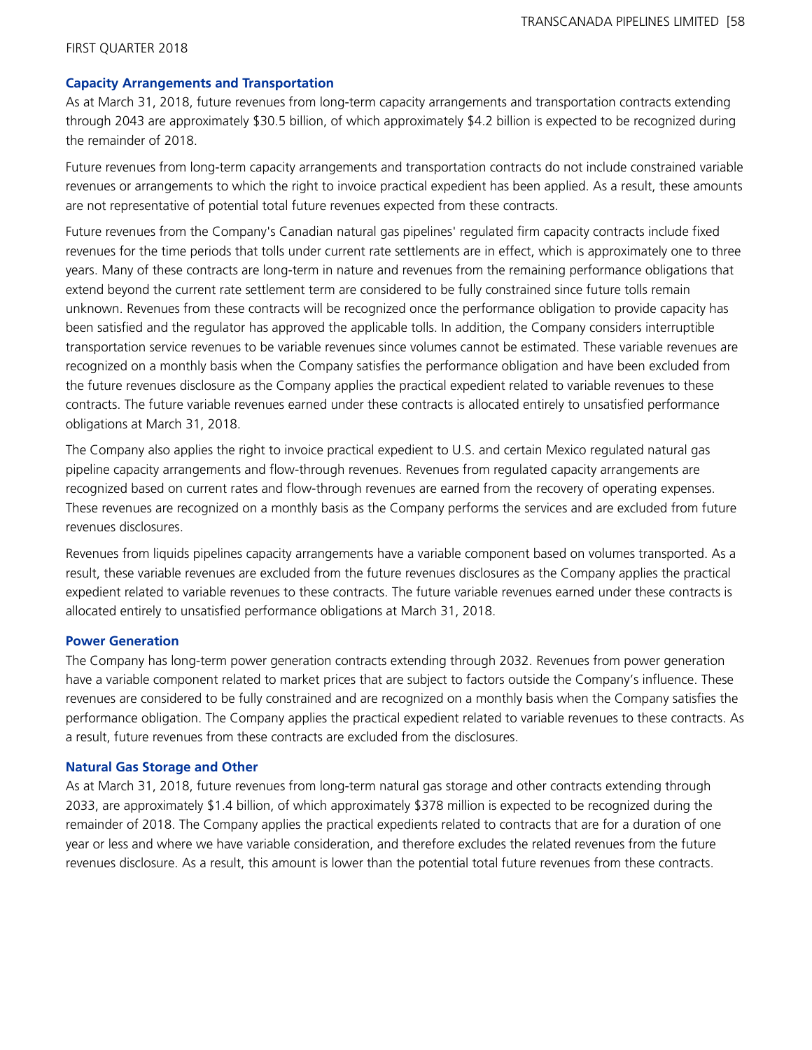**Capacity Arrangements and Transportation**

As at March 31, 2018, future revenues from long-term capacity arrangements and transportation contracts extending through 2043 are approximately $30.5 billion, of which approximately $4.2 billion is expected to be recognized during the remainder of 2018.

Future revenues from long-term capacity arrangements and transportation contracts do not include constrained variable revenues or arrangements to which the right to invoice practical expedient has been applied. As a result, these amounts are not representative of potential total future revenues expected from these contracts.

Future revenues from the Company's Canadian natural gas pipelines' regulated firm capacity contracts include fixed revenues for the time periods that tolls under current rate settlements are in effect, which is approximately one to three years. Many of these contracts are long-term in nature and revenues from the remaining performance obligations that extend beyond the current rate settlement term are considered to be fully constrained since future tolls remain unknown. Revenues from these contracts will be recognized once the performance obligation to provide capacity has been satisfied and the regulator has approved the applicable tolls. In addition, the Company considers interruptible transportation service revenues to be variable revenues since volumes cannot be estimated. These variable revenues are recognized on a monthly basis when the Company satisfies the performance obligation and have been excluded from the future revenues disclosure as the Company applies the practical expedient related to variable revenues to these contracts. The future variable revenues earned under these contracts is allocated entirely to unsatisfied performance obligations at March 31, 2018.

The Company also applies the right to invoice practical expedient to U.S. and certain Mexico regulated natural gas pipeline capacity arrangements and flow-through revenues. Revenues from regulated capacity arrangements are recognized based on current rates and flow-through revenues are earned from the recovery of operating expenses. These revenues are recognized on a monthly basis as the Company performs the services and are excluded from future revenues disclosures.

Revenues from liquids pipelines capacity arrangements have a variable component based on volumes transported. As a result, these variable revenues are excluded from the future revenues disclosures as the Company applies the practical expedient related to variable revenues to these contracts. The future variable revenues earned under these contracts is allocated entirely to unsatisfied performance obligations at March 31, 2018.

**Power Generation**

The Company has long-term power generation contracts extending through 2032. Revenues from power generation have a variable component related to market prices that are subject to factors outside the Company's influence. These revenues are considered to be fully constrained and are recognized on a monthly basis when the Company satisfies the performance obligation. The Company applies the practical expedient related to variable revenues to these contracts. As a result, future revenues from these contracts are excluded from the disclosures.

**Natural Gas Storage and Other**

As at March 31, 2018, future revenues from long-term natural gas storage and other contracts extending through 2033, are approximately $1.4 billion, of which approximately $378 million is expected to be recognized during the remainder of 2018. The Company applies the practical expedients related to contracts that are for a duration of one year or less and where we have variable consideration, and therefore excludes the related revenues from the future revenues disclosure. As a result, this amount is lower than the potential total future revenues from these contracts.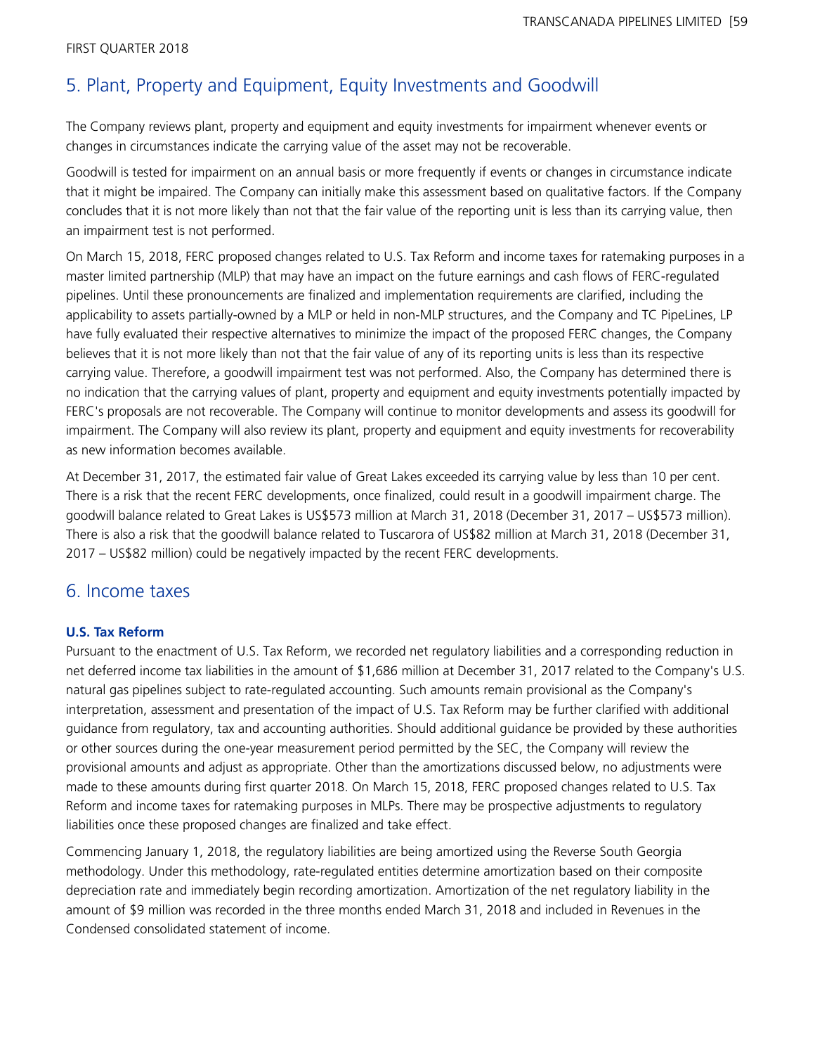## 5. Plant, Property and Equipment, Equity Investments and Goodwill

The Company reviews plant, property and equipment and equity investments for impairment whenever events or changes in circumstances indicate the carrying value of the asset may not be recoverable.

Goodwill is tested for impairment on an annual basis or more frequently if events or changes in circumstance indicate that it might be impaired. The Company can initially make this assessment based on qualitative factors. If the Company concludes that it is not more likely than not that the fair value of the reporting unit is less than its carrying value, then an impairment test is not performed.

On March 15, 2018, FERC proposed changes related to U.S. Tax Reform and income taxes for ratemaking purposes in a master limited partnership (MLP) that may have an impact on the future earnings and cash flows of FERC-regulated pipelines. Until these pronouncements are finalized and implementation requirements are clarified, including the applicability to assets partially-owned by a MLP or held in non-MLP structures, and the Company and TC PipeLines, LP have fully evaluated their respective alternatives to minimize the impact of the proposed FERC changes, the Company believes that it is not more likely than not that the fair value of any of its reporting units is less than its respective carrying value. Therefore, a goodwill impairment test was not performed. Also, the Company has determined there is no indication that the carrying values of plant, property and equipment and equity investments potentially impacted by FERC's proposals are not recoverable. The Company will continue to monitor developments and assess its goodwill for impairment. The Company will also review its plant, property and equipment and equity investments for recoverability as new information becomes available.

At December 31, 2017, the estimated fair value of Great Lakes exceeded its carrying value by less than 10 per cent. There is a risk that the recent FERC developments, once finalized, could result in a goodwill impairment charge. The goodwill balance related to Great Lakes is US$573 million at March 31, 2018 (December 31, 2017 – US$573 million). There is also a risk that the goodwill balance related to Tuscarora of US$82 million at March 31, 2018 (December 31, 2017 – US$82 million) could be negatively impacted by the recent FERC developments.

## 6. Income taxes

**U.S. Tax Reform**

Pursuant to the enactment of U.S. Tax Reform, we recorded net regulatory liabilities and a corresponding reduction in net deferred income tax liabilities in the amount of $1,686 million at December 31, 2017 related to the Company's U.S. natural gas pipelines subject to rate-regulated accounting. Such amounts remain provisional as the Company's interpretation, assessment and presentation of the impact of U.S. Tax Reform may be further clarified with additional guidance from regulatory, tax and accounting authorities. Should additional guidance be provided by these authorities or other sources during the one-year measurement period permitted by the SEC, the Company will review the provisional amounts and adjust as appropriate. Other than the amortizations discussed below, no adjustments were made to these amounts during first quarter 2018. On March 15, 2018, FERC proposed changes related to U.S. Tax Reform and income taxes for ratemaking purposes in MLPs. There may be prospective adjustments to regulatory liabilities once these proposed changes are finalized and take effect.

Commencing January 1, 2018, the regulatory liabilities are being amortized using the Reverse South Georgia methodology. Under this methodology, rate-regulated entities determine amortization based on their composite depreciation rate and immediately begin recording amortization. Amortization of the net regulatory liability in the amount of $9 million was recorded in the three months ended March 31, 2018 and included in Revenues in the Condensed consolidated statement of income.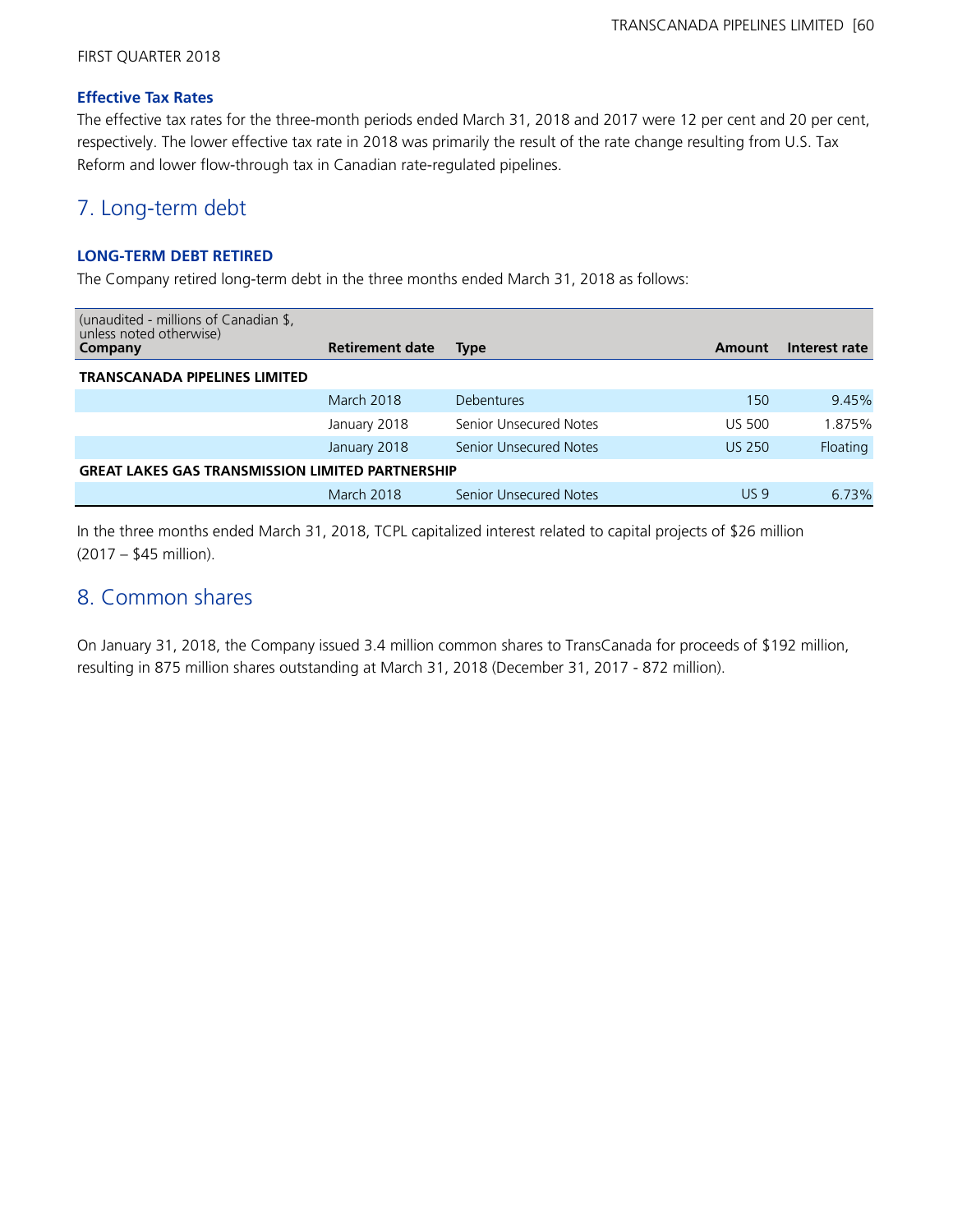FIRST QUARTER 2018

### Effective Tax Rates

The effective tax rates for the three-month periods ended March 31, 2018 and 2017 were 12 per cent and 20 per cent, respectively. The lower effective tax rate in 2018 was primarily the result of the rate change resulting from U.S. Tax Reform and lower flow-through tax in Canadian rate-regulated pipelines.

## 7. Long-term debt

### LONG-TERM DEBT RETIRED

The Company retired long-term debt in the three months ended March 31, 2018 as follows:

| (unaudited - millions of Canadian $, unless noted otherwise)<br>**Company** | **Retirement date** | **Type** | **Amount** | **Interest rate** |
|---|---|---|---|---|
| **TRANSCANADA PIPELINES LIMITED** | | | | |
| | March 2018 | Debentures | 150 | 9.45% |
| | January 2018 | Senior Unsecured Notes | US 500 | 1.875% |
| | January 2018 | Senior Unsecured Notes | US 250 | Floating |
| **GREAT LAKES GAS TRANSMISSION LIMITED PARTNERSHIP** | | | | |
| | March 2018 | Senior Unsecured Notes | US 9 | 6.73% |

In the three months ended March 31, 2018, TCPL capitalized interest related to capital projects of $26 million (2017 – $45 million).

## 8. Common shares

On January 31, 2018, the Company issued 3.4 million common shares to TransCanada for proceeds of $192 million, resulting in 875 million shares outstanding at March 31, 2018 (December 31, 2017 - 872 million).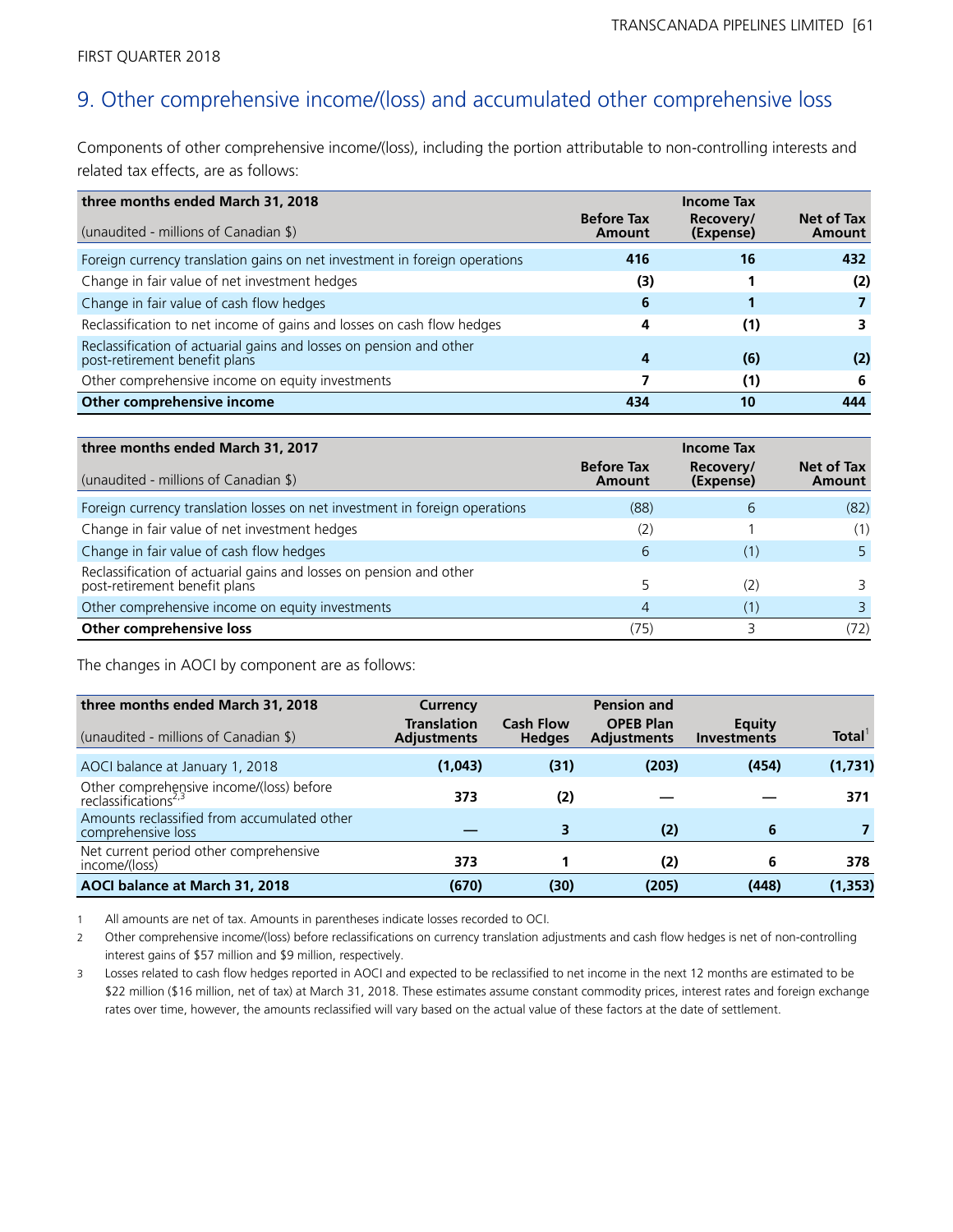FIRST QUARTER 2018

## 9. Other comprehensive income/(loss) and accumulated other comprehensive loss

Components of other comprehensive income/(loss), including the portion attributable to non-controlling interests and related tax effects, are as follows:

| three months ended March 31, 2018<br>(unaudited - millions of Canadian $) | Before Tax Amount | Income Tax Recovery/ (Expense) | Net of Tax Amount |
|---|---|---|---|
| Foreign currency translation gains on net investment in foreign operations | **416** | **16** | **432** |
| Change in fair value of net investment hedges | **(3)** | **1** | **(2)** |
| Change in fair value of cash flow hedges | **6** | **1** | **7** |
| Reclassification to net income of gains and losses on cash flow hedges | **4** | **(1)** | **3** |
| Reclassification of actuarial gains and losses on pension and other post-retirement benefit plans | **4** | **(6)** | **(2)** |
| Other comprehensive income on equity investments | **7** | **(1)** | **6** |
| **Other comprehensive income** | **434** | **10** | **444** |

| three months ended March 31, 2017<br>(unaudited - millions of Canadian $) | Before Tax Amount | Income Tax Recovery/ (Expense) | Net of Tax Amount |
|---|---|---|---|
| Foreign currency translation losses on net investment in foreign operations | (88) | 6 | (82) |
| Change in fair value of net investment hedges | (2) | 1 | (1) |
| Change in fair value of cash flow hedges | 6 | (1) | 5 |
| Reclassification of actuarial gains and losses on pension and other post-retirement benefit plans | 5 | (2) | 3 |
| Other comprehensive income on equity investments | 4 | (1) | 3 |
| **Other comprehensive loss** | (75) | 3 | (72) |

The changes in AOCI by component are as follows:

| three months ended March 31, 2018<br>(unaudited - millions of Canadian $) | Currency Translation Adjustments | Cash Flow Hedges | Pension and OPEB Plan Adjustments | Equity Investments | Total[1] |
|---|---|---|---|---|---|
| AOCI balance at January 1, 2018 | **(1,043)** | **(31)** | **(203)** | **(454)** | **(1,731)** |
| Other comprehensive income/(loss) before reclassifications[2,3] | **373** | **(2)** | **—** | **—** | **371** |
| Amounts reclassified from accumulated other comprehensive loss | **—** | **3** | **(2)** | **6** | **7** |
| Net current period other comprehensive income/(loss) | **373** | **1** | **(2)** | **6** | **378** |
| **AOCI balance at March 31, 2018** | **(670)** | **(30)** | **(205)** | **(448)** | **(1,353)** |

1 All amounts are net of tax. Amounts in parentheses indicate losses recorded to OCI.

2 Other comprehensive income/(loss) before reclassifications on currency translation adjustments and cash flow hedges is net of non-controlling interest gains of $57 million and $9 million, respectively.

3 Losses related to cash flow hedges reported in AOCI and expected to be reclassified to net income in the next 12 months are estimated to be $22 million ($16 million, net of tax) at March 31, 2018. These estimates assume constant commodity prices, interest rates and foreign exchange rates over time, however, the amounts reclassified will vary based on the actual value of these factors at the date of settlement.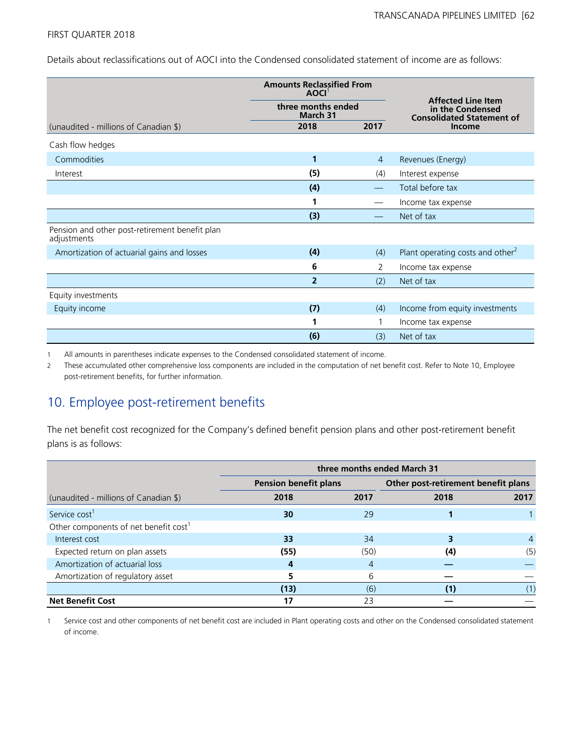FIRST QUARTER 2018

Details about reclassifications out of AOCI into the Condensed consolidated statement of income are as follows:

| (unaudited - millions of Canadian $) | Amounts Reclassified From AOCI[1] three months ended March 31 2018 | 2017 | Affected Line Item in the Condensed Consolidated Statement of Income |
|---|---|---|---|
| Cash flow hedges | | | |
| Commodities | **1** | 4 | Revenues (Energy) |
| Interest | **(5)** | (4) | Interest expense |
| | **(4)** | — | Total before tax |
| | **1** | — | Income tax expense |
| | **(3)** | — | Net of tax |
| Pension and other post-retirement benefit plan adjustments | | | |
| Amortization of actuarial gains and losses | **(4)** | (4) | Plant operating costs and other[2] |
| | **6** | 2 | Income tax expense |
| | **2** | (2) | Net of tax |
| Equity investments | | | |
| Equity income | **(7)** | (4) | Income from equity investments |
| | **1** | 1 | Income tax expense |
| | **(6)** | (3) | Net of tax |

1 All amounts in parentheses indicate expenses to the Condensed consolidated statement of income.

2 These accumulated other comprehensive loss components are included in the computation of net benefit cost. Refer to Note 10, Employee post-retirement benefits, for further information.

## 10. Employee post-retirement benefits

The net benefit cost recognized for the Company's defined benefit pension plans and other post-retirement benefit plans is as follows:

| | three months ended March 31 | | | |
|---|---|---|---|---|
| | Pension benefit plans | | Other post-retirement benefit plans | |
| (unaudited - millions of Canadian $) | 2018 | 2017 | 2018 | 2017 |
| Service cost[1] | **30** | 29 | **1** | 1 |
| Other components of net benefit cost[1] | | | | |
| Interest cost | **33** | 34 | **3** | 4 |
| Expected return on plan assets | **(55)** | (50) | **(4)** | (5) |
| Amortization of actuarial loss | **4** | 4 | **—** | — |
| Amortization of regulatory asset | **5** | 6 | **—** | — |
| | **(13)** | (6) | **(1)** | (1) |
| **Net Benefit Cost** | **17** | 23 | **—** | — |

1 Service cost and other components of net benefit cost are included in Plant operating costs and other on the Condensed consolidated statement of income.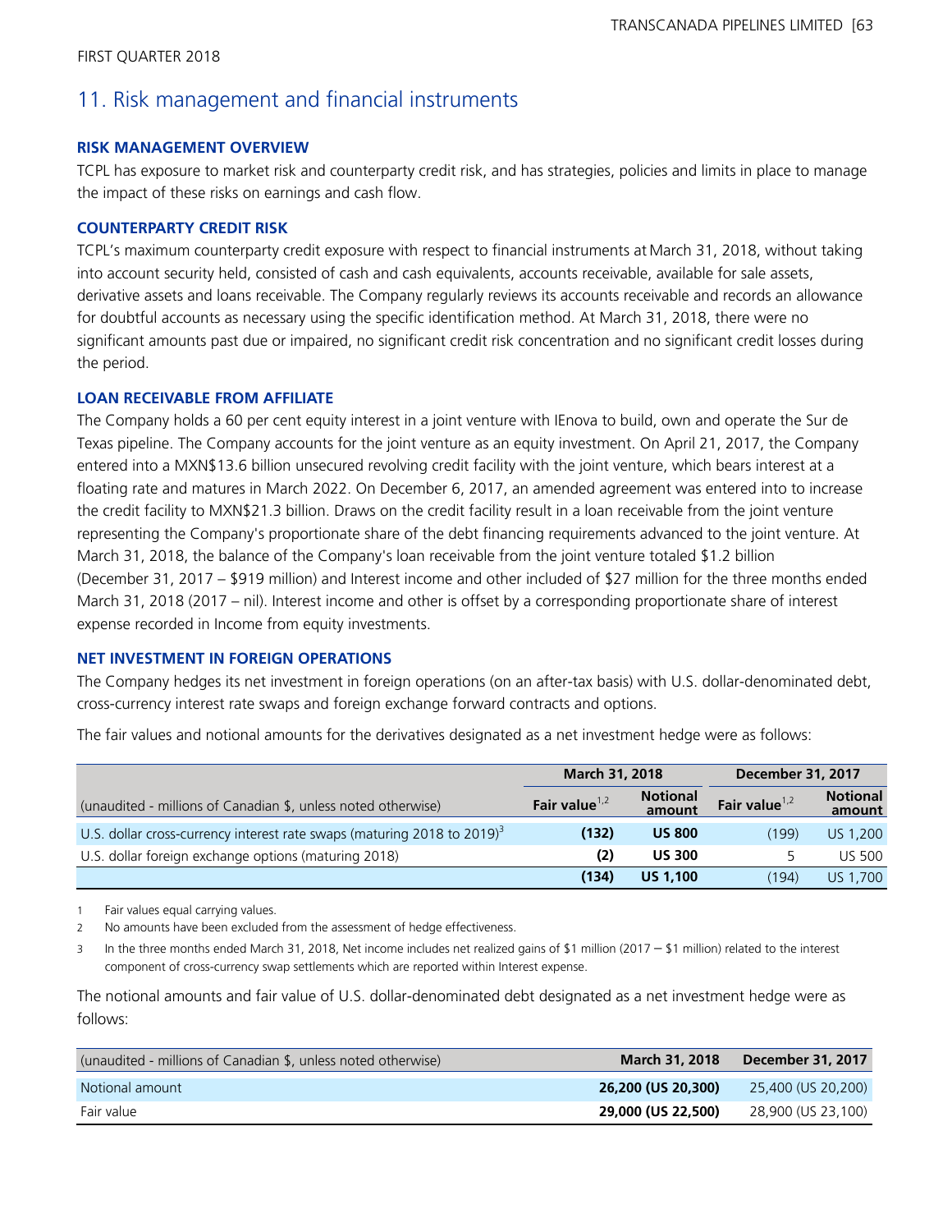## 11. Risk management and financial instruments

### RISK MANAGEMENT OVERVIEW

TCPL has exposure to market risk and counterparty credit risk, and has strategies, policies and limits in place to manage the impact of these risks on earnings and cash flow.

### COUNTERPARTY CREDIT RISK

TCPL's maximum counterparty credit exposure with respect to financial instruments at March 31, 2018, without taking into account security held, consisted of cash and cash equivalents, accounts receivable, available for sale assets, derivative assets and loans receivable. The Company regularly reviews its accounts receivable and records an allowance for doubtful accounts as necessary using the specific identification method. At March 31, 2018, there were no significant amounts past due or impaired, no significant credit risk concentration and no significant credit losses during the period.

### LOAN RECEIVABLE FROM AFFILIATE

The Company holds a 60 per cent equity interest in a joint venture with IEnova to build, own and operate the Sur de Texas pipeline. The Company accounts for the joint venture as an equity investment. On April 21, 2017, the Company entered into a MXN$13.6 billion unsecured revolving credit facility with the joint venture, which bears interest at a floating rate and matures in March 2022. On December 6, 2017, an amended agreement was entered into to increase the credit facility to MXN$21.3 billion. Draws on the credit facility result in a loan receivable from the joint venture representing the Company's proportionate share of the debt financing requirements advanced to the joint venture. At March 31, 2018, the balance of the Company's loan receivable from the joint venture totaled $1.2 billion (December 31, 2017 – $919 million) and Interest income and other included of $27 million for the three months ended March 31, 2018 (2017 – nil). Interest income and other is offset by a corresponding proportionate share of interest expense recorded in Income from equity investments.

### NET INVESTMENT IN FOREIGN OPERATIONS

The Company hedges its net investment in foreign operations (on an after-tax basis) with U.S. dollar-denominated debt, cross-currency interest rate swaps and foreign exchange forward contracts and options.

The fair values and notional amounts for the derivatives designated as a net investment hedge were as follows:

| | March 31, 2018 | | December 31, 2017 | |
|---|---|---|---|---|
| (unaudited - millions of Canadian $, unless noted otherwise) | **Fair value**[1,2] | **Notional amount** | **Fair value**[1,2] | **Notional amount** |
| U.S. dollar cross-currency interest rate swaps (maturing 2018 to 2019)[3] | **(132)** | **US 800** | (199) | US 1,200 |
| U.S. dollar foreign exchange options (maturing 2018) | **(2)** | **US 300** | 5 | US 500 |
| | **(134)** | **US 1,100** | (194) | US 1,700 |

1 Fair values equal carrying values.

2 No amounts have been excluded from the assessment of hedge effectiveness.

3 In the three months ended March 31, 2018, Net income includes net realized gains of $1 million (2017 – $1 million) related to the interest component of cross-currency swap settlements which are reported within Interest expense.

The notional amounts and fair value of U.S. dollar-denominated debt designated as a net investment hedge were as follows:

| (unaudited - millions of Canadian $, unless noted otherwise) | March 31, 2018 | December 31, 2017 |
|---|---|---|
| Notional amount | **26,200 (US 20,300)** | 25,400 (US 20,200) |
| Fair value | **29,000 (US 22,500)** | 28,900 (US 23,100) |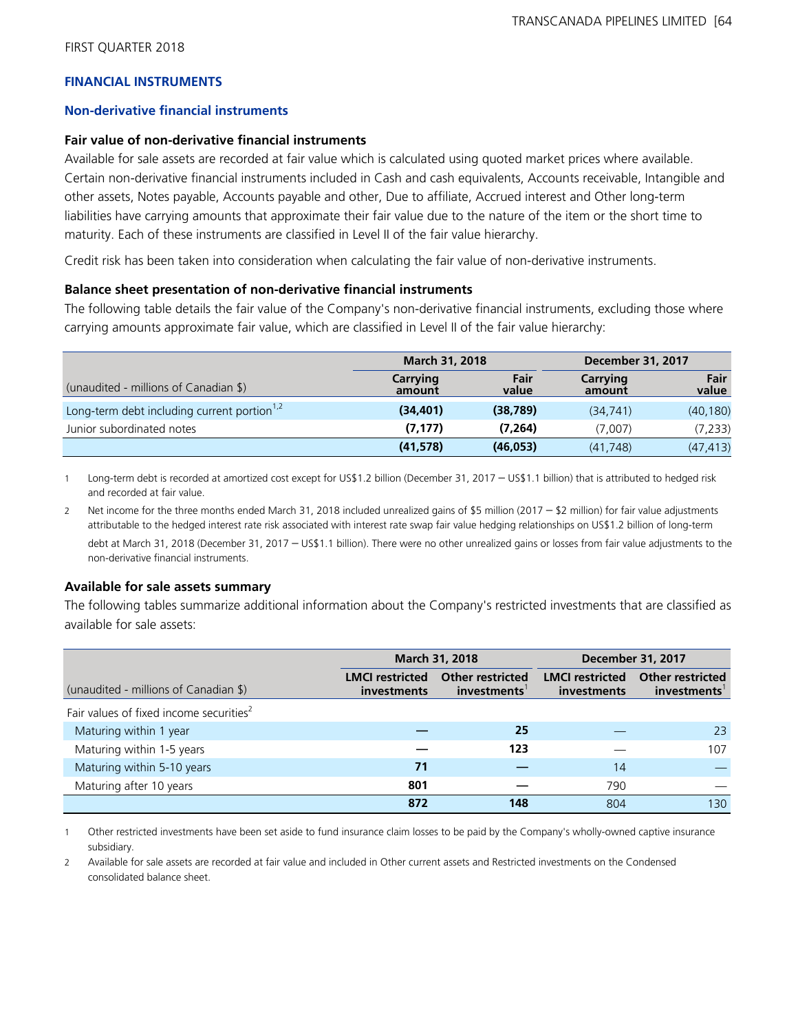FIRST QUARTER 2018

## FINANCIAL INSTRUMENTS

### Non-derivative financial instruments

#### Fair value of non-derivative financial instruments

Available for sale assets are recorded at fair value which is calculated using quoted market prices where available. Certain non-derivative financial instruments included in Cash and cash equivalents, Accounts receivable, Intangible and other assets, Notes payable, Accounts payable and other, Due to affiliate, Accrued interest and Other long-term liabilities have carrying amounts that approximate their fair value due to the nature of the item or the short time to maturity. Each of these instruments are classified in Level II of the fair value hierarchy.

Credit risk has been taken into consideration when calculating the fair value of non-derivative instruments.

#### Balance sheet presentation of non-derivative financial instruments

The following table details the fair value of the Company's non-derivative financial instruments, excluding those where carrying amounts approximate fair value, which are classified in Level II of the fair value hierarchy:

| | March 31, 2018 | | December 31, 2017 | |
|---|---|---|---|---|
| (unaudited - millions of Canadian $) | Carrying amount | Fair value | Carrying amount | Fair value |
| Long-term debt including current portion[1,2] | **(34,401)** | **(38,789)** | (34,741) | (40,180) |
| Junior subordinated notes | **(7,177)** | **(7,264)** | (7,007) | (7,233) |
| | **(41,578)** | **(46,053)** | (41,748) | (47,413) |

1 Long-term debt is recorded at amortized cost except for US$1.2 billion (December 31, 2017 – US$1.1 billion) that is attributed to hedged risk and recorded at fair value.

2 Net income for the three months ended March 31, 2018 included unrealized gains of $5 million (2017 – $2 million) for fair value adjustments attributable to the hedged interest rate risk associated with interest rate swap fair value hedging relationships on US$1.2 billion of long-term debt at March 31, 2018 (December 31, 2017 – US$1.1 billion). There were no other unrealized gains or losses from fair value adjustments to the non-derivative financial instruments.

#### Available for sale assets summary

The following tables summarize additional information about the Company's restricted investments that are classified as available for sale assets:

| | March 31, 2018 | | December 31, 2017 | |
|---|---|---|---|---|
| (unaudited - millions of Canadian $) | LMCI restricted investments | Other restricted investments[1] | LMCI restricted investments | Other restricted investments[1] |
| Fair values of fixed income securities[2] | | | | |
| Maturing within 1 year | **—** | **25** | — | 23 |
| Maturing within 1-5 years | **—** | **123** | — | 107 |
| Maturing within 5-10 years | **71** | **—** | 14 | — |
| Maturing after 10 years | **801** | **—** | 790 | — |
| | **872** | **148** | 804 | 130 |

1 Other restricted investments have been set aside to fund insurance claim losses to be paid by the Company's wholly-owned captive insurance subsidiary.

2 Available for sale assets are recorded at fair value and included in Other current assets and Restricted investments on the Condensed consolidated balance sheet.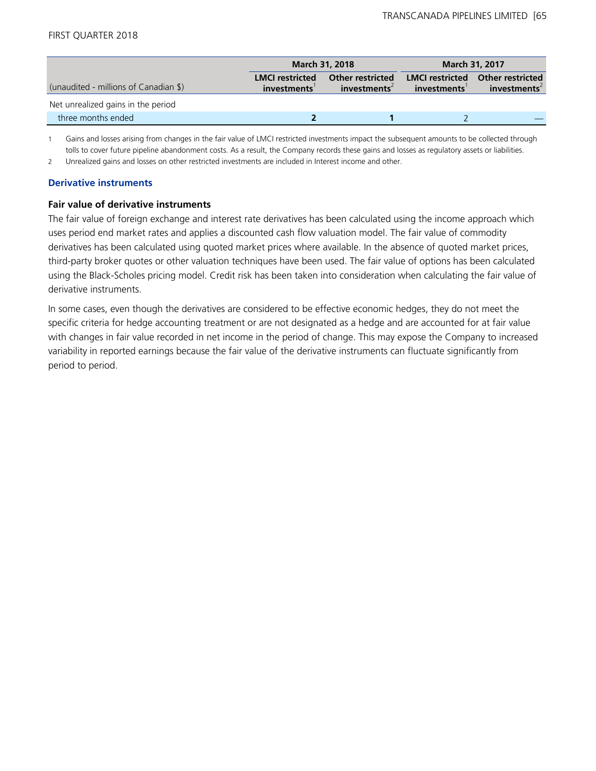| (unaudited - millions of Canadian $) | March 31, 2018 | | March 31, 2017 | |
|---|---|---|---|---|
| | LMCI restricted investments[1] | Other restricted investments[2] | LMCI restricted investments[1] | Other restricted investments[2] |
| Net unrealized gains in the period | | | | |
| three months ended | **2** | **1** | 2 | — |

1 Gains and losses arising from changes in the fair value of LMCI restricted investments impact the subsequent amounts to be collected through tolls to cover future pipeline abandonment costs. As a result, the Company records these gains and losses as regulatory assets or liabilities.

2 Unrealized gains and losses on other restricted investments are included in Interest income and other.

## Derivative instruments

### Fair value of derivative instruments

The fair value of foreign exchange and interest rate derivatives has been calculated using the income approach which uses period end market rates and applies a discounted cash flow valuation model. The fair value of commodity derivatives has been calculated using quoted market prices where available. In the absence of quoted market prices, third-party broker quotes or other valuation techniques have been used. The fair value of options has been calculated using the Black-Scholes pricing model. Credit risk has been taken into consideration when calculating the fair value of derivative instruments.

In some cases, even though the derivatives are considered to be effective economic hedges, they do not meet the specific criteria for hedge accounting treatment or are not designated as a hedge and are accounted for at fair value with changes in fair value recorded in net income in the period of change. This may expose the Company to increased variability in reported earnings because the fair value of the derivative instruments can fluctuate significantly from period to period.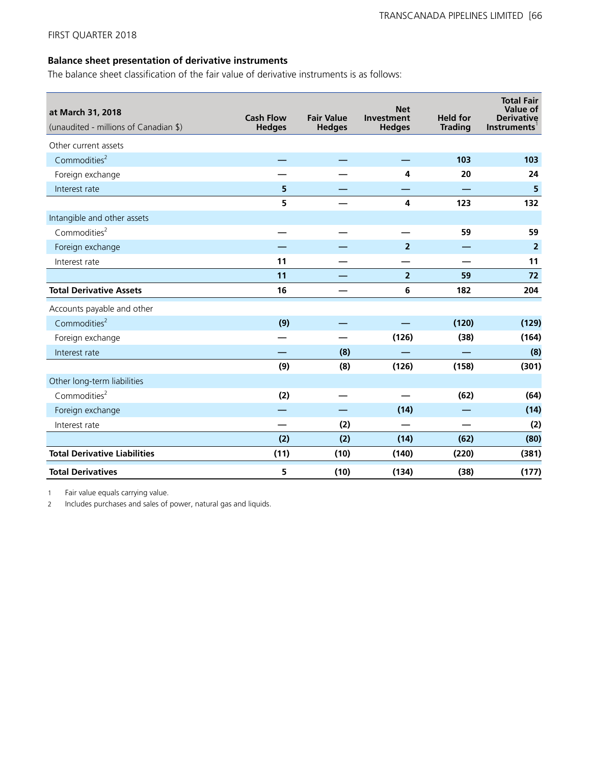FIRST QUARTER 2018

### Balance sheet presentation of derivative instruments

The balance sheet classification of the fair value of derivative instruments is as follows:

| at March 31, 2018 (unaudited - millions of Canadian $) | Cash Flow Hedges | Fair Value Hedges | Net Investment Hedges | Held for Trading | Total Fair Value of Derivative Instruments[1] |
|---|---|---|---|---|---|
| Other current assets | | | | | |
| Commodities[2] | — | — | — | 103 | 103 |
| Foreign exchange | — | — | 4 | 20 | 24 |
| Interest rate | 5 | — | — | — | 5 |
| | 5 | — | 4 | 123 | 132 |
| Intangible and other assets | | | | | |
| Commodities[2] | — | — | — | 59 | 59 |
| Foreign exchange | — | — | 2 | — | 2 |
| Interest rate | 11 | — | — | — | 11 |
| | 11 | — | 2 | 59 | 72 |
| **Total Derivative Assets** | 16 | — | 6 | 182 | 204 |
| Accounts payable and other | | | | | |
| Commodities[2] | (9) | — | — | (120) | (129) |
| Foreign exchange | — | — | (126) | (38) | (164) |
| Interest rate | — | (8) | — | — | (8) |
| | (9) | (8) | (126) | (158) | (301) |
| Other long-term liabilities | | | | | |
| Commodities[2] | (2) | — | — | (62) | (64) |
| Foreign exchange | — | — | (14) | — | (14) |
| Interest rate | — | (2) | — | — | (2) |
| | (2) | (2) | (14) | (62) | (80) |
| **Total Derivative Liabilities** | (11) | (10) | (140) | (220) | (381) |
| **Total Derivatives** | 5 | (10) | (134) | (38) | (177) |

1 Fair value equals carrying value.

2 Includes purchases and sales of power, natural gas and liquids.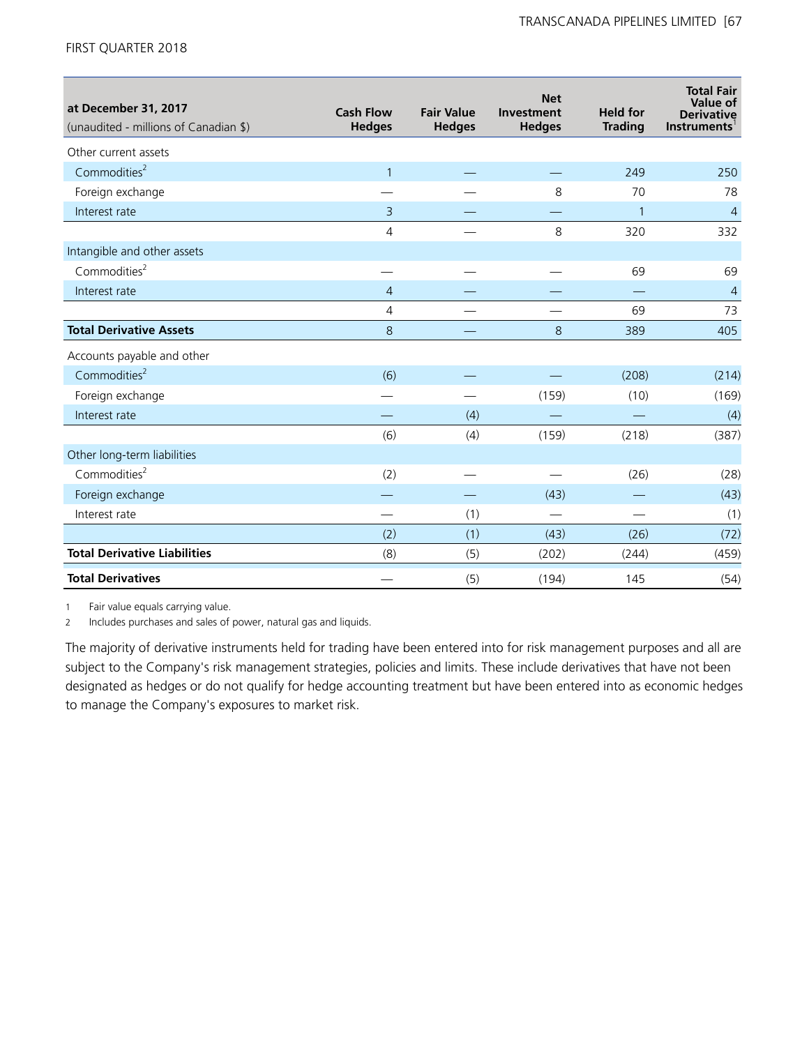| at December 31, 2017<br>(unaudited - millions of Canadian $) | Cash Flow Hedges | Fair Value Hedges | Net Investment Hedges | Held for Trading | Total Fair Value of Derivative Instruments[1] |
|---|---|---|---|---|---|
| Other current assets | | | | | |
| Commodities[2] | 1 | — | — | 249 | 250 |
| Foreign exchange | — | — | 8 | 70 | 78 |
| Interest rate | 3 | — | — | 1 | 4 |
| | 4 | — | 8 | 320 | 332 |
| Intangible and other assets | | | | | |
| Commodities[2] | — | — | — | 69 | 69 |
| Interest rate | 4 | — | — | — | 4 |
| | 4 | — | — | 69 | 73 |
| **Total Derivative Assets** | 8 | — | 8 | 389 | 405 |
| Accounts payable and other | | | | | |
| Commodities[2] | (6) | — | — | (208) | (214) |
| Foreign exchange | — | — | (159) | (10) | (169) |
| Interest rate | — | (4) | — | — | (4) |
| | (6) | (4) | (159) | (218) | (387) |
| Other long-term liabilities | | | | | |
| Commodities[2] | (2) | — | — | (26) | (28) |
| Foreign exchange | — | — | (43) | — | (43) |
| Interest rate | — | (1) | — | — | (1) |
| | (2) | (1) | (43) | (26) | (72) |
| **Total Derivative Liabilities** | (8) | (5) | (202) | (244) | (459) |
| **Total Derivatives** | — | (5) | (194) | 145 | (54) |

1 Fair value equals carrying value.

2 Includes purchases and sales of power, natural gas and liquids.

The majority of derivative instruments held for trading have been entered into for risk management purposes and all are subject to the Company's risk management strategies, policies and limits. These include derivatives that have not been designated as hedges or do not qualify for hedge accounting treatment but have been entered into as economic hedges to manage the Company's exposures to market risk.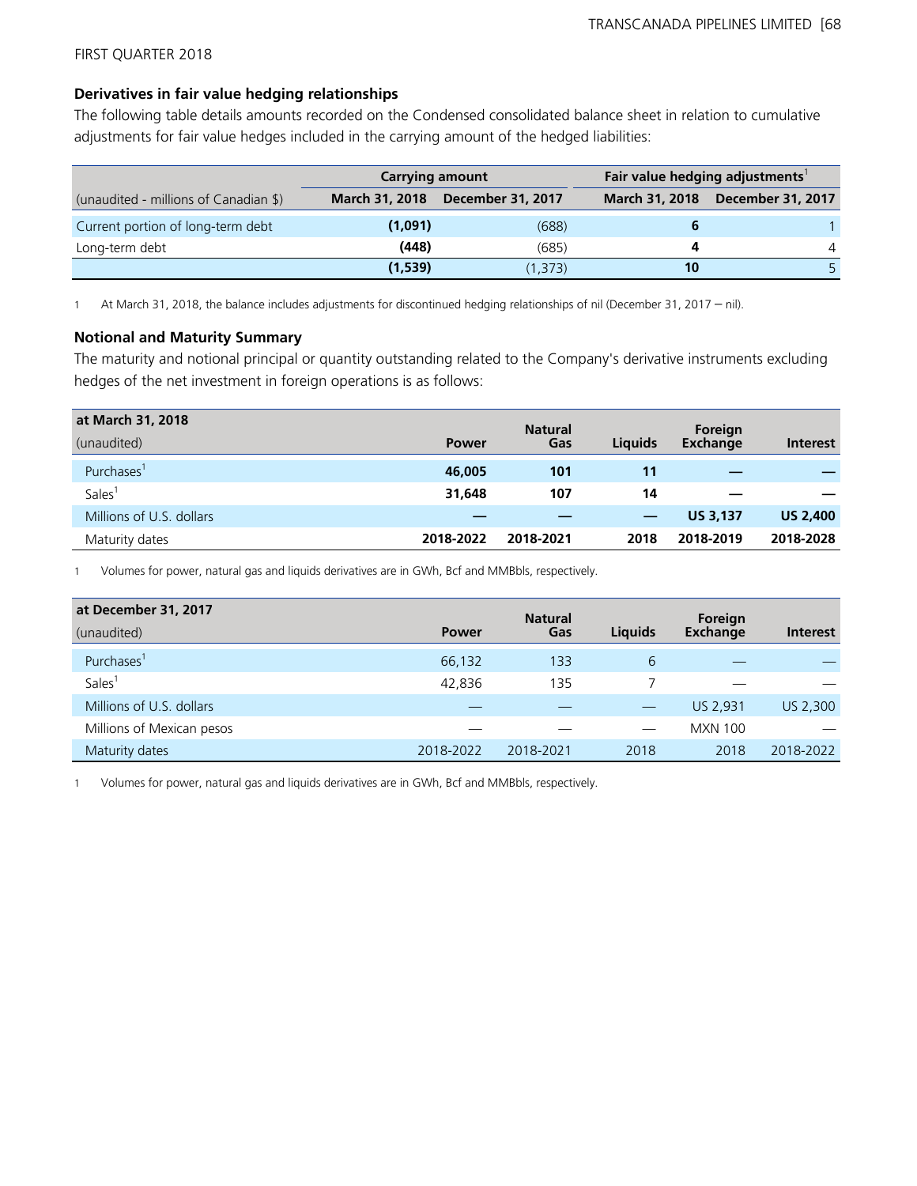FIRST QUARTER 2018

### Derivatives in fair value hedging relationships

The following table details amounts recorded on the Condensed consolidated balance sheet in relation to cumulative adjustments for fair value hedges included in the carrying amount of the hedged liabilities:

| | Carrying amount | | Fair value hedging adjustments[1] | |
|---|---|---|---|---|
| (unaudited - millions of Canadian $) | March 31, 2018 | December 31, 2017 | March 31, 2018 | December 31, 2017 |
| Current portion of long-term debt | **(1,091)** | (688) | **6** | 1 |
| Long-term debt | **(448)** | (685) | **4** | 4 |
| | **(1,539)** | (1,373) | **10** | 5 |

1 At March 31, 2018, the balance includes adjustments for discontinued hedging relationships of nil (December 31, 2017 – nil).

### Notional and Maturity Summary

The maturity and notional principal or quantity outstanding related to the Company's derivative instruments excluding hedges of the net investment in foreign operations is as follows:

| at March 31, 2018<br>(unaudited) | Power | Natural Gas | Liquids | Foreign Exchange | Interest |
|---|---|---|---|---|---|
| Purchases[1] | **46,005** | **101** | **11** | **—** | **—** |
| Sales[1] | **31,648** | **107** | **14** | **—** | **—** |
| Millions of U.S. dollars | **—** | **—** | **—** | **US 3,137** | **US 2,400** |
| Maturity dates | **2018-2022** | **2018-2021** | **2018** | **2018-2019** | **2018-2028** |

1 Volumes for power, natural gas and liquids derivatives are in GWh, Bcf and MMBbls, respectively.

| at December 31, 2017<br>(unaudited) | Power | Natural Gas | Liquids | Foreign Exchange | Interest |
|---|---|---|---|---|---|
| Purchases[1] | 66,132 | 133 | 6 | — | — |
| Sales[1] | 42,836 | 135 | 7 | — | — |
| Millions of U.S. dollars | — | — | — | US 2,931 | US 2,300 |
| Millions of Mexican pesos | — | — | — | MXN 100 | — |
| Maturity dates | 2018-2022 | 2018-2021 | 2018 | 2018 | 2018-2022 |

1 Volumes for power, natural gas and liquids derivatives are in GWh, Bcf and MMBbls, respectively.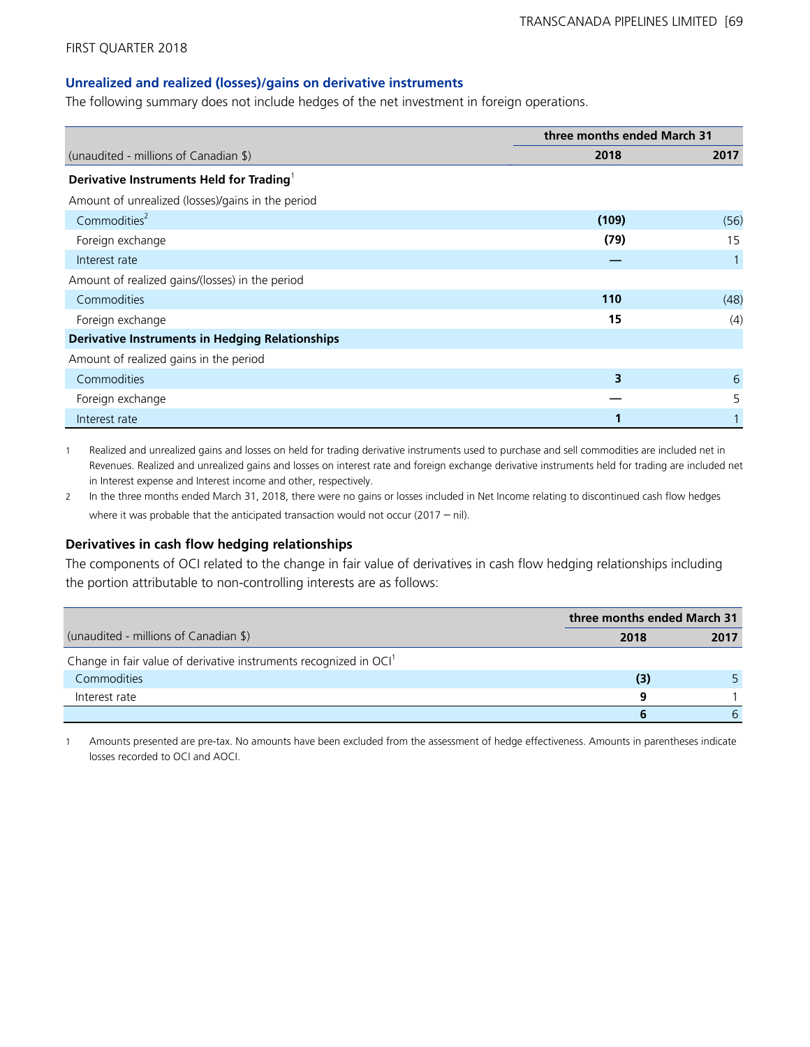FIRST QUARTER 2018

### Unrealized and realized (losses)/gains on derivative instruments

The following summary does not include hedges of the net investment in foreign operations.

| (unaudited - millions of Canadian $) | three months ended March 31 | |
|---|---|---|
| | **2018** | **2017** |
| **Derivative Instruments Held for Trading**[1] | | |
| Amount of unrealized (losses)/gains in the period | | |
| Commodities[2] | **(109)** | (56) |
| Foreign exchange | **(79)** | 15 |
| Interest rate | **—** | 1 |
| Amount of realized gains/(losses) in the period | | |
| Commodities | **110** | (48) |
| Foreign exchange | **15** | (4) |
| **Derivative Instruments in Hedging Relationships** | | |
| Amount of realized gains in the period | | |
| Commodities | **3** | 6 |
| Foreign exchange | **—** | 5 |
| Interest rate | **1** | 1 |

1 Realized and unrealized gains and losses on held for trading derivative instruments used to purchase and sell commodities are included net in Revenues. Realized and unrealized gains and losses on interest rate and foreign exchange derivative instruments held for trading are included net in Interest expense and Interest income and other, respectively.

2 In the three months ended March 31, 2018, there were no gains or losses included in Net Income relating to discontinued cash flow hedges where it was probable that the anticipated transaction would not occur (2017 – nil).

### Derivatives in cash flow hedging relationships

The components of OCI related to the change in fair value of derivatives in cash flow hedging relationships including the portion attributable to non-controlling interests are as follows:

| (unaudited - millions of Canadian $) | three months ended March 31 | |
|---|---|---|
| | **2018** | **2017** |
| Change in fair value of derivative instruments recognized in OCI[1] | | |
| Commodities | **(3)** | 5 |
| Interest rate | **9** | 1 |
| | **6** | 6 |

1 Amounts presented are pre-tax. No amounts have been excluded from the assessment of hedge effectiveness. Amounts in parentheses indicate losses recorded to OCI and AOCI.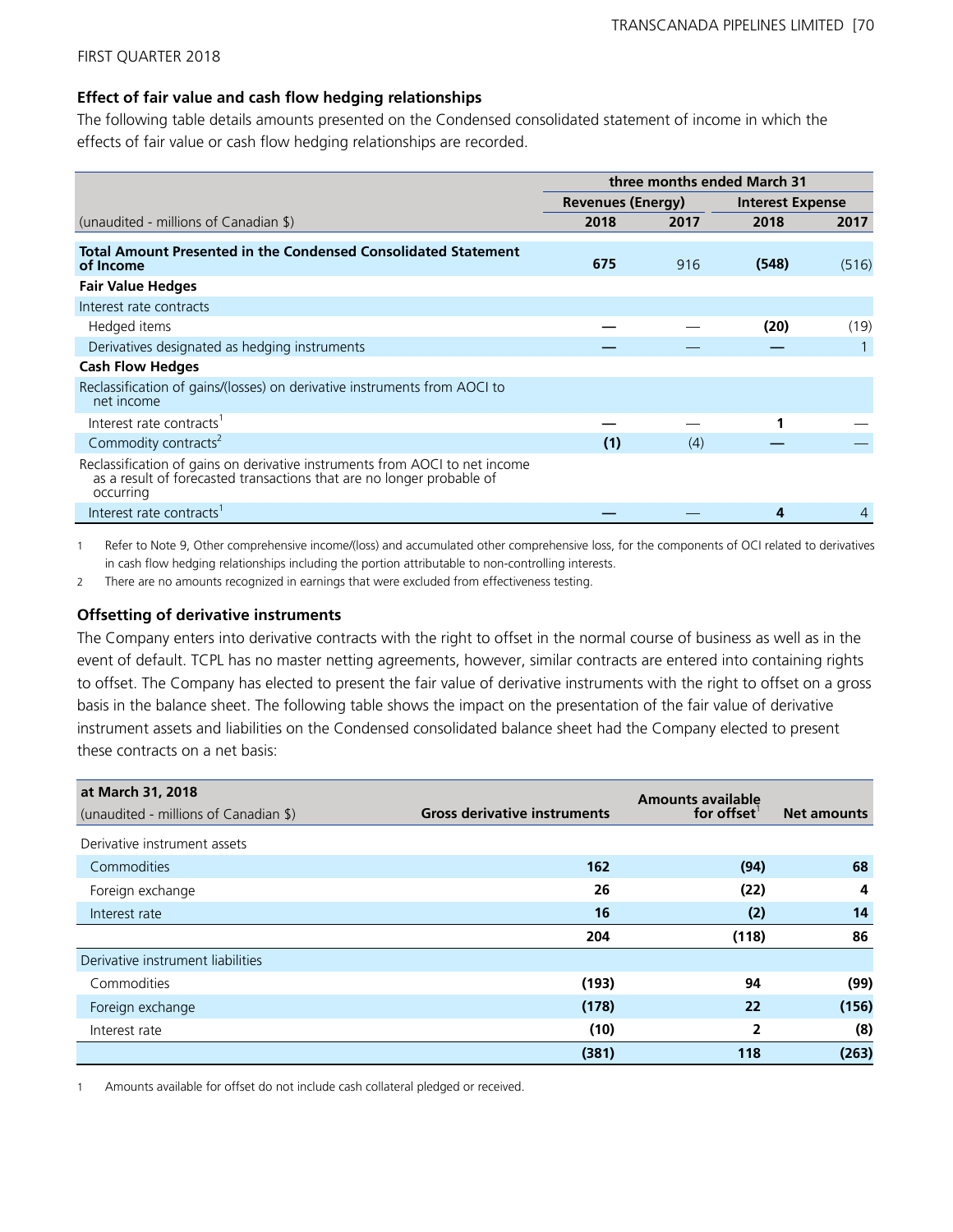FIRST QUARTER 2018

### Effect of fair value and cash flow hedging relationships

The following table details amounts presented on the Condensed consolidated statement of income in which the effects of fair value or cash flow hedging relationships are recorded.

| | three months ended March 31 | | | |
|---|---|---|---|---|
| | Revenues (Energy) | | Interest Expense | |
| (unaudited - millions of Canadian $) | 2018 | 2017 | 2018 | 2017 |
| **Total Amount Presented in the Condensed Consolidated Statement of Income** | **675** | 916 | **(548)** | (516) |
| **Fair Value Hedges** | | | | |
| Interest rate contracts | | | | |
| Hedged items | **—** | — | **(20)** | (19) |
| Derivatives designated as hedging instruments | **—** | — | **—** | 1 |
| **Cash Flow Hedges** | | | | |
| Reclassification of gains/(losses) on derivative instruments from AOCI to net income | | | | |
| Interest rate contracts[1] | **—** | — | **1** | — |
| Commodity contracts[2] | **(1)** | (4) | **—** | — |
| Reclassification of gains on derivative instruments from AOCI to net income as a result of forecasted transactions that are no longer probable of occurring | | | | |
| Interest rate contracts[1] | **—** | — | **4** | 4 |

1 Refer to Note 9, Other comprehensive income/(loss) and accumulated other comprehensive loss, for the components of OCI related to derivatives in cash flow hedging relationships including the portion attributable to non-controlling interests.

2 There are no amounts recognized in earnings that were excluded from effectiveness testing.

### Offsetting of derivative instruments

The Company enters into derivative contracts with the right to offset in the normal course of business as well as in the event of default. TCPL has no master netting agreements, however, similar contracts are entered into containing rights to offset. The Company has elected to present the fair value of derivative instruments with the right to offset on a gross basis in the balance sheet. The following table shows the impact on the presentation of the fair value of derivative instrument assets and liabilities on the Condensed consolidated balance sheet had the Company elected to present these contracts on a net basis:

| at March 31, 2018<br>(unaudited - millions of Canadian $) | Gross derivative instruments | Amounts available for offset[1] | Net amounts |
|---|---|---|---|
| Derivative instrument assets | | | |
| Commodities | **162** | **(94)** | **68** |
| Foreign exchange | **26** | **(22)** | **4** |
| Interest rate | **16** | **(2)** | **14** |
| | **204** | **(118)** | **86** |
| Derivative instrument liabilities | | | |
| Commodities | **(193)** | **94** | **(99)** |
| Foreign exchange | **(178)** | **22** | **(156)** |
| Interest rate | **(10)** | **2** | **(8)** |
| | **(381)** | **118** | **(263)** |

1 Amounts available for offset do not include cash collateral pledged or received.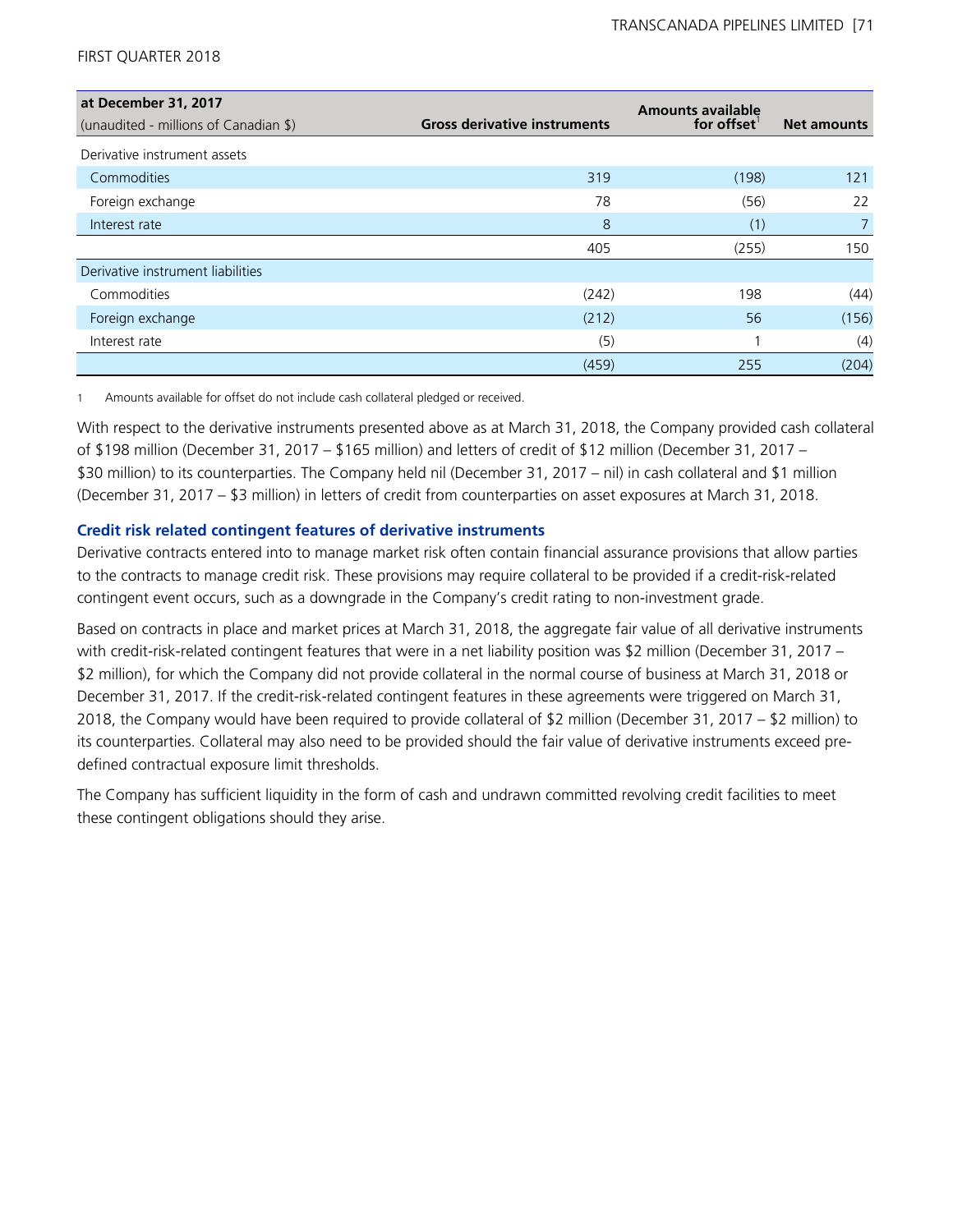| at December 31, 2017<br>(unaudited - millions of Canadian $) | Gross derivative instruments | Amounts available for offset[1] | Net amounts |
|---|---|---|---|
| Derivative instrument assets | | | |
| Commodities | 319 | (198) | 121 |
| Foreign exchange | 78 | (56) | 22 |
| Interest rate | 8 | (1) | 7 |
| | 405 | (255) | 150 |
| Derivative instrument liabilities | | | |
| Commodities | (242) | 198 | (44) |
| Foreign exchange | (212) | 56 | (156) |
| Interest rate | (5) | 1 | (4) |
| | (459) | 255 | (204) |

1 Amounts available for offset do not include cash collateral pledged or received.

With respect to the derivative instruments presented above as at March 31, 2018, the Company provided cash collateral of $198 million (December 31, 2017 – $165 million) and letters of credit of $12 million (December 31, 2017 – $30 million) to its counterparties. The Company held nil (December 31, 2017 – nil) in cash collateral and $1 million (December 31, 2017 – $3 million) in letters of credit from counterparties on asset exposures at March 31, 2018.

### Credit risk related contingent features of derivative instruments

Derivative contracts entered into to manage market risk often contain financial assurance provisions that allow parties to the contracts to manage credit risk. These provisions may require collateral to be provided if a credit-risk-related contingent event occurs, such as a downgrade in the Company's credit rating to non-investment grade.

Based on contracts in place and market prices at March 31, 2018, the aggregate fair value of all derivative instruments with credit-risk-related contingent features that were in a net liability position was $2 million (December 31, 2017 – $2 million), for which the Company did not provide collateral in the normal course of business at March 31, 2018 or December 31, 2017. If the credit-risk-related contingent features in these agreements were triggered on March 31, 2018, the Company would have been required to provide collateral of $2 million (December 31, 2017 – $2 million) to its counterparties. Collateral may also need to be provided should the fair value of derivative instruments exceed pre-defined contractual exposure limit thresholds.

The Company has sufficient liquidity in the form of cash and undrawn committed revolving credit facilities to meet these contingent obligations should they arise.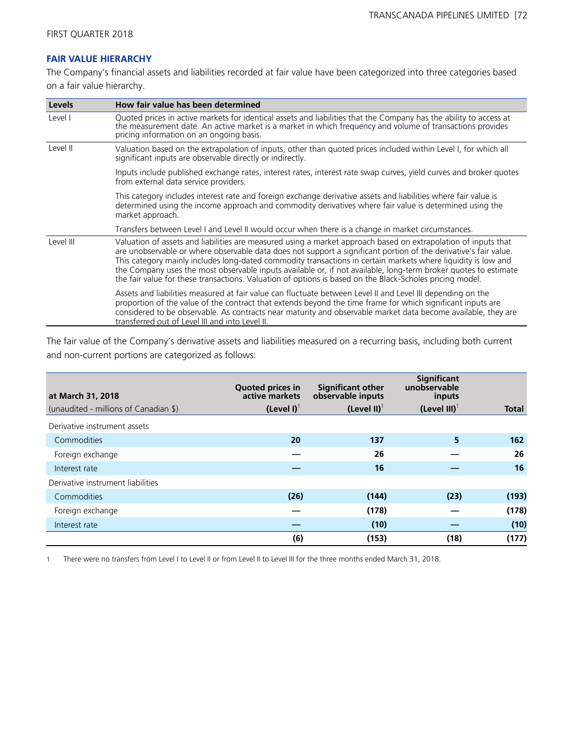FIRST QUARTER 2018

### FAIR VALUE HIERARCHY

The Company's financial assets and liabilities recorded at fair value have been categorized into three categories based on a fair value hierarchy.

| Levels | How fair value has been determined |
|---|---|
| Level I | Quoted prices in active markets for identical assets and liabilities that the Company has the ability to access at the measurement date. An active market is a market in which frequency and volume of transactions provides pricing information on an ongoing basis. |
| Level II | Valuation based on the extrapolation of inputs, other than quoted prices included within Level I, for which all significant inputs are observable directly or indirectly. |
| | Inputs include published exchange rates, interest rates, interest rate swap curves, yield curves and broker quotes from external data service providers. |
| | This category includes interest rate and foreign exchange derivative assets and liabilities where fair value is determined using the income approach and commodity derivatives where fair value is determined using the market approach. |
| | Transfers between Level I and Level II would occur when there is a change in market circumstances. |
| Level III | Valuation of assets and liabilities are measured using a market approach based on extrapolation of inputs that are unobservable or where observable data does not support a significant portion of the derivative's fair value. This category mainly includes long-dated commodity transactions in certain markets where liquidity is low and the Company uses the most observable inputs available or, if not available, long-term broker quotes to estimate the fair value for these transactions. Valuation of options is based on the Black-Scholes pricing model. |
| | Assets and liabilities measured at fair value can fluctuate between Level II and Level III depending on the proportion of the value of the contract that extends beyond the time frame for which significant inputs are considered to be observable. As contracts near maturity and observable market data become available, they are transferred out of Level III and into Level II. |

The fair value of the Company's derivative assets and liabilities measured on a recurring basis, including both current and non-current portions are categorized as follows:

| at March 31, 2018<br>(unaudited - millions of Canadian $) | Quoted prices in active markets<br>(Level I)[1] | Significant other observable inputs<br>(Level II)[1] | Significant unobservable inputs<br>(Level III)[1] | Total |
|---|---|---|---|---|
| Derivative instrument assets | | | | |
| Commodities | **20** | **137** | **5** | **162** |
| Foreign exchange | **—** | **26** | **—** | **26** |
| Interest rate | **—** | **16** | **—** | **16** |
| Derivative instrument liabilities | | | | |
| Commodities | **(26)** | **(144)** | **(23)** | **(193)** |
| Foreign exchange | **—** | **(178)** | **—** | **(178)** |
| Interest rate | **—** | **(10)** | **—** | **(10)** |
| | **(6)** | **(153)** | **(18)** | **(177)** |

1 There were no transfers from Level I to Level II or from Level II to Level III for the three months ended March 31, 2018.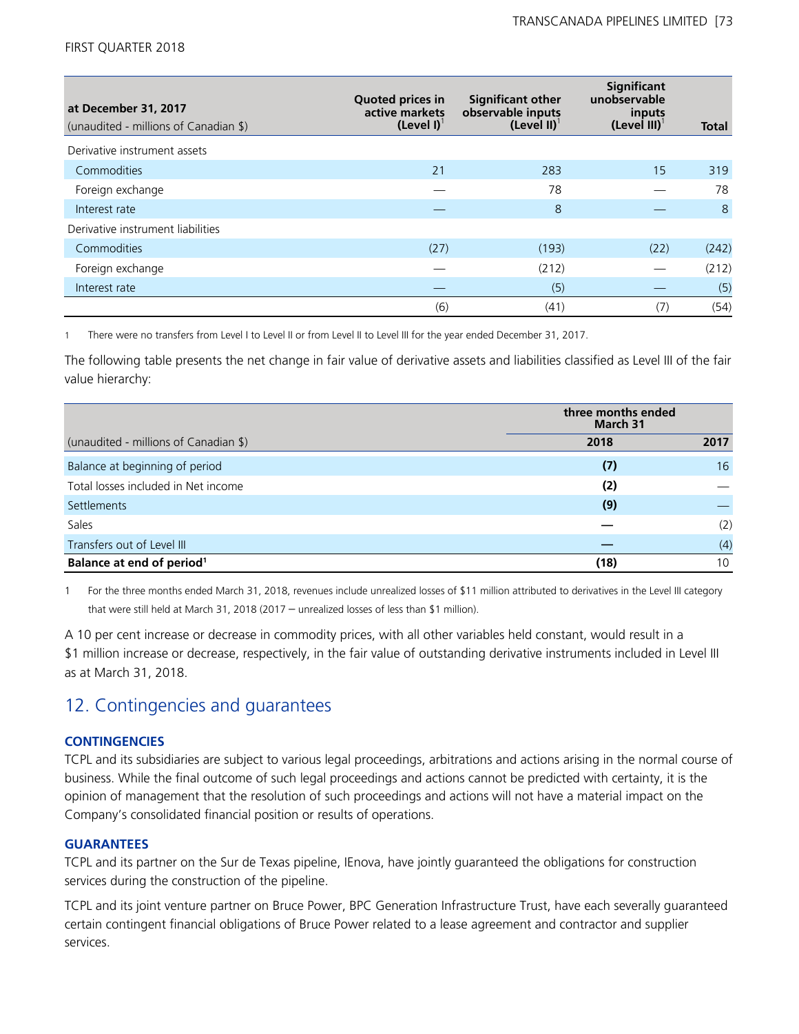| at December 31, 2017<br>(unaudited - millions of Canadian $) | Quoted prices in active markets (Level I)[1] | Significant other observable inputs (Level II)[1] | Significant unobservable inputs (Level III)[1] | Total |
|---|---|---|---|---|
| Derivative instrument assets | | | | |
| Commodities | 21 | 283 | 15 | 319 |
| Foreign exchange | — | 78 | — | 78 |
| Interest rate | — | 8 | — | 8 |
| Derivative instrument liabilities | | | | |
| Commodities | (27) | (193) | (22) | (242) |
| Foreign exchange | — | (212) | — | (212) |
| Interest rate | — | (5) | — | (5) |
| | (6) | (41) | (7) | (54) |

1 There were no transfers from Level I to Level II or from Level II to Level III for the year ended December 31, 2017.

The following table presents the net change in fair value of derivative assets and liabilities classified as Level III of the fair value hierarchy:

| | three months ended March 31 | |
|---|---|---|
| (unaudited - millions of Canadian $) | **2018** | 2017 |
| Balance at beginning of period | **(7)** | 16 |
| Total losses included in Net income | **(2)** | — |
| Settlements | **(9)** | — |
| Sales | **—** | (2) |
| Transfers out of Level III | **—** | (4) |
| **Balance at end of period[1]** | **(18)** | 10 |

1 For the three months ended March 31, 2018, revenues include unrealized losses of $11 million attributed to derivatives in the Level III category that were still held at March 31, 2018 (2017 – unrealized losses of less than $1 million).

A 10 per cent increase or decrease in commodity prices, with all other variables held constant, would result in a $1 million increase or decrease, respectively, in the fair value of outstanding derivative instruments included in Level III as at March 31, 2018.

## 12. Contingencies and guarantees

### CONTINGENCIES

TCPL and its subsidiaries are subject to various legal proceedings, arbitrations and actions arising in the normal course of business. While the final outcome of such legal proceedings and actions cannot be predicted with certainty, it is the opinion of management that the resolution of such proceedings and actions will not have a material impact on the Company's consolidated financial position or results of operations.

### GUARANTEES

TCPL and its partner on the Sur de Texas pipeline, IEnova, have jointly guaranteed the obligations for construction services during the construction of the pipeline.

TCPL and its joint venture partner on Bruce Power, BPC Generation Infrastructure Trust, have each severally guaranteed certain contingent financial obligations of Bruce Power related to a lease agreement and contractor and supplier services.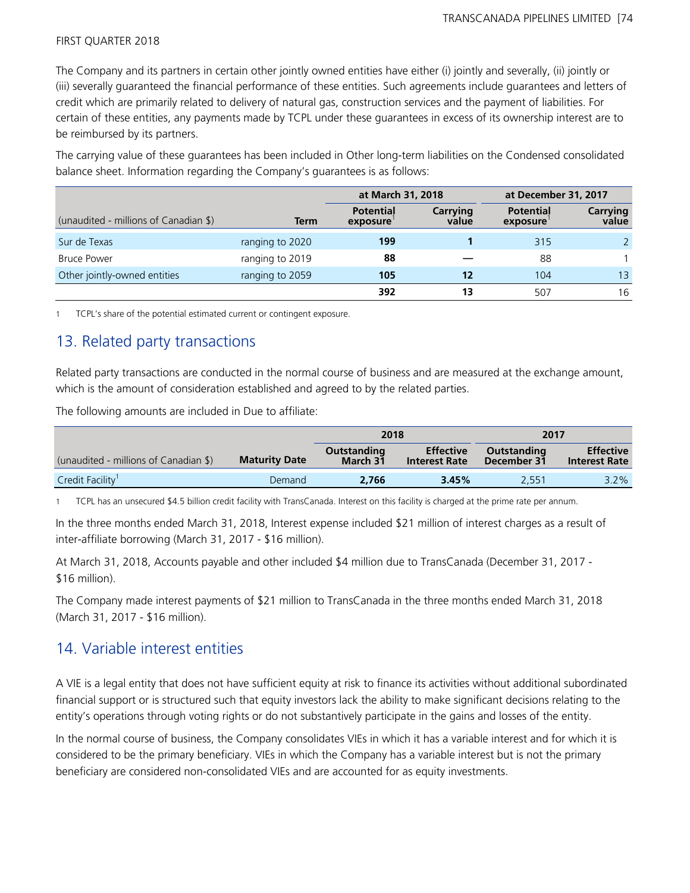The Company and its partners in certain other jointly owned entities have either (i) jointly and severally, (ii) jointly or (iii) severally guaranteed the financial performance of these entities. Such agreements include guarantees and letters of credit which are primarily related to delivery of natural gas, construction services and the payment of liabilities. For certain of these entities, any payments made by TCPL under these guarantees in excess of its ownership interest are to be reimbursed by its partners.

The carrying value of these guarantees has been included in Other long-term liabilities on the Condensed consolidated balance sheet. Information regarding the Company's guarantees is as follows:

| | | at March 31, 2018 | | at December 31, 2017 | |
|---|---|---|---|---|---|
| (unaudited - millions of Canadian $) | Term | Potential exposure[1] | Carrying value | Potential exposure[1] | Carrying value |
| Sur de Texas | ranging to 2020 | **199** | **1** | 315 | 2 |
| Bruce Power | ranging to 2019 | **88** | **—** | 88 | 1 |
| Other jointly-owned entities | ranging to 2059 | **105** | **12** | 104 | 13 |
| | | **392** | **13** | 507 | 16 |

1 TCPL's share of the potential estimated current or contingent exposure.

## 13. Related party transactions

Related party transactions are conducted in the normal course of business and are measured at the exchange amount, which is the amount of consideration established and agreed to by the related parties.

The following amounts are included in Due to affiliate:

| | | 2018 | | 2017 | |
|---|---|---|---|---|---|
| (unaudited - millions of Canadian $) | Maturity Date | Outstanding March 31 | Effective Interest Rate | Outstanding December 31 | Effective Interest Rate |
| Credit Facility[1] | Demand | **2,766** | **3.45%** | 2,551 | 3.2% |

1 TCPL has an unsecured $4.5 billion credit facility with TransCanada. Interest on this facility is charged at the prime rate per annum.

In the three months ended March 31, 2018, Interest expense included $21 million of interest charges as a result of inter-affiliate borrowing (March 31, 2017 - $16 million).

At March 31, 2018, Accounts payable and other included $4 million due to TransCanada (December 31, 2017 - $16 million).

The Company made interest payments of $21 million to TransCanada in the three months ended March 31, 2018 (March 31, 2017 - $16 million).

## 14. Variable interest entities

A VIE is a legal entity that does not have sufficient equity at risk to finance its activities without additional subordinated financial support or is structured such that equity investors lack the ability to make significant decisions relating to the entity's operations through voting rights or do not substantively participate in the gains and losses of the entity.

In the normal course of business, the Company consolidates VIEs in which it has a variable interest and for which it is considered to be the primary beneficiary. VIEs in which the Company has a variable interest but is not the primary beneficiary are considered non-consolidated VIEs and are accounted for as equity investments.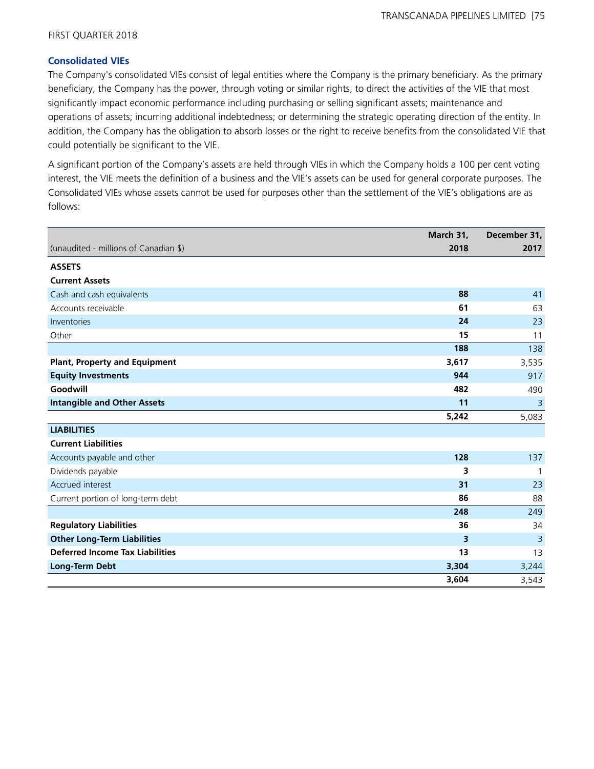FIRST QUARTER 2018

### Consolidated VIEs

The Company's consolidated VIEs consist of legal entities where the Company is the primary beneficiary. As the primary beneficiary, the Company has the power, through voting or similar rights, to direct the activities of the VIE that most significantly impact economic performance including purchasing or selling significant assets; maintenance and operations of assets; incurring additional indebtedness; or determining the strategic operating direction of the entity. In addition, the Company has the obligation to absorb losses or the right to receive benefits from the consolidated VIE that could potentially be significant to the VIE.

A significant portion of the Company's assets are held through VIEs in which the Company holds a 100 per cent voting interest, the VIE meets the definition of a business and the VIE's assets can be used for general corporate purposes. The Consolidated VIEs whose assets cannot be used for purposes other than the settlement of the VIE's obligations are as follows:

| (unaudited - millions of Canadian $) | March 31, 2018 | December 31, 2017 |
|---|---|---|
| **ASSETS** | | |
| **Current Assets** | | |
| Cash and cash equivalents | **88** | 41 |
| Accounts receivable | **61** | 63 |
| Inventories | **24** | 23 |
| Other | **15** | 11 |
| | **188** | 138 |
| **Plant, Property and Equipment** | **3,617** | 3,535 |
| **Equity Investments** | **944** | 917 |
| **Goodwill** | **482** | 490 |
| **Intangible and Other Assets** | **11** | 3 |
| | **5,242** | 5,083 |
| **LIABILITIES** | | |
| **Current Liabilities** | | |
| Accounts payable and other | **128** | 137 |
| Dividends payable | **3** | 1 |
| Accrued interest | **31** | 23 |
| Current portion of long-term debt | **86** | 88 |
| | **248** | 249 |
| **Regulatory Liabilities** | **36** | 34 |
| **Other Long-Term Liabilities** | **3** | 3 |
| **Deferred Income Tax Liabilities** | **13** | 13 |
| **Long-Term Debt** | **3,304** | 3,244 |
| | **3,604** | 3,543 |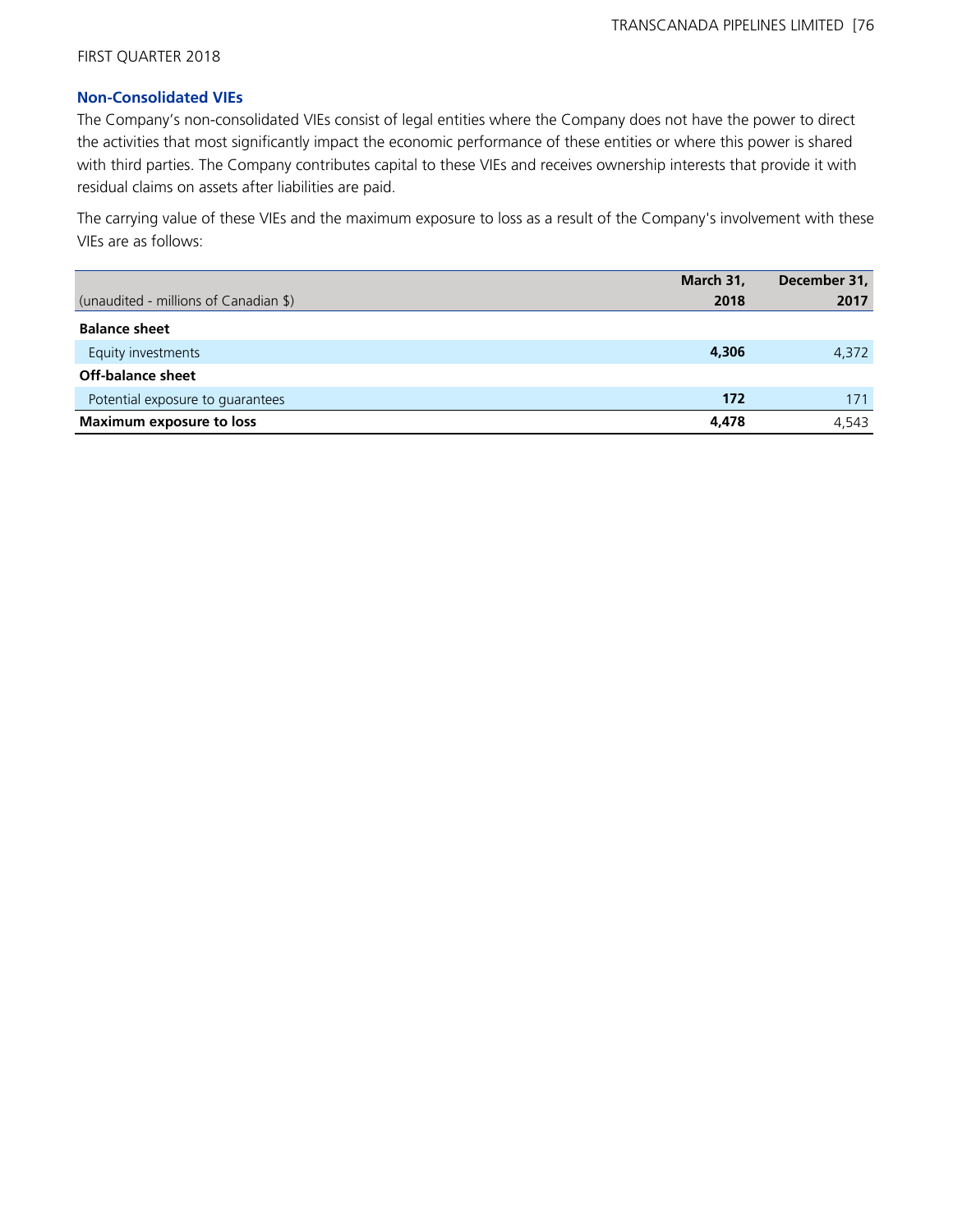### Non-Consolidated VIEs

The Company's non-consolidated VIEs consist of legal entities where the Company does not have the power to direct the activities that most significantly impact the economic performance of these entities or where this power is shared with third parties. The Company contributes capital to these VIEs and receives ownership interests that provide it with residual claims on assets after liabilities are paid.

The carrying value of these VIEs and the maximum exposure to loss as a result of the Company's involvement with these VIEs are as follows:

| (unaudited - millions of Canadian $) | March 31, 2018 | December 31, 2017 |
|---|---|---|
| **Balance sheet** | | |
| Equity investments | **4,306** | 4,372 |
| **Off-balance sheet** | | |
| Potential exposure to guarantees | **172** | 171 |
| **Maximum exposure to loss** | **4,478** | 4,543 |